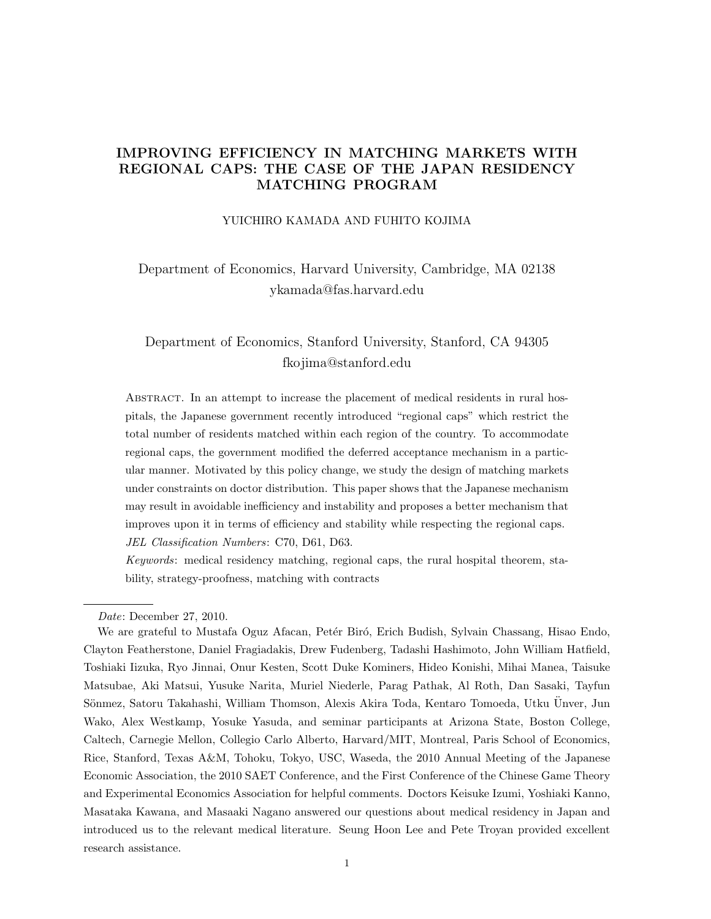# IMPROVING EFFICIENCY IN MATCHING MARKETS WITH REGIONAL CAPS: THE CASE OF THE JAPAN RESIDENCY MATCHING PROGRAM

YUICHIRO KAMADA AND FUHITO KOJIMA

Department of Economics, Harvard University, Cambridge, MA 02138
ykamada@fas.harvard.edu

Department of Economics, Stanford University, Stanford, CA 94305
fkojima@stanford.edu

ABSTRACT. In an attempt to increase the placement of medical residents in rural hospitals, the Japanese government recently introduced "regional caps" which restrict the total number of residents matched within each region of the country. To accommodate regional caps, the government modified the deferred acceptance mechanism in a particular manner. Motivated by this policy change, we study the design of matching markets under constraints on doctor distribution. This paper shows that the Japanese mechanism may result in avoidable inefficiency and instability and proposes a better mechanism that improves upon it in terms of efficiency and stability while respecting the regional caps.

*JEL Classification Numbers*: C70, D61, D63.

*Keywords*: medical residency matching, regional caps, the rural hospital theorem, stability, strategy-proofness, matching with contracts

---

*Date*: December 27, 2010.

We are grateful to Mustafa Oguz Afacan, Petér Biró, Erich Budish, Sylvain Chassang, Hisao Endo, Clayton Featherstone, Daniel Fragiadakis, Drew Fudenberg, Tadashi Hashimoto, John William Hatfield, Toshiaki Iizuka, Ryo Jinnai, Onur Kesten, Scott Duke Kominers, Hideo Konishi, Mihai Manea, Taisuke Matsubae, Aki Matsui, Yusuke Narita, Muriel Niederle, Parag Pathak, Al Roth, Dan Sasaki, Tayfun Sönmez, Satoru Takahashi, William Thomson, Alexis Akira Toda, Kentaro Tomoeda, Utku Ünver, Jun Wako, Alex Westkamp, Yosuke Yasuda, and seminar participants at Arizona State, Boston College, Caltech, Carnegie Mellon, Collegio Carlo Alberto, Harvard/MIT, Montreal, Paris School of Economics, Rice, Stanford, Texas A&M, Tohoku, Tokyo, USC, Waseda, the 2010 Annual Meeting of the Japanese Economic Association, the 2010 SAET Conference, and the First Conference of the Chinese Game Theory and Experimental Economics Association for helpful comments. Doctors Keisuke Izumi, Yoshiaki Kanno, Masataka Kawana, and Masaaki Nagano answered our questions about medical residency in Japan and introduced us to the relevant medical literature. Seung Hoon Lee and Pete Troyan provided excellent research assistance.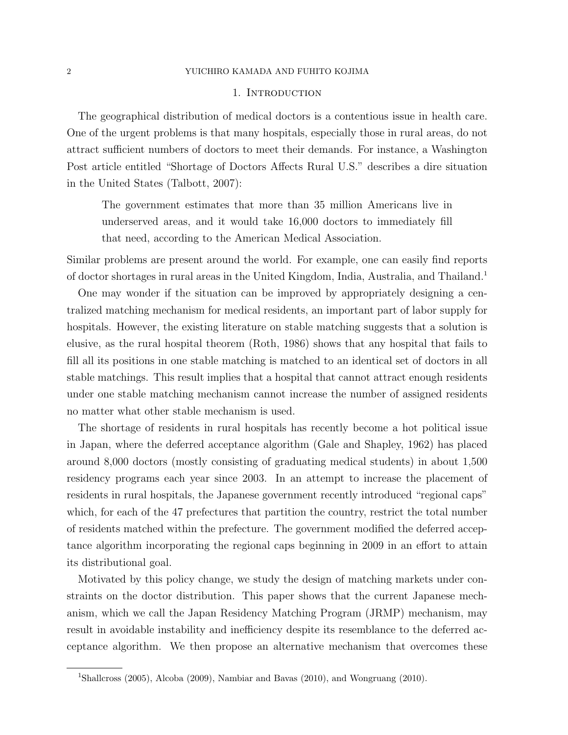## 1. Introduction

The geographical distribution of medical doctors is a contentious issue in health care. One of the urgent problems is that many hospitals, especially those in rural areas, do not attract sufficient numbers of doctors to meet their demands. For instance, a Washington Post article entitled "Shortage of Doctors Affects Rural U.S." describes a dire situation in the United States (Talbott, 2007):

> The government estimates that more than 35 million Americans live in underserved areas, and it would take 16,000 doctors to immediately fill that need, according to the American Medical Association.

Similar problems are present around the world. For example, one can easily find reports of doctor shortages in rural areas in the United Kingdom, India, Australia, and Thailand.[1]

One may wonder if the situation can be improved by appropriately designing a centralized matching mechanism for medical residents, an important part of labor supply for hospitals. However, the existing literature on stable matching suggests that a solution is elusive, as the rural hospital theorem (Roth, 1986) shows that any hospital that fails to fill all its positions in one stable matching is matched to an identical set of doctors in all stable matchings. This result implies that a hospital that cannot attract enough residents under one stable matching mechanism cannot increase the number of assigned residents no matter what other stable mechanism is used.

The shortage of residents in rural hospitals has recently become a hot political issue in Japan, where the deferred acceptance algorithm (Gale and Shapley, 1962) has placed around 8,000 doctors (mostly consisting of graduating medical students) in about 1,500 residency programs each year since 2003. In an attempt to increase the placement of residents in rural hospitals, the Japanese government recently introduced "regional caps" which, for each of the 47 prefectures that partition the country, restrict the total number of residents matched within the prefecture. The government modified the deferred acceptance algorithm incorporating the regional caps beginning in 2009 in an effort to attain its distributional goal.

Motivated by this policy change, we study the design of matching markets under constraints on the doctor distribution. This paper shows that the current Japanese mechanism, which we call the Japan Residency Matching Program (JRMP) mechanism, may result in avoidable instability and inefficiency despite its resemblance to the deferred acceptance algorithm. We then propose an alternative mechanism that overcomes these

[1] Shallcross (2005), Alcoba (2009), Nambiar and Bavas (2010), and Wongruang (2010).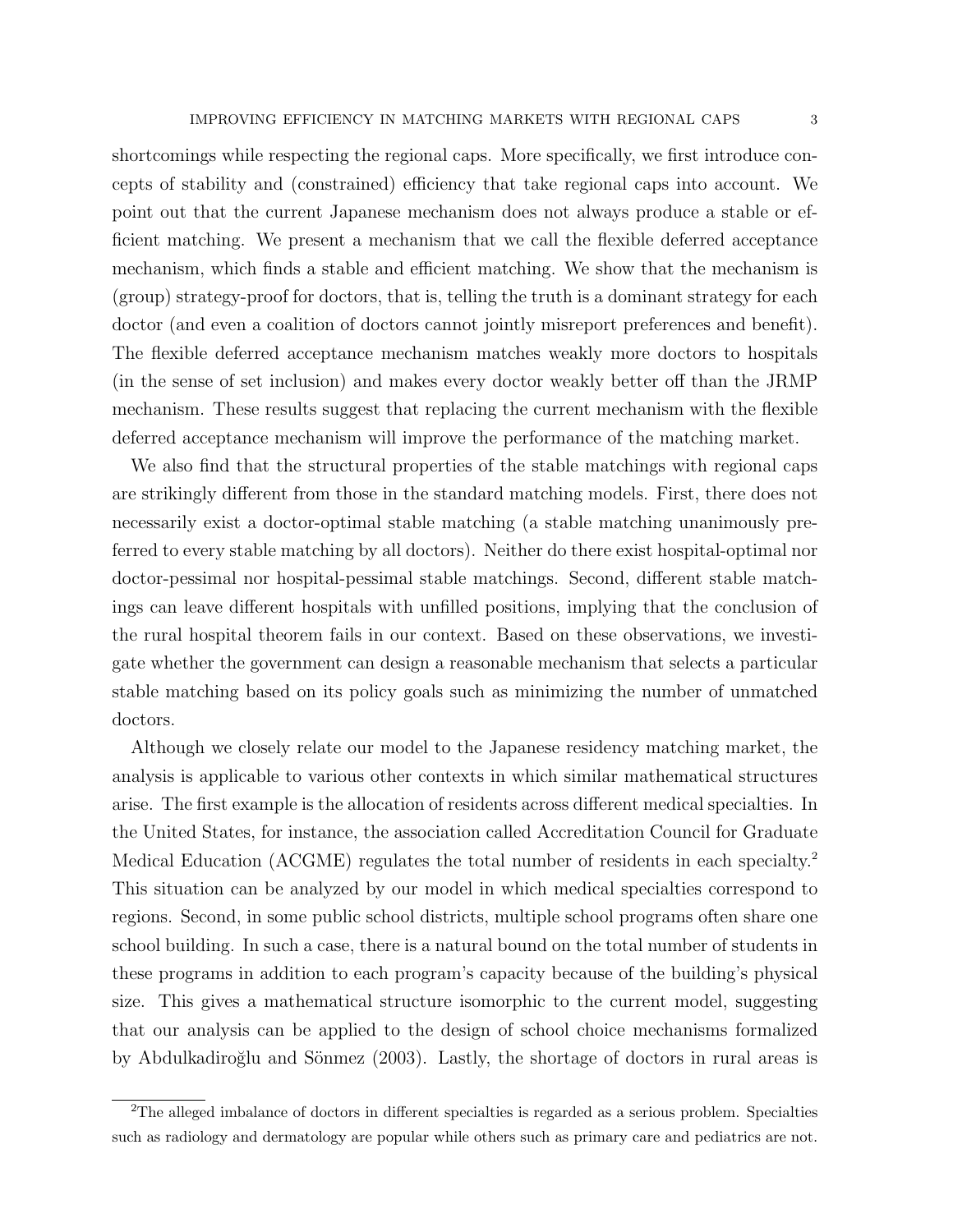shortcomings while respecting the regional caps. More specifically, we first introduce concepts of stability and (constrained) efficiency that take regional caps into account. We point out that the current Japanese mechanism does not always produce a stable or efficient matching. We present a mechanism that we call the flexible deferred acceptance mechanism, which finds a stable and efficient matching. We show that the mechanism is (group) strategy-proof for doctors, that is, telling the truth is a dominant strategy for each doctor (and even a coalition of doctors cannot jointly misreport preferences and benefit). The flexible deferred acceptance mechanism matches weakly more doctors to hospitals (in the sense of set inclusion) and makes every doctor weakly better off than the JRMP mechanism. These results suggest that replacing the current mechanism with the flexible deferred acceptance mechanism will improve the performance of the matching market.

We also find that the structural properties of the stable matchings with regional caps are strikingly different from those in the standard matching models. First, there does not necessarily exist a doctor-optimal stable matching (a stable matching unanimously preferred to every stable matching by all doctors). Neither do there exist hospital-optimal nor doctor-pessimal nor hospital-pessimal stable matchings. Second, different stable matchings can leave different hospitals with unfilled positions, implying that the conclusion of the rural hospital theorem fails in our context. Based on these observations, we investigate whether the government can design a reasonable mechanism that selects a particular stable matching based on its policy goals such as minimizing the number of unmatched doctors.

Although we closely relate our model to the Japanese residency matching market, the analysis is applicable to various other contexts in which similar mathematical structures arise. The first example is the allocation of residents across different medical specialties. In the United States, for instance, the association called Accreditation Council for Graduate Medical Education (ACGME) regulates the total number of residents in each specialty.[2] This situation can be analyzed by our model in which medical specialties correspond to regions. Second, in some public school districts, multiple school programs often share one school building. In such a case, there is a natural bound on the total number of students in these programs in addition to each program's capacity because of the building's physical size. This gives a mathematical structure isomorphic to the current model, suggesting that our analysis can be applied to the design of school choice mechanisms formalized by Abdulkadiroğlu and Sönmez (2003). Lastly, the shortage of doctors in rural areas is

[2] The alleged imbalance of doctors in different specialties is regarded as a serious problem. Specialties such as radiology and dermatology are popular while others such as primary care and pediatrics are not.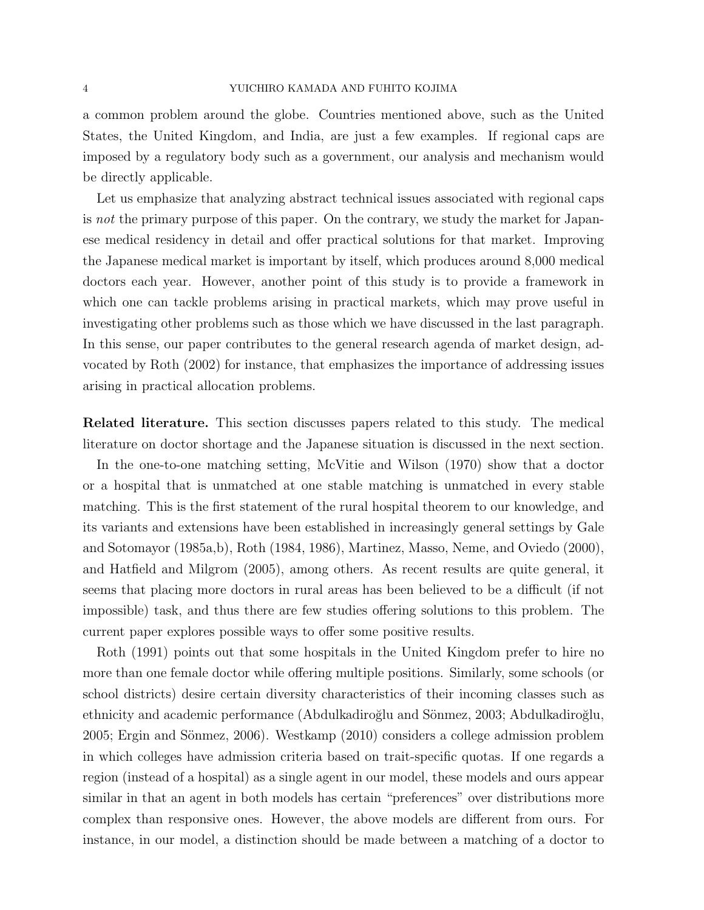a common problem around the globe. Countries mentioned above, such as the United States, the United Kingdom, and India, are just a few examples. If regional caps are imposed by a regulatory body such as a government, our analysis and mechanism would be directly applicable.

Let us emphasize that analyzing abstract technical issues associated with regional caps is *not* the primary purpose of this paper. On the contrary, we study the market for Japanese medical residency in detail and offer practical solutions for that market. Improving the Japanese medical market is important by itself, which produces around 8,000 medical doctors each year. However, another point of this study is to provide a framework in which one can tackle problems arising in practical markets, which may prove useful in investigating other problems such as those which we have discussed in the last paragraph. In this sense, our paper contributes to the general research agenda of market design, advocated by Roth (2002) for instance, that emphasizes the importance of addressing issues arising in practical allocation problems.

**Related literature.** This section discusses papers related to this study. The medical literature on doctor shortage and the Japanese situation is discussed in the next section.

In the one-to-one matching setting, McVitie and Wilson (1970) show that a doctor or a hospital that is unmatched at one stable matching is unmatched in every stable matching. This is the first statement of the rural hospital theorem to our knowledge, and its variants and extensions have been established in increasingly general settings by Gale and Sotomayor (1985a,b), Roth (1984, 1986), Martinez, Masso, Neme, and Oviedo (2000), and Hatfield and Milgrom (2005), among others. As recent results are quite general, it seems that placing more doctors in rural areas has been believed to be a difficult (if not impossible) task, and thus there are few studies offering solutions to this problem. The current paper explores possible ways to offer some positive results.

Roth (1991) points out that some hospitals in the United Kingdom prefer to hire no more than one female doctor while offering multiple positions. Similarly, some schools (or school districts) desire certain diversity characteristics of their incoming classes such as ethnicity and academic performance (Abdulkadiroğlu and Sönmez, 2003; Abdulkadiroğlu, 2005; Ergin and Sönmez, 2006). Westkamp (2010) considers a college admission problem in which colleges have admission criteria based on trait-specific quotas. If one regards a region (instead of a hospital) as a single agent in our model, these models and ours appear similar in that an agent in both models has certain "preferences" over distributions more complex than responsive ones. However, the above models are different from ours. For instance, in our model, a distinction should be made between a matching of a doctor to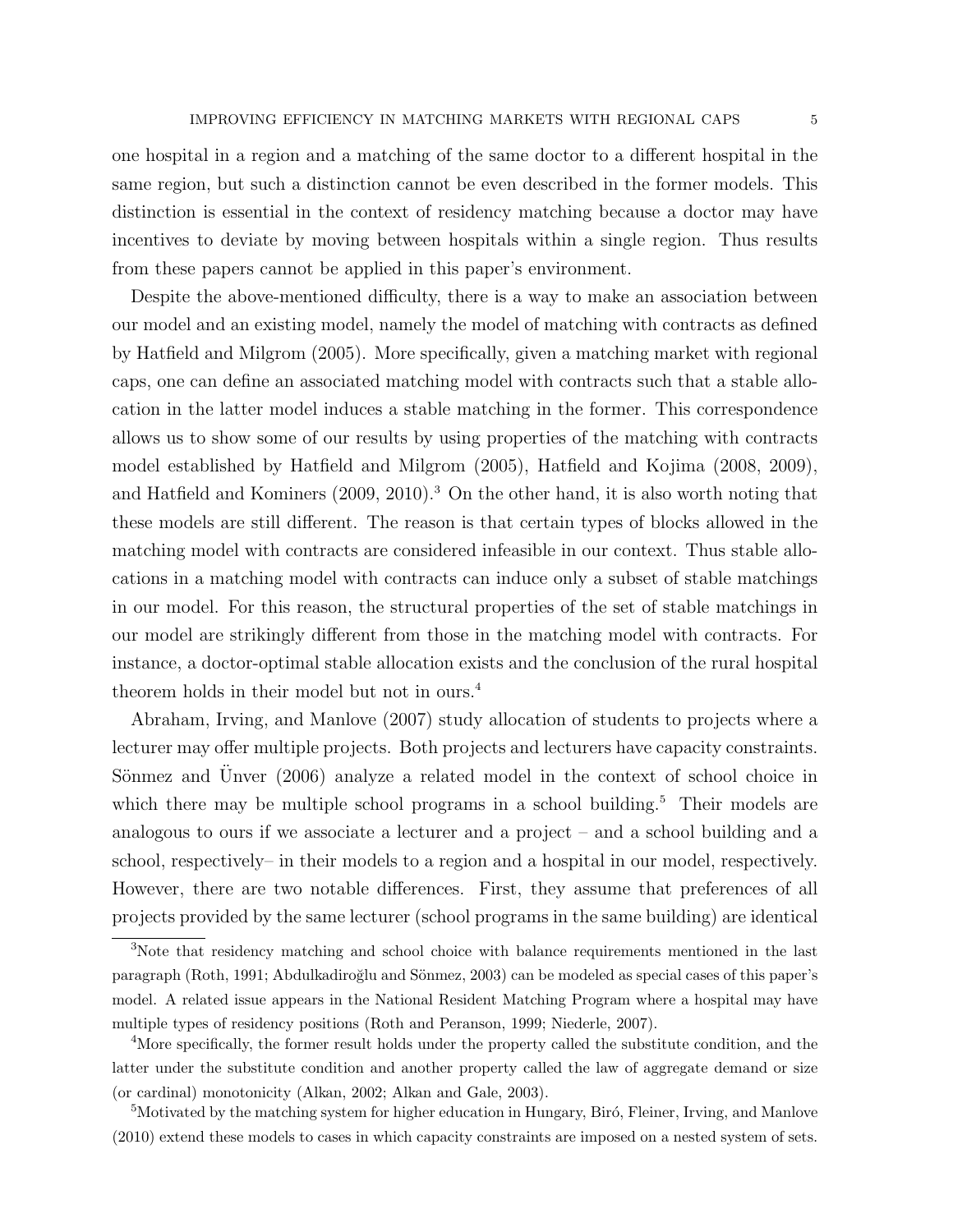one hospital in a region and a matching of the same doctor to a different hospital in the same region, but such a distinction cannot be even described in the former models. This distinction is essential in the context of residency matching because a doctor may have incentives to deviate by moving between hospitals within a single region. Thus results from these papers cannot be applied in this paper's environment.

Despite the above-mentioned difficulty, there is a way to make an association between our model and an existing model, namely the model of matching with contracts as defined by Hatfield and Milgrom (2005). More specifically, given a matching market with regional caps, one can define an associated matching model with contracts such that a stable allocation in the latter model induces a stable matching in the former. This correspondence allows us to show some of our results by using properties of the matching with contracts model established by Hatfield and Milgrom (2005), Hatfield and Kojima (2008, 2009), and Hatfield and Kominers (2009, 2010).[3] On the other hand, it is also worth noting that these models are still different. The reason is that certain types of blocks allowed in the matching model with contracts are considered infeasible in our context. Thus stable allocations in a matching model with contracts can induce only a subset of stable matchings in our model. For this reason, the structural properties of the set of stable matchings in our model are strikingly different from those in the matching model with contracts. For instance, a doctor-optimal stable allocation exists and the conclusion of the rural hospital theorem holds in their model but not in ours.[4]

Abraham, Irving, and Manlove (2007) study allocation of students to projects where a lecturer may offer multiple projects. Both projects and lecturers have capacity constraints. Sönmez and Ünver (2006) analyze a related model in the context of school choice in which there may be multiple school programs in a school building.[5] Their models are analogous to ours if we associate a lecturer and a project – and a school building and a school, respectively– in their models to a region and a hospital in our model, respectively. However, there are two notable differences. First, they assume that preferences of all projects provided by the same lecturer (school programs in the same building) are identical

[3]Note that residency matching and school choice with balance requirements mentioned in the last paragraph (Roth, 1991; Abdulkadiroğlu and Sönmez, 2003) can be modeled as special cases of this paper's model. A related issue appears in the National Resident Matching Program where a hospital may have multiple types of residency positions (Roth and Peranson, 1999; Niederle, 2007).

[4]More specifically, the former result holds under the property called the substitute condition, and the latter under the substitute condition and another property called the law of aggregate demand or size (or cardinal) monotonicity (Alkan, 2002; Alkan and Gale, 2003).

[5]Motivated by the matching system for higher education in Hungary, Biró, Fleiner, Irving, and Manlove (2010) extend these models to cases in which capacity constraints are imposed on a nested system of sets.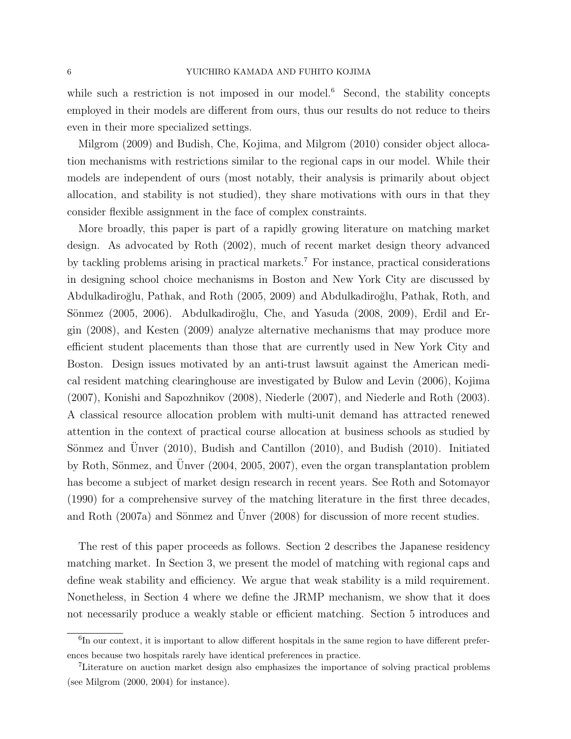while such a restriction is not imposed in our model.[6] Second, the stability concepts employed in their models are different from ours, thus our results do not reduce to theirs even in their more specialized settings.

Milgrom (2009) and Budish, Che, Kojima, and Milgrom (2010) consider object allocation mechanisms with restrictions similar to the regional caps in our model. While their models are independent of ours (most notably, their analysis is primarily about object allocation, and stability is not studied), they share motivations with ours in that they consider flexible assignment in the face of complex constraints.

More broadly, this paper is part of a rapidly growing literature on matching market design. As advocated by Roth (2002), much of recent market design theory advanced by tackling problems arising in practical markets.[7] For instance, practical considerations in designing school choice mechanisms in Boston and New York City are discussed by Abdulkadiroğlu, Pathak, and Roth (2005, 2009) and Abdulkadiroğlu, Pathak, Roth, and Sönmez (2005, 2006). Abdulkadiroğlu, Che, and Yasuda (2008, 2009), Erdil and Ergin (2008), and Kesten (2009) analyze alternative mechanisms that may produce more efficient student placements than those that are currently used in New York City and Boston. Design issues motivated by an anti-trust lawsuit against the American medical resident matching clearinghouse are investigated by Bulow and Levin (2006), Kojima (2007), Konishi and Sapozhnikov (2008), Niederle (2007), and Niederle and Roth (2003). A classical resource allocation problem with multi-unit demand has attracted renewed attention in the context of practical course allocation at business schools as studied by Sönmez and Ünver (2010), Budish and Cantillon (2010), and Budish (2010). Initiated by Roth, Sönmez, and Ünver (2004, 2005, 2007), even the organ transplantation problem has become a subject of market design research in recent years. See Roth and Sotomayor (1990) for a comprehensive survey of the matching literature in the first three decades, and Roth (2007a) and Sönmez and Ünver (2008) for discussion of more recent studies.

The rest of this paper proceeds as follows. Section 2 describes the Japanese residency matching market. In Section 3, we present the model of matching with regional caps and define weak stability and efficiency. We argue that weak stability is a mild requirement. Nonetheless, in Section 4 where we define the JRMP mechanism, we show that it does not necessarily produce a weakly stable or efficient matching. Section 5 introduces and

[6]In our context, it is important to allow different hospitals in the same region to have different preferences because two hospitals rarely have identical preferences in practice.

[7]Literature on auction market design also emphasizes the importance of solving practical problems (see Milgrom (2000, 2004) for instance).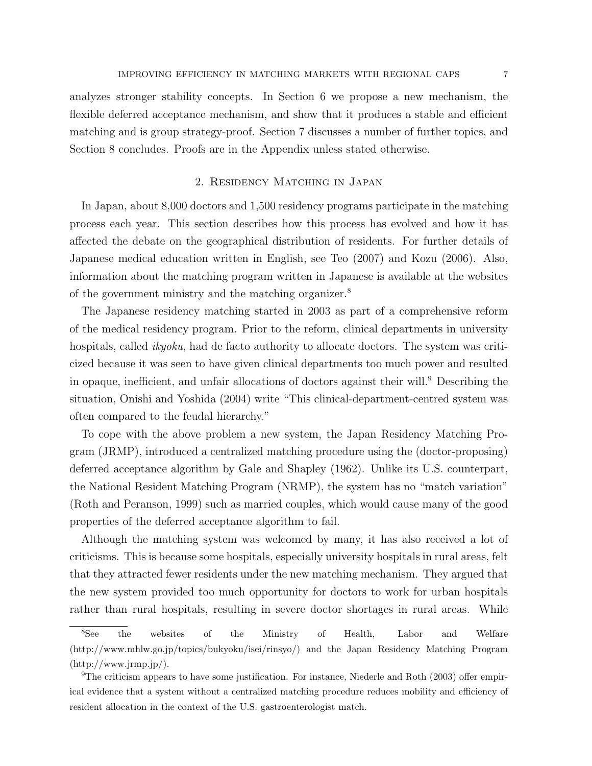analyzes stronger stability concepts. In Section 6 we propose a new mechanism, the flexible deferred acceptance mechanism, and show that it produces a stable and efficient matching and is group strategy-proof. Section 7 discusses a number of further topics, and Section 8 concludes. Proofs are in the Appendix unless stated otherwise.

## 2. Residency Matching in Japan

In Japan, about 8,000 doctors and 1,500 residency programs participate in the matching process each year. This section describes how this process has evolved and how it has affected the debate on the geographical distribution of residents. For further details of Japanese medical education written in English, see Teo (2007) and Kozu (2006). Also, information about the matching program written in Japanese is available at the websites of the government ministry and the matching organizer.[8]

The Japanese residency matching started in 2003 as part of a comprehensive reform of the medical residency program. Prior to the reform, clinical departments in university hospitals, called *ikyoku*, had de facto authority to allocate doctors. The system was criticized because it was seen to have given clinical departments too much power and resulted in opaque, inefficient, and unfair allocations of doctors against their will.[9] Describing the situation, Onishi and Yoshida (2004) write "This clinical-department-centred system was often compared to the feudal hierarchy."

To cope with the above problem a new system, the Japan Residency Matching Program (JRMP), introduced a centralized matching procedure using the (doctor-proposing) deferred acceptance algorithm by Gale and Shapley (1962). Unlike its U.S. counterpart, the National Resident Matching Program (NRMP), the system has no "match variation" (Roth and Peranson, 1999) such as married couples, which would cause many of the good properties of the deferred acceptance algorithm to fail.

Although the matching system was welcomed by many, it has also received a lot of criticisms. This is because some hospitals, especially university hospitals in rural areas, felt that they attracted fewer residents under the new matching mechanism. They argued that the new system provided too much opportunity for doctors to work for urban hospitals rather than rural hospitals, resulting in severe doctor shortages in rural areas. While

[8]See the websites of the Ministry of Health, Labor and Welfare (http://www.mhlw.go.jp/topics/bukyoku/isei/rinsyo/) and the Japan Residency Matching Program (http://www.jrmp.jp/).

[9]The criticism appears to have some justification. For instance, Niederle and Roth (2003) offer empirical evidence that a system without a centralized matching procedure reduces mobility and efficiency of resident allocation in the context of the U.S. gastroenterologist match.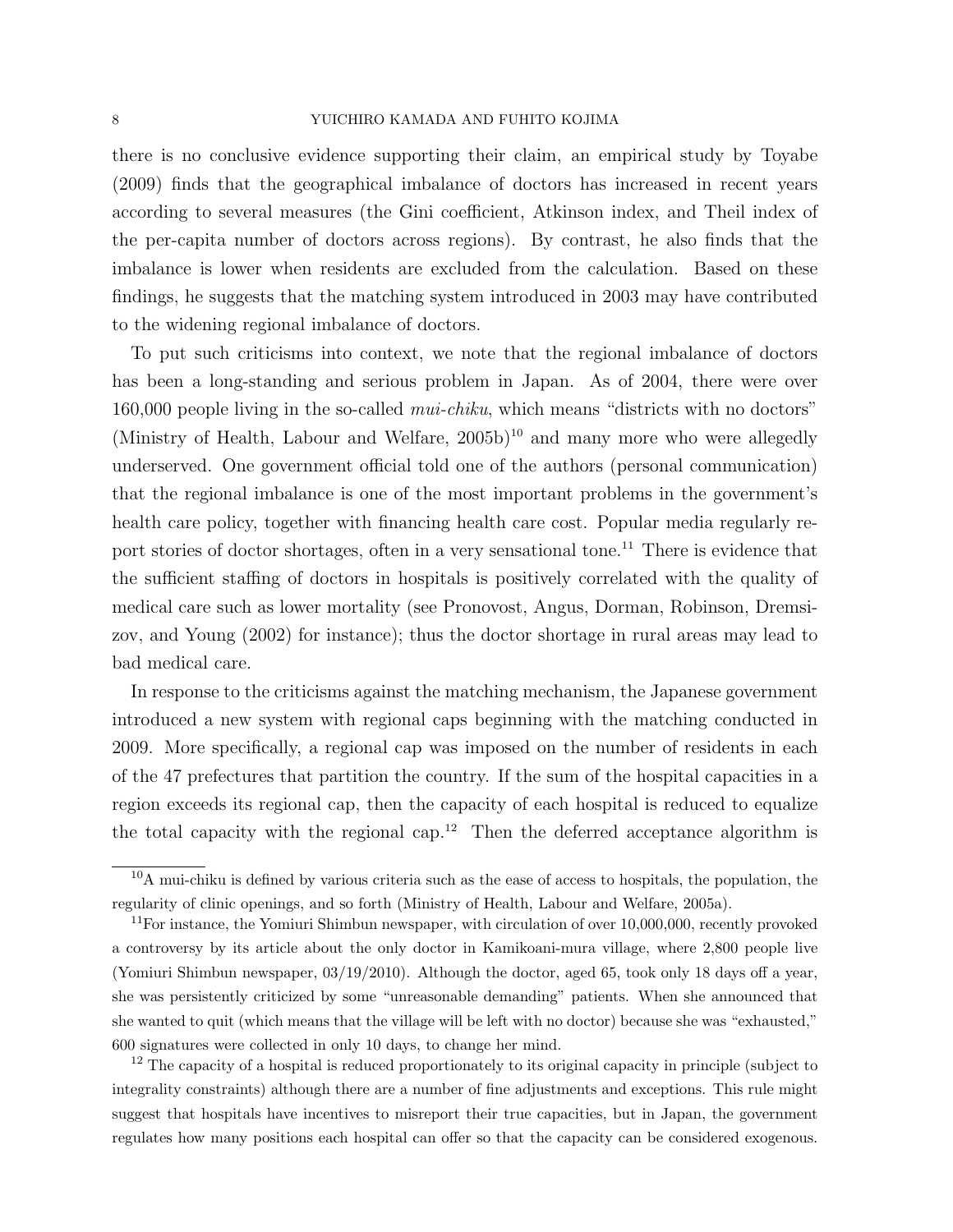there is no conclusive evidence supporting their claim, an empirical study by Toyabe (2009) finds that the geographical imbalance of doctors has increased in recent years according to several measures (the Gini coefficient, Atkinson index, and Theil index of the per-capita number of doctors across regions). By contrast, he also finds that the imbalance is lower when residents are excluded from the calculation. Based on these findings, he suggests that the matching system introduced in 2003 may have contributed to the widening regional imbalance of doctors.

To put such criticisms into context, we note that the regional imbalance of doctors has been a long-standing and serious problem in Japan. As of 2004, there were over 160,000 people living in the so-called *mui-chiku*, which means "districts with no doctors" (Ministry of Health, Labour and Welfare, 2005b)[10] and many more who were allegedly underserved. One government official told one of the authors (personal communication) that the regional imbalance is one of the most important problems in the government's health care policy, together with financing health care cost. Popular media regularly report stories of doctor shortages, often in a very sensational tone.[11] There is evidence that the sufficient staffing of doctors in hospitals is positively correlated with the quality of medical care such as lower mortality (see Pronovost, Angus, Dorman, Robinson, Dremsizov, and Young (2002) for instance); thus the doctor shortage in rural areas may lead to bad medical care.

In response to the criticisms against the matching mechanism, the Japanese government introduced a new system with regional caps beginning with the matching conducted in 2009. More specifically, a regional cap was imposed on the number of residents in each of the 47 prefectures that partition the country. If the sum of the hospital capacities in a region exceeds its regional cap, then the capacity of each hospital is reduced to equalize the total capacity with the regional cap.[12] Then the deferred acceptance algorithm is

[10]A mui-chiku is defined by various criteria such as the ease of access to hospitals, the population, the regularity of clinic openings, and so forth (Ministry of Health, Labour and Welfare, 2005a).

[11]For instance, the Yomiuri Shimbun newspaper, with circulation of over 10,000,000, recently provoked a controversy by its article about the only doctor in Kamikoani-mura village, where 2,800 people live (Yomiuri Shimbun newspaper, 03/19/2010). Although the doctor, aged 65, took only 18 days off a year, she was persistently criticized by some "unreasonable demanding" patients. When she announced that she wanted to quit (which means that the village will be left with no doctor) because she was "exhausted," 600 signatures were collected in only 10 days, to change her mind.

[12] The capacity of a hospital is reduced proportionately to its original capacity in principle (subject to integrality constraints) although there are a number of fine adjustments and exceptions. This rule might suggest that hospitals have incentives to misreport their true capacities, but in Japan, the government regulates how many positions each hospital can offer so that the capacity can be considered exogenous.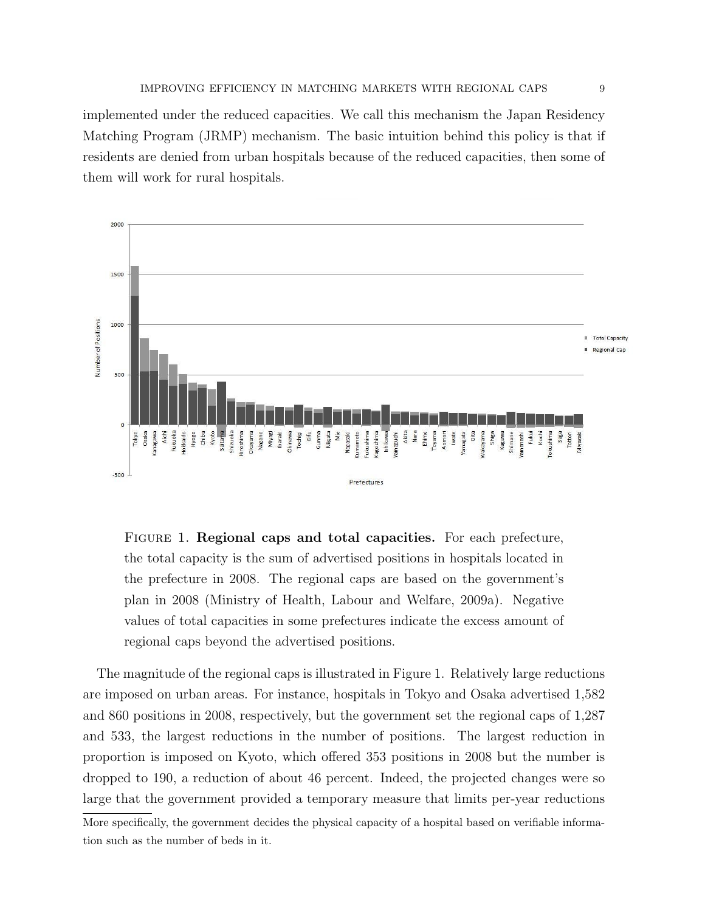implemented under the reduced capacities. We call this mechanism the Japan Residency Matching Program (JRMP) mechanism. The basic intuition behind this policy is that if residents are denied from urban hospitals because of the reduced capacities, then some of them will work for rural hospitals.

FIGURE 1. **Regional caps and total capacities.** For each prefecture, the total capacity is the sum of advertised positions in hospitals located in the prefecture in 2008. The regional caps are based on the government's plan in 2008 (Ministry of Health, Labour and Welfare, 2009a). Negative values of total capacities in some prefectures indicate the excess amount of regional caps beyond the advertised positions.

The magnitude of the regional caps is illustrated in Figure 1. Relatively large reductions are imposed on urban areas. For instance, hospitals in Tokyo and Osaka advertised 1,582 and 860 positions in 2008, respectively, but the government set the regional caps of 1,287 and 533, the largest reductions in the number of positions. The largest reduction in proportion is imposed on Kyoto, which offered 353 positions in 2008 but the number is dropped to 190, a reduction of about 46 percent. Indeed, the projected changes were so large that the government provided a temporary measure that limits per-year reductions

More specifically, the government decides the physical capacity of a hospital based on verifiable information such as the number of beds in it.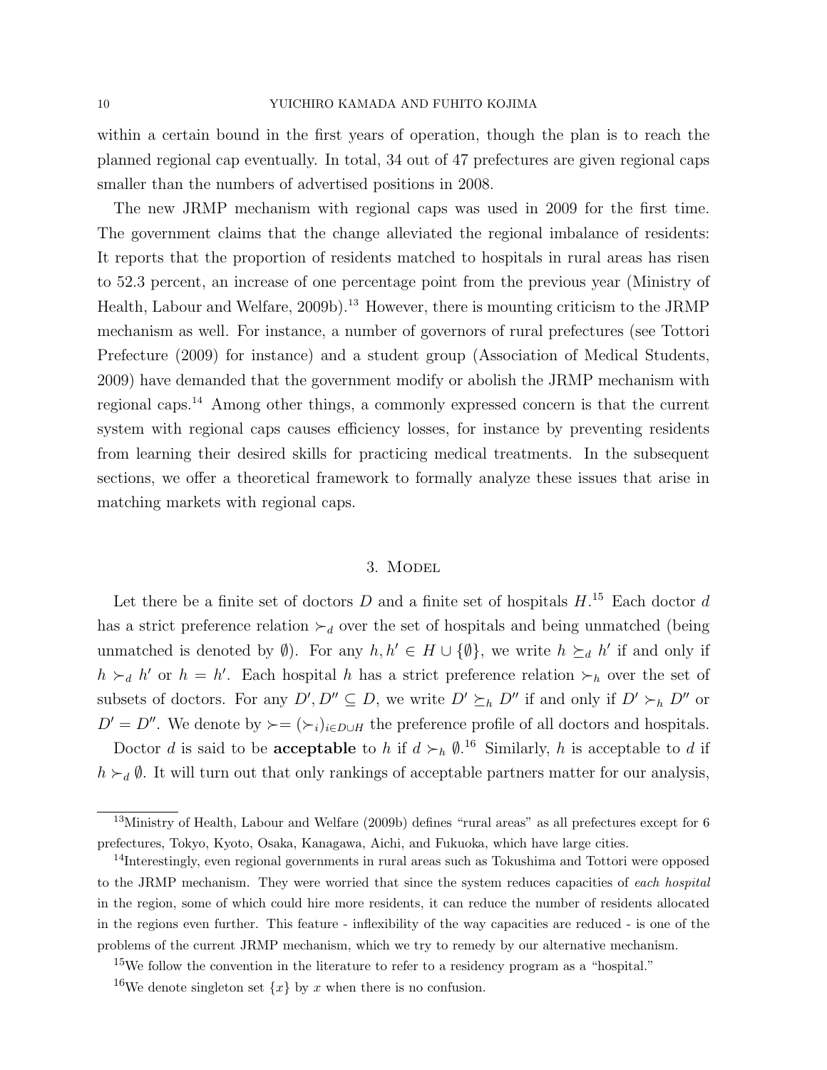within a certain bound in the first years of operation, though the plan is to reach the planned regional cap eventually. In total, 34 out of 47 prefectures are given regional caps smaller than the numbers of advertised positions in 2008.

The new JRMP mechanism with regional caps was used in 2009 for the first time. The government claims that the change alleviated the regional imbalance of residents: It reports that the proportion of residents matched to hospitals in rural areas has risen to 52.3 percent, an increase of one percentage point from the previous year (Ministry of Health, Labour and Welfare, 2009b).[13] However, there is mounting criticism to the JRMP mechanism as well. For instance, a number of governors of rural prefectures (see Tottori Prefecture (2009) for instance) and a student group (Association of Medical Students, 2009) have demanded that the government modify or abolish the JRMP mechanism with regional caps.[14] Among other things, a commonly expressed concern is that the current system with regional caps causes efficiency losses, for instance by preventing residents from learning their desired skills for practicing medical treatments. In the subsequent sections, we offer a theoretical framework to formally analyze these issues that arise in matching markets with regional caps.

## 3. Model

Let there be a finite set of doctors $D$ and a finite set of hospitals $H$.[15] Each doctor $d$ has a strict preference relation $\succ_d$ over the set of hospitals and being unmatched (being unmatched is denoted by $\emptyset$). For any $h, h' \in H \cup \{\emptyset\}$, we write $h \succeq_d h'$ if and only if $h \succ_d h'$ or $h = h'$. Each hospital $h$ has a strict preference relation $\succ_h$ over the set of subsets of doctors. For any $D', D'' \subseteq D$, we write $D' \succeq_h D''$ if and only if $D' \succ_h D''$ or $D' = D''$. We denote by $\succ = (\succ_i)_{i \in D \cup H}$ the preference profile of all doctors and hospitals.

Doctor $d$ is said to be **acceptable** to $h$ if $d \succ_h \emptyset$.[16] Similarly, $h$ is acceptable to $d$ if $h \succ_d \emptyset$. It will turn out that only rankings of acceptable partners matter for our analysis,

[13] Ministry of Health, Labour and Welfare (2009b) defines "rural areas" as all prefectures except for 6 prefectures, Tokyo, Kyoto, Osaka, Kanagawa, Aichi, and Fukuoka, which have large cities.

[14] Interestingly, even regional governments in rural areas such as Tokushima and Tottori were opposed to the JRMP mechanism. They were worried that since the system reduces capacities of *each hospital* in the region, some of which could hire more residents, it can reduce the number of residents allocated in the regions even further. This feature - inflexibility of the way capacities are reduced - is one of the problems of the current JRMP mechanism, which we try to remedy by our alternative mechanism.

[15] We follow the convention in the literature to refer to a residency program as a "hospital."

[16] We denote singleton set $\{x\}$ by $x$ when there is no confusion.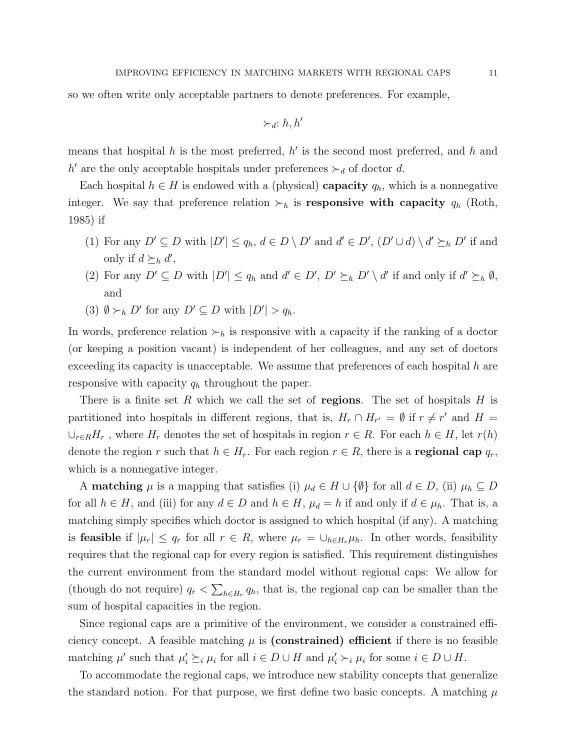so we often write only acceptable partners to denote preferences. For example,

$$\succ_d: h, h'$$

means that hospital $h$ is the most preferred, $h'$ is the second most preferred, and $h$ and $h'$ are the only acceptable hospitals under preferences $\succ_d$ of doctor $d$.

Each hospital $h \in H$ is endowed with a (physical) **capacity** $q_h$, which is a nonnegative integer. We say that preference relation $\succ_h$ is **responsive with capacity** $q_h$ (Roth, 1985) if

1. For any $D' \subseteq D$ with $|D'| \leq q_h$, $d \in D \setminus D'$ and $d' \in D'$, $(D' \cup d) \setminus d' \succeq_h D'$ if and only if $d \succeq_h d'$,
2. For any $D' \subseteq D$ with $|D'| \leq q_h$ and $d' \in D'$, $D' \succeq_h D' \setminus d'$ if and only if $d' \succeq_h \emptyset$, and
3. $\emptyset \succ_h D'$ for any $D' \subseteq D$ with $|D'| > q_h$.

In words, preference relation $\succ_h$ is responsive with a capacity if the ranking of a doctor (or keeping a position vacant) is independent of her colleagues, and any set of doctors exceeding its capacity is unacceptable. We assume that preferences of each hospital $h$ are responsive with capacity $q_h$ throughout the paper.

There is a finite set $R$ which we call the set of **regions**. The set of hospitals $H$ is partitioned into hospitals in different regions, that is, $H_r \cap H_{r'} = \emptyset$ if $r \neq r'$ and $H = \cup_{r \in R} H_r$ , where $H_r$ denotes the set of hospitals in region $r \in R$. For each $h \in H$, let $r(h)$ denote the region $r$ such that $h \in H_r$. For each region $r \in R$, there is a **regional cap** $q_r$, which is a nonnegative integer.

A **matching** $\mu$ is a mapping that satisfies (i) $\mu_d \in H \cup \{\emptyset\}$ for all $d \in D$, (ii) $\mu_h \subseteq D$ for all $h \in H$, and (iii) for any $d \in D$ and $h \in H$, $\mu_d = h$ if and only if $d \in \mu_h$. That is, a matching simply specifies which doctor is assigned to which hospital (if any). A matching is **feasible** if $|\mu_r| \leq q_r$ for all $r \in R$, where $\mu_r = \cup_{h \in H_r} \mu_h$. In other words, feasibility requires that the regional cap for every region is satisfied. This requirement distinguishes the current environment from the standard model without regional caps: We allow for (though do not require) $q_r < \sum_{h \in H_r} q_h$, that is, the regional cap can be smaller than the sum of hospital capacities in the region.

Since regional caps are a primitive of the environment, we consider a constrained efficiency concept. A feasible matching $\mu$ is **(constrained) efficient** if there is no feasible matching $\mu'$ such that $\mu'_i \succeq_i \mu_i$ for all $i \in D \cup H$ and $\mu'_i \succ_i \mu_i$ for some $i \in D \cup H$.

To accommodate the regional caps, we introduce new stability concepts that generalize the standard notion. For that purpose, we first define two basic concepts. A matching $\mu$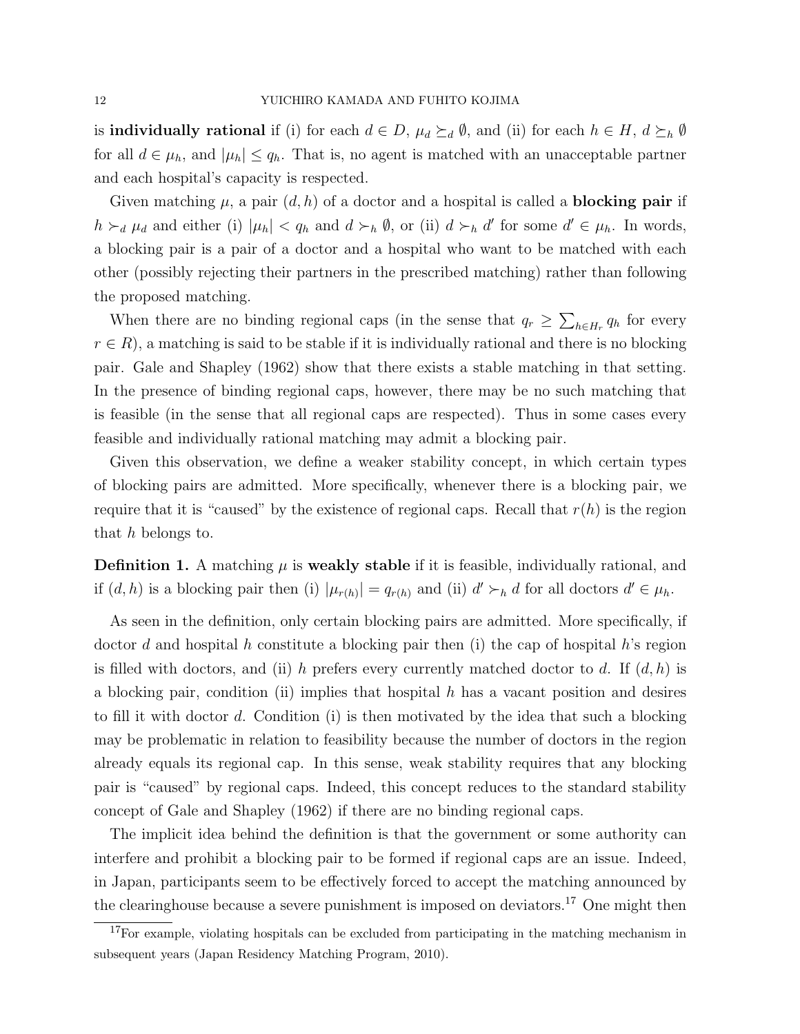is **individually rational** if (i) for each $d \in D$, $\mu_d \succeq_d \emptyset$, and (ii) for each $h \in H$, $d \succeq_h \emptyset$ for all $d \in \mu_h$, and $|\mu_h| \leq q_h$. That is, no agent is matched with an unacceptable partner and each hospital's capacity is respected.

Given matching $\mu$, a pair $(d, h)$ of a doctor and a hospital is called a **blocking pair** if $h \succ_d \mu_d$ and either (i) $|\mu_h| < q_h$ and $d \succ_h \emptyset$, or (ii) $d \succ_h d'$ for some $d' \in \mu_h$. In words, a blocking pair is a pair of a doctor and a hospital who want to be matched with each other (possibly rejecting their partners in the prescribed matching) rather than following the proposed matching.

When there are no binding regional caps (in the sense that $q_r \geq \sum_{h \in H_r} q_h$ for every $r \in R$), a matching is said to be stable if it is individually rational and there is no blocking pair. Gale and Shapley (1962) show that there exists a stable matching in that setting. In the presence of binding regional caps, however, there may be no such matching that is feasible (in the sense that all regional caps are respected). Thus in some cases every feasible and individually rational matching may admit a blocking pair.

Given this observation, we define a weaker stability concept, in which certain types of blocking pairs are admitted. More specifically, whenever there is a blocking pair, we require that it is "caused" by the existence of regional caps. Recall that $r(h)$ is the region that $h$ belongs to.

**Definition 1.** A matching $\mu$ is **weakly stable** if it is feasible, individually rational, and if $(d, h)$ is a blocking pair then (i) $|\mu_{r(h)}| = q_{r(h)}$ and (ii) $d' \succ_h d$ for all doctors $d' \in \mu_h$.

As seen in the definition, only certain blocking pairs are admitted. More specifically, if doctor $d$ and hospital $h$ constitute a blocking pair then (i) the cap of hospital $h$'s region is filled with doctors, and (ii) $h$ prefers every currently matched doctor to $d$. If $(d, h)$ is a blocking pair, condition (ii) implies that hospital $h$ has a vacant position and desires to fill it with doctor $d$. Condition (i) is then motivated by the idea that such a blocking may be problematic in relation to feasibility because the number of doctors in the region already equals its regional cap. In this sense, weak stability requires that any blocking pair is "caused" by regional caps. Indeed, this concept reduces to the standard stability concept of Gale and Shapley (1962) if there are no binding regional caps.

The implicit idea behind the definition is that the government or some authority can interfere and prohibit a blocking pair to be formed if regional caps are an issue. Indeed, in Japan, participants seem to be effectively forced to accept the matching announced by the clearinghouse because a severe punishment is imposed on deviators.[17] One might then

[17] For example, violating hospitals can be excluded from participating in the matching mechanism in subsequent years (Japan Residency Matching Program, 2010).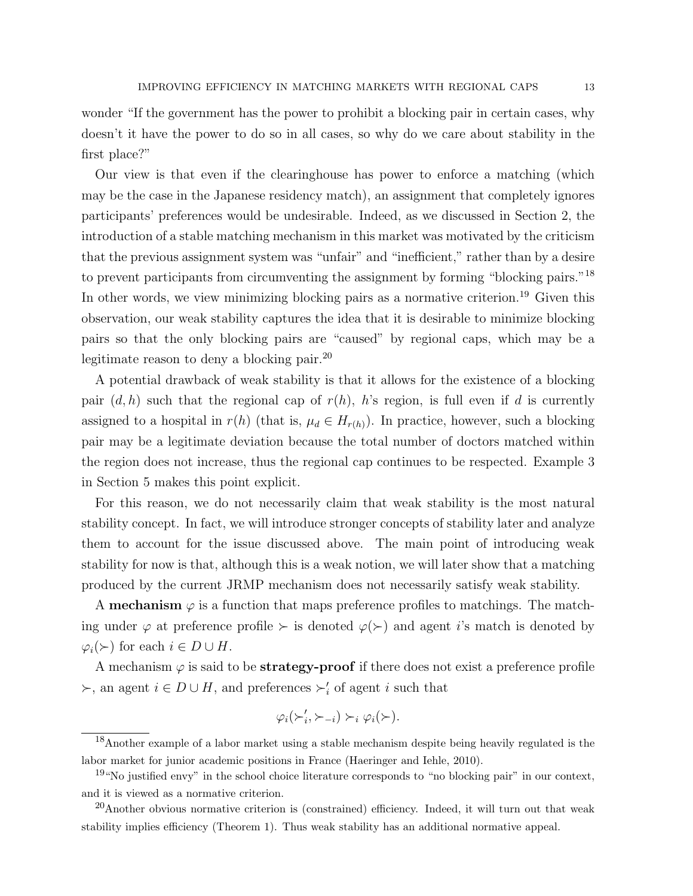wonder "If the government has the power to prohibit a blocking pair in certain cases, why doesn't it have the power to do so in all cases, so why do we care about stability in the first place?"

Our view is that even if the clearinghouse has power to enforce a matching (which may be the case in the Japanese residency match), an assignment that completely ignores participants' preferences would be undesirable. Indeed, as we discussed in Section 2, the introduction of a stable matching mechanism in this market was motivated by the criticism that the previous assignment system was "unfair" and "inefficient," rather than by a desire to prevent participants from circumventing the assignment by forming "blocking pairs."[18] In other words, we view minimizing blocking pairs as a normative criterion.[19] Given this observation, our weak stability captures the idea that it is desirable to minimize blocking pairs so that the only blocking pairs are "caused" by regional caps, which may be a legitimate reason to deny a blocking pair.[20]

A potential drawback of weak stability is that it allows for the existence of a blocking pair $(d, h)$ such that the regional cap of $r(h)$, $h$'s region, is full even if $d$ is currently assigned to a hospital in $r(h)$ (that is, $\mu_d \in H_{r(h)}$). In practice, however, such a blocking pair may be a legitimate deviation because the total number of doctors matched within the region does not increase, thus the regional cap continues to be respected. Example 3 in Section 5 makes this point explicit.

For this reason, we do not necessarily claim that weak stability is the most natural stability concept. In fact, we will introduce stronger concepts of stability later and analyze them to account for the issue discussed above. The main point of introducing weak stability for now is that, although this is a weak notion, we will later show that a matching produced by the current JRMP mechanism does not necessarily satisfy weak stability.

A **mechanism** $\varphi$ is a function that maps preference profiles to matchings. The matching under $\varphi$ at preference profile $\succ$ is denoted $\varphi(\succ)$ and agent $i$'s match is denoted by $\varphi_i(\succ)$ for each $i \in D \cup H$.

A mechanism $\varphi$ is said to be **strategy-proof** if there does not exist a preference profile $\succ$, an agent $i \in D \cup H$, and preferences $\succ'_i$ of agent $i$ such that

$$\varphi_i(\succ'_i, \succ_{-i}) \succ_i \varphi_i(\succ).$$

---

[18] Another example of a labor market using a stable mechanism despite being heavily regulated is the labor market for junior academic positions in France (Haeringer and Iehle, 2010).

[19] "No justified envy" in the school choice literature corresponds to "no blocking pair" in our context, and it is viewed as a normative criterion.

[20] Another obvious normative criterion is (constrained) efficiency. Indeed, it will turn out that weak stability implies efficiency (Theorem 1). Thus weak stability has an additional normative appeal.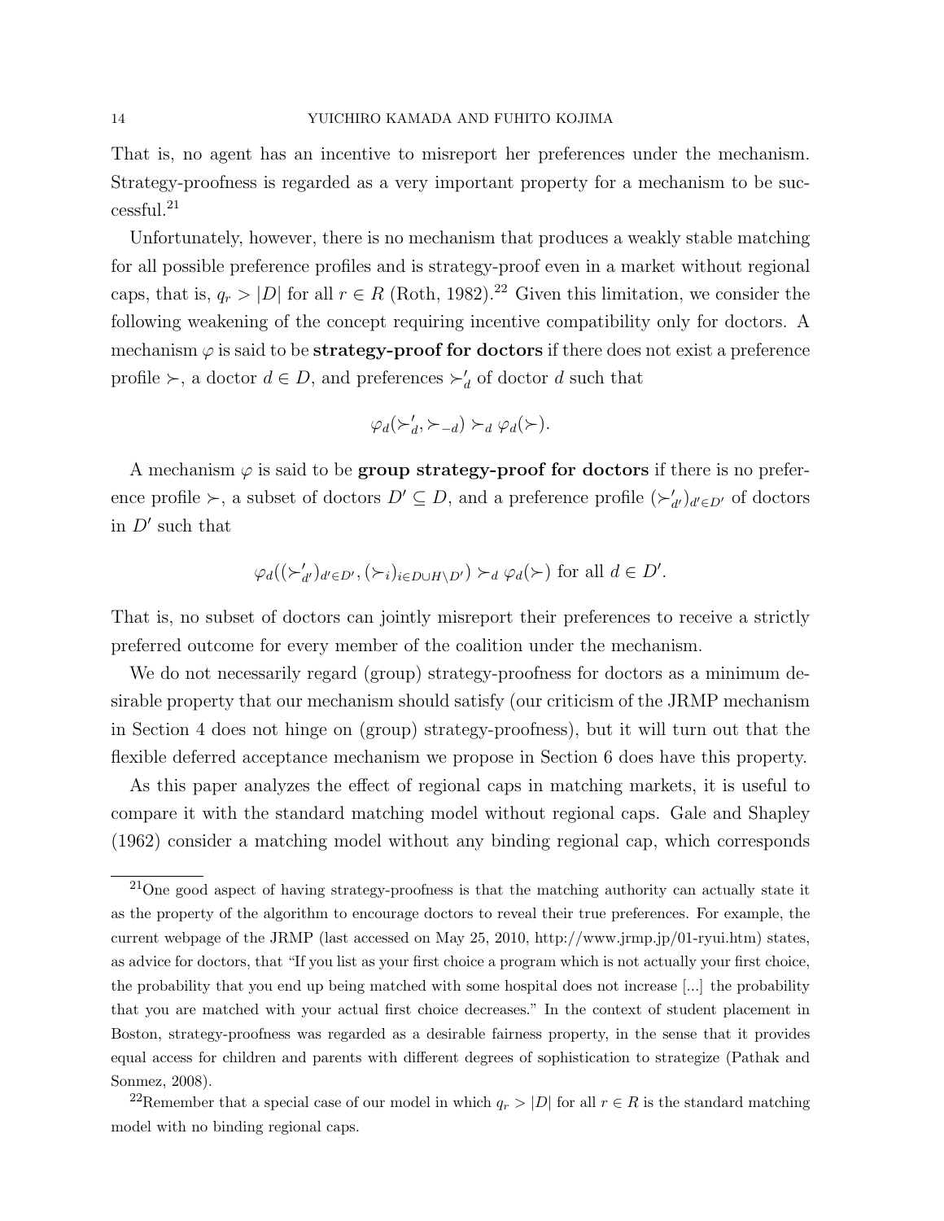That is, no agent has an incentive to misreport her preferences under the mechanism. Strategy-proofness is regarded as a very important property for a mechanism to be successful.[21]

Unfortunately, however, there is no mechanism that produces a weakly stable matching for all possible preference profiles and is strategy-proof even in a market without regional caps, that is, $q_r > |D|$ for all $r \in R$ (Roth, 1982).[22] Given this limitation, we consider the following weakening of the concept requiring incentive compatibility only for doctors. A mechanism $\varphi$ is said to be **strategy-proof for doctors** if there does not exist a preference profile $\succ$, a doctor $d \in D$, and preferences $\succ'_d$ of doctor $d$ such that

$$\varphi_d(\succ'_d, \succ_{-d}) \succ_d \varphi_d(\succ).$$

A mechanism $\varphi$ is said to be **group strategy-proof for doctors** if there is no preference profile $\succ$, a subset of doctors $D' \subseteq D$, and a preference profile $(\succ'_{d'})_{d' \in D'}$ of doctors in $D'$ such that

$$\varphi_d((\succ'_{d'})_{d' \in D'}, (\succ_i)_{i \in D \cup H \setminus D'}) \succ_d \varphi_d(\succ) \text{ for all } d \in D'.$$

That is, no subset of doctors can jointly misreport their preferences to receive a strictly preferred outcome for every member of the coalition under the mechanism.

We do not necessarily regard (group) strategy-proofness for doctors as a minimum desirable property that our mechanism should satisfy (our criticism of the JRMP mechanism in Section 4 does not hinge on (group) strategy-proofness), but it will turn out that the flexible deferred acceptance mechanism we propose in Section 6 does have this property.

As this paper analyzes the effect of regional caps in matching markets, it is useful to compare it with the standard matching model without regional caps. Gale and Shapley (1962) consider a matching model without any binding regional cap, which corresponds

---

[21] One good aspect of having strategy-proofness is that the matching authority can actually state it as the property of the algorithm to encourage doctors to reveal their true preferences. For example, the current webpage of the JRMP (last accessed on May 25, 2010, http://www.jrmp.jp/01-ryui.htm) states, as advice for doctors, that "If you list as your first choice a program which is not actually your first choice, the probability that you end up being matched with some hospital does not increase [...] the probability that you are matched with your actual first choice decreases." In the context of student placement in Boston, strategy-proofness was regarded as a desirable fairness property, in the sense that it provides equal access for children and parents with different degrees of sophistication to strategize (Pathak and Sonmez, 2008).

[22] Remember that a special case of our model in which $q_r > |D|$ for all $r \in R$ is the standard matching model with no binding regional caps.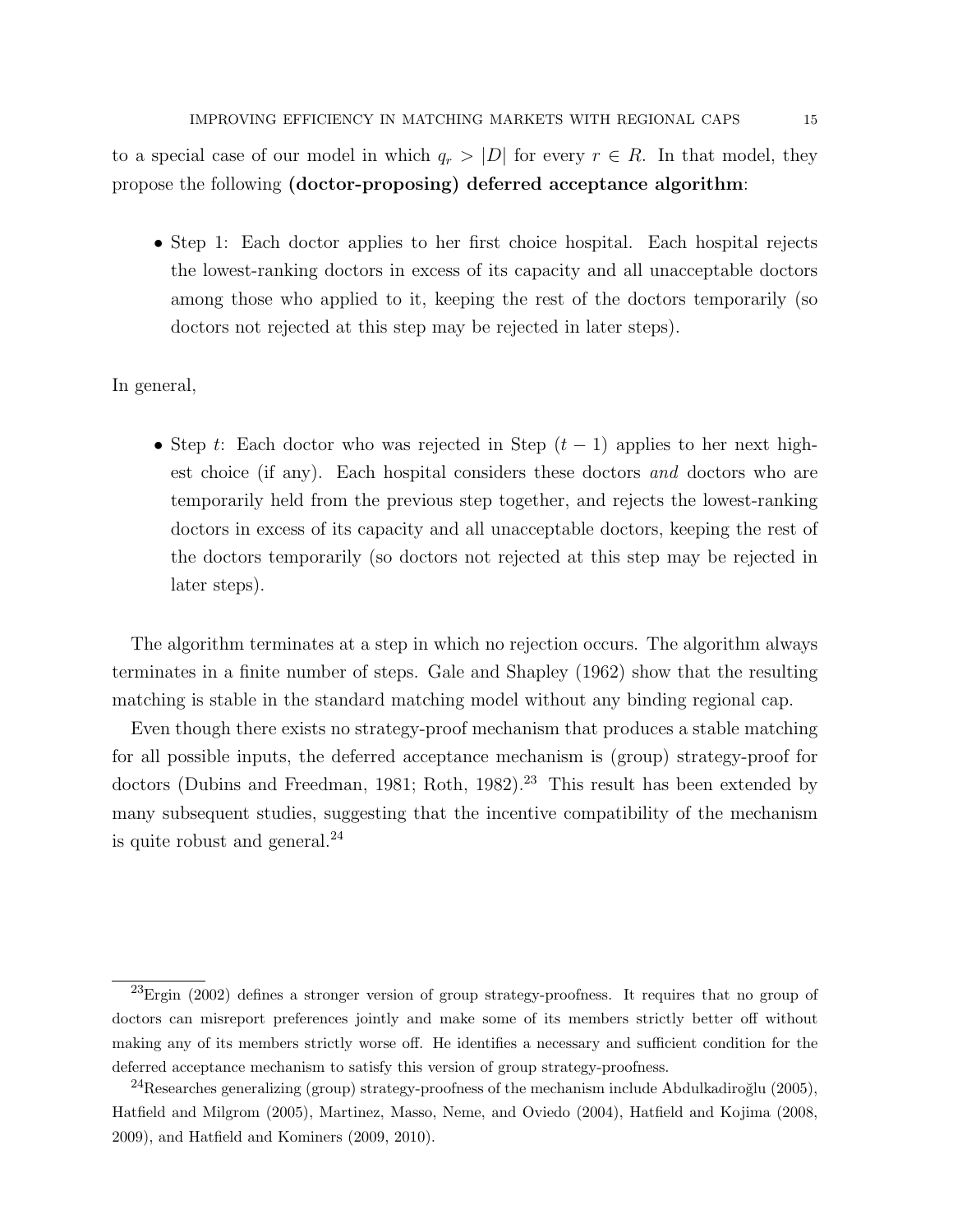to a special case of our model in which $q_r > |D|$ for every $r \in R$. In that model, they propose the following **(doctor-proposing) deferred acceptance algorithm**:

- Step 1: Each doctor applies to her first choice hospital. Each hospital rejects the lowest-ranking doctors in excess of its capacity and all unacceptable doctors among those who applied to it, keeping the rest of the doctors temporarily (so doctors not rejected at this step may be rejected in later steps).

In general,

- Step $t$: Each doctor who was rejected in Step $(t-1)$ applies to her next highest choice (if any). Each hospital considers these doctors *and* doctors who are temporarily held from the previous step together, and rejects the lowest-ranking doctors in excess of its capacity and all unacceptable doctors, keeping the rest of the doctors temporarily (so doctors not rejected at this step may be rejected in later steps).

The algorithm terminates at a step in which no rejection occurs. The algorithm always terminates in a finite number of steps. Gale and Shapley (1962) show that the resulting matching is stable in the standard matching model without any binding regional cap.

Even though there exists no strategy-proof mechanism that produces a stable matching for all possible inputs, the deferred acceptance mechanism is (group) strategy-proof for doctors (Dubins and Freedman, 1981; Roth, 1982).[23] This result has been extended by many subsequent studies, suggesting that the incentive compatibility of the mechanism is quite robust and general.[24]

[23] Ergin (2002) defines a stronger version of group strategy-proofness. It requires that no group of doctors can misreport preferences jointly and make some of its members strictly better off without making any of its members strictly worse off. He identifies a necessary and sufficient condition for the deferred acceptance mechanism to satisfy this version of group strategy-proofness.

[24] Researches generalizing (group) strategy-proofness of the mechanism include Abdulkadiroğlu (2005), Hatfield and Milgrom (2005), Martinez, Masso, Neme, and Oviedo (2004), Hatfield and Kojima (2008, 2009), and Hatfield and Kominers (2009, 2010).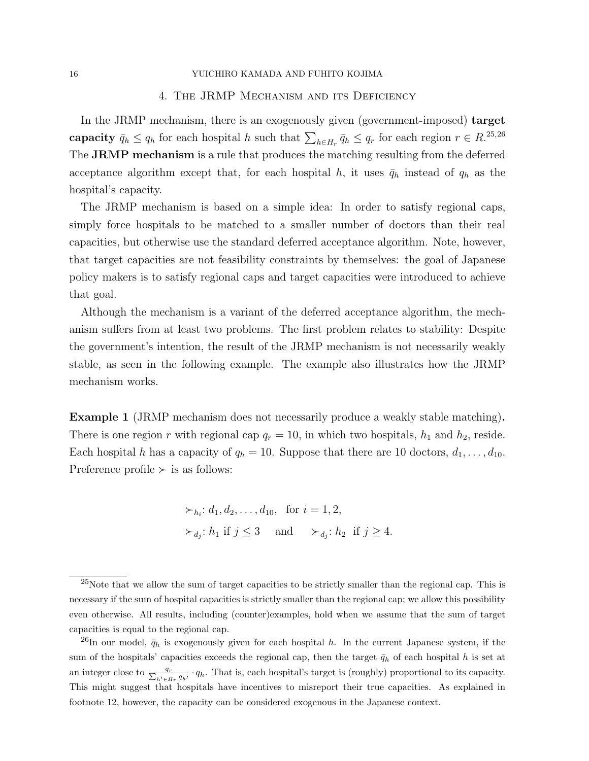## 4. The JRMP Mechanism and its Deficiency

In the JRMP mechanism, there is an exogenously given (government-imposed) **target capacity** $\bar{q}_h \leq q_h$ for each hospital $h$ such that $\sum_{h \in H_r} \bar{q}_h \leq q_r$ for each region $r \in R$.[25,26] The **JRMP mechanism** is a rule that produces the matching resulting from the deferred acceptance algorithm except that, for each hospital $h$, it uses $\bar{q}_h$ instead of $q_h$ as the hospital's capacity.

The JRMP mechanism is based on a simple idea: In order to satisfy regional caps, simply force hospitals to be matched to a smaller number of doctors than their real capacities, but otherwise use the standard deferred acceptance algorithm. Note, however, that target capacities are not feasibility constraints by themselves: the goal of Japanese policy makers is to satisfy regional caps and target capacities were introduced to achieve that goal.

Although the mechanism is a variant of the deferred acceptance algorithm, the mechanism suffers from at least two problems. The first problem relates to stability: Despite the government's intention, the result of the JRMP mechanism is not necessarily weakly stable, as seen in the following example. The example also illustrates how the JRMP mechanism works.

**Example 1** (JRMP mechanism does not necessarily produce a weakly stable matching)**.** There is one region $r$ with regional cap $q_r = 10$, in which two hospitals, $h_1$ and $h_2$, reside. Each hospital $h$ has a capacity of $q_h = 10$. Suppose that there are 10 doctors, $d_1, \ldots, d_{10}$. Preference profile $\succ$ is as follows:

$$\succ_{h_i}: d_1, d_2, \ldots, d_{10}, \quad \text{for } i = 1, 2,$$
$$\succ_{d_j}: h_1 \text{ if } j \leq 3 \quad \text{and} \quad \succ_{d_j}: h_2 \text{ if } j \geq 4.$$

---

[25]Note that we allow the sum of target capacities to be strictly smaller than the regional cap. This is necessary if the sum of hospital capacities is strictly smaller than the regional cap; we allow this possibility even otherwise. All results, including (counter)examples, hold when we assume that the sum of target capacities is equal to the regional cap.

[26]In our model, $\bar{q}_h$ is exogenously given for each hospital $h$. In the current Japanese system, if the sum of the hospitals' capacities exceeds the regional cap, then the target $\bar{q}_h$ of each hospital $h$ is set at an integer close to $\frac{q_r}{\sum_{h' \in H_r} q_{h'}} \cdot q_h$. That is, each hospital's target is (roughly) proportional to its capacity. This might suggest that hospitals have incentives to misreport their true capacities. As explained in footnote 12, however, the capacity can be considered exogenous in the Japanese context.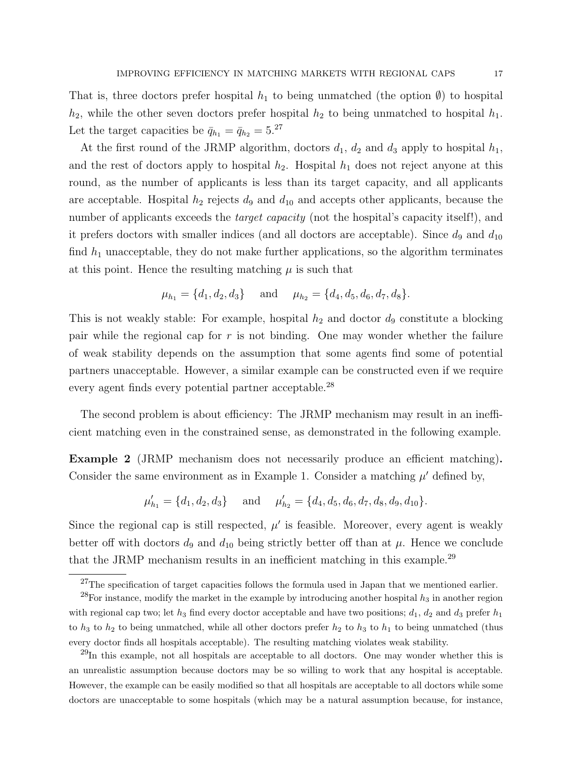That is, three doctors prefer hospital $h_1$ to being unmatched (the option $\emptyset$) to hospital $h_2$, while the other seven doctors prefer hospital $h_2$ to being unmatched to hospital $h_1$. Let the target capacities be $\bar{q}_{h_1} = \bar{q}_{h_2} = 5$.[27]

At the first round of the JRMP algorithm, doctors $d_1$, $d_2$ and $d_3$ apply to hospital $h_1$, and the rest of doctors apply to hospital $h_2$. Hospital $h_1$ does not reject anyone at this round, as the number of applicants is less than its target capacity, and all applicants are acceptable. Hospital $h_2$ rejects $d_9$ and $d_{10}$ and accepts other applicants, because the number of applicants exceeds the *target capacity* (not the hospital's capacity itself!), and it prefers doctors with smaller indices (and all doctors are acceptable). Since $d_9$ and $d_{10}$ find $h_1$ unacceptable, they do not make further applications, so the algorithm terminates at this point. Hence the resulting matching $\mu$ is such that

$$\mu_{h_1} = \{d_1, d_2, d_3\} \quad \text{and} \quad \mu_{h_2} = \{d_4, d_5, d_6, d_7, d_8\}.$$

This is not weakly stable: For example, hospital $h_2$ and doctor $d_9$ constitute a blocking pair while the regional cap for $r$ is not binding. One may wonder whether the failure of weak stability depends on the assumption that some agents find some of potential partners unacceptable. However, a similar example can be constructed even if we require every agent finds every potential partner acceptable.[28]

The second problem is about efficiency: The JRMP mechanism may result in an inefficient matching even in the constrained sense, as demonstrated in the following example.

**Example 2** (JRMP mechanism does not necessarily produce an efficient matching)**.** Consider the same environment as in Example 1. Consider a matching $\mu'$ defined by,

$$\mu'_{h_1} = \{d_1, d_2, d_3\} \quad \text{and} \quad \mu'_{h_2} = \{d_4, d_5, d_6, d_7, d_8, d_9, d_{10}\}.$$

Since the regional cap is still respected, $\mu'$ is feasible. Moreover, every agent is weakly better off with doctors $d_9$ and $d_{10}$ being strictly better off than at $\mu$. Hence we conclude that the JRMP mechanism results in an inefficient matching in this example.[29]

[27] The specification of target capacities follows the formula used in Japan that we mentioned earlier.

[28] For instance, modify the market in the example by introducing another hospital $h_3$ in another region with regional cap two; let $h_3$ find every doctor acceptable and have two positions; $d_1$, $d_2$ and $d_3$ prefer $h_1$ to $h_3$ to $h_2$ to being unmatched, while all other doctors prefer $h_2$ to $h_3$ to $h_1$ to being unmatched (thus every doctor finds all hospitals acceptable). The resulting matching violates weak stability.

[29] In this example, not all hospitals are acceptable to all doctors. One may wonder whether this is an unrealistic assumption because doctors may be so willing to work that any hospital is acceptable. However, the example can be easily modified so that all hospitals are acceptable to all doctors while some doctors are unacceptable to some hospitals (which may be a natural assumption because, for instance,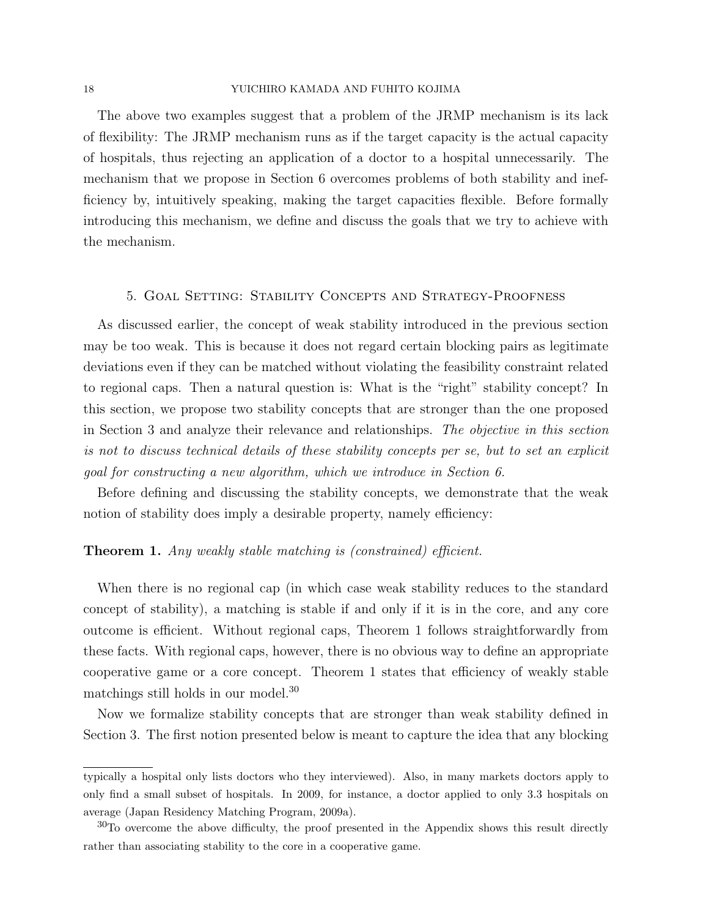The above two examples suggest that a problem of the JRMP mechanism is its lack of flexibility: The JRMP mechanism runs as if the target capacity is the actual capacity of hospitals, thus rejecting an application of a doctor to a hospital unnecessarily. The mechanism that we propose in Section 6 overcomes problems of both stability and inefficiency by, intuitively speaking, making the target capacities flexible. Before formally introducing this mechanism, we define and discuss the goals that we try to achieve with the mechanism.

## 5. Goal Setting: Stability Concepts and Strategy-Proofness

As discussed earlier, the concept of weak stability introduced in the previous section may be too weak. This is because it does not regard certain blocking pairs as legitimate deviations even if they can be matched without violating the feasibility constraint related to regional caps. Then a natural question is: What is the "right" stability concept? In this section, we propose two stability concepts that are stronger than the one proposed in Section 3 and analyze their relevance and relationships. *The objective in this section is not to discuss technical details of these stability concepts per se, but to set an explicit goal for constructing a new algorithm, which we introduce in Section 6.*

Before defining and discussing the stability concepts, we demonstrate that the weak notion of stability does imply a desirable property, namely efficiency:

**Theorem 1.** *Any weakly stable matching is (constrained) efficient.*

When there is no regional cap (in which case weak stability reduces to the standard concept of stability), a matching is stable if and only if it is in the core, and any core outcome is efficient. Without regional caps, Theorem 1 follows straightforwardly from these facts. With regional caps, however, there is no obvious way to define an appropriate cooperative game or a core concept. Theorem 1 states that efficiency of weakly stable matchings still holds in our model.[30]

Now we formalize stability concepts that are stronger than weak stability defined in Section 3. The first notion presented below is meant to capture the idea that any blocking

typically a hospital only lists doctors who they interviewed). Also, in many markets doctors apply to only find a small subset of hospitals. In 2009, for instance, a doctor applied to only 3.3 hospitals on average (Japan Residency Matching Program, 2009a).

[30]To overcome the above difficulty, the proof presented in the Appendix shows this result directly rather than associating stability to the core in a cooperative game.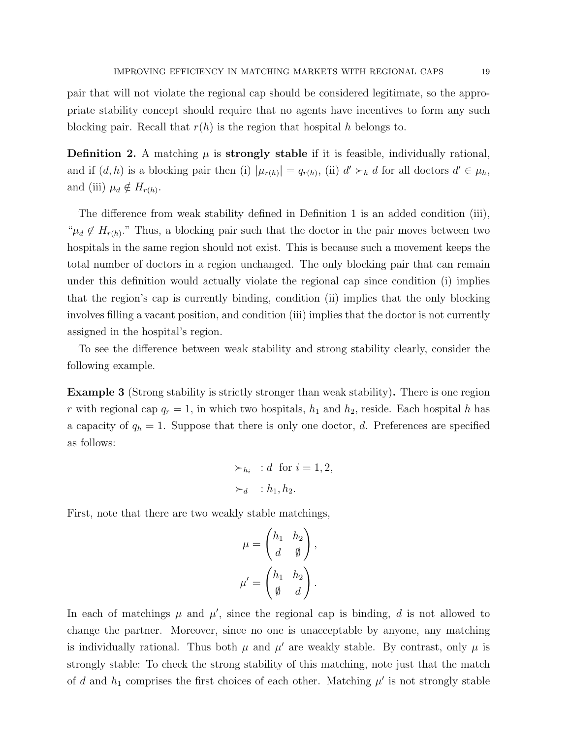pair that will not violate the regional cap should be considered legitimate, so the appropriate stability concept should require that no agents have incentives to form any such blocking pair. Recall that $r(h)$ is the region that hospital $h$ belongs to.

**Definition 2.** A matching $\mu$ is **strongly stable** if it is feasible, individually rational, and if $(d, h)$ is a blocking pair then (i) $|\mu_{r(h)}| = q_{r(h)}$, (ii) $d' \succ_h d$ for all doctors $d' \in \mu_h$, and (iii) $\mu_d \notin H_{r(h)}$.

The difference from weak stability defined in Definition 1 is an added condition (iii), "$\mu_d \notin H_{r(h)}$." Thus, a blocking pair such that the doctor in the pair moves between two hospitals in the same region should not exist. This is because such a movement keeps the total number of doctors in a region unchanged. The only blocking pair that can remain under this definition would actually violate the regional cap since condition (i) implies that the region's cap is currently binding, condition (ii) implies that the only blocking involves filling a vacant position, and condition (iii) implies that the doctor is not currently assigned in the hospital's region.

To see the difference between weak stability and strong stability clearly, consider the following example.

**Example 3** (Strong stability is strictly stronger than weak stability)**.** There is one region $r$ with regional cap $q_r = 1$, in which two hospitals, $h_1$ and $h_2$, reside. Each hospital $h$ has a capacity of $q_h = 1$. Suppose that there is only one doctor, $d$. Preferences are specified as follows:

$$\succ_{h_i} \ : d \ \text{ for } i = 1, 2,$$

$$\succ_d \ : h_1, h_2.$$

First, note that there are two weakly stable matchings,

$$\mu = \begin{pmatrix} h_1 & h_2 \\ d & \emptyset \end{pmatrix},$$

$$\mu' = \begin{pmatrix} h_1 & h_2 \\ \emptyset & d \end{pmatrix}.$$

In each of matchings $\mu$ and $\mu'$, since the regional cap is binding, $d$ is not allowed to change the partner. Moreover, since no one is unacceptable by anyone, any matching is individually rational. Thus both $\mu$ and $\mu'$ are weakly stable. By contrast, only $\mu$ is strongly stable: To check the strong stability of this matching, note just that the match of $d$ and $h_1$ comprises the first choices of each other. Matching $\mu'$ is not strongly stable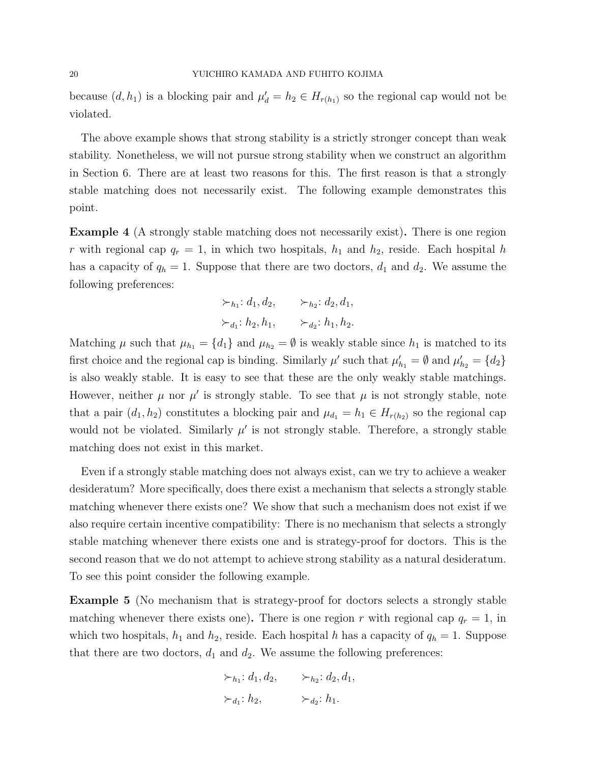because $(d, h_1)$ is a blocking pair and $\mu'_d = h_2 \in H_{r(h_1)}$ so the regional cap would not be violated.

The above example shows that strong stability is a strictly stronger concept than weak stability. Nonetheless, we will not pursue strong stability when we construct an algorithm in Section 6. There are at least two reasons for this. The first reason is that a strongly stable matching does not necessarily exist. The following example demonstrates this point.

**Example 4** (A strongly stable matching does not necessarily exist)**.** There is one region $r$ with regional cap $q_r = 1$, in which two hospitals, $h_1$ and $h_2$, reside. Each hospital $h$ has a capacity of $q_h = 1$. Suppose that there are two doctors, $d_1$ and $d_2$. We assume the following preferences:

$$\succ_{h_1}: d_1, d_2, \qquad \succ_{h_2}: d_2, d_1,$$
$$\succ_{d_1}: h_2, h_1, \qquad \succ_{d_2}: h_1, h_2.$$

Matching $\mu$ such that $\mu_{h_1} = \{d_1\}$ and $\mu_{h_2} = \emptyset$ is weakly stable since $h_1$ is matched to its first choice and the regional cap is binding. Similarly $\mu'$ such that $\mu'_{h_1} = \emptyset$ and $\mu'_{h_2} = \{d_2\}$ is also weakly stable. It is easy to see that these are the only weakly stable matchings. However, neither $\mu$ nor $\mu'$ is strongly stable. To see that $\mu$ is not strongly stable, note that a pair $(d_1, h_2)$ constitutes a blocking pair and $\mu_{d_1} = h_1 \in H_{r(h_2)}$ so the regional cap would not be violated. Similarly $\mu'$ is not strongly stable. Therefore, a strongly stable matching does not exist in this market.

Even if a strongly stable matching does not always exist, can we try to achieve a weaker desideratum? More specifically, does there exist a mechanism that selects a strongly stable matching whenever there exists one? We show that such a mechanism does not exist if we also require certain incentive compatibility: There is no mechanism that selects a strongly stable matching whenever there exists one and is strategy-proof for doctors. This is the second reason that we do not attempt to achieve strong stability as a natural desideratum. To see this point consider the following example.

**Example 5** (No mechanism that is strategy-proof for doctors selects a strongly stable matching whenever there exists one)**.** There is one region $r$ with regional cap $q_r = 1$, in which two hospitals, $h_1$ and $h_2$, reside. Each hospital $h$ has a capacity of $q_h = 1$. Suppose that there are two doctors, $d_1$ and $d_2$. We assume the following preferences:

$$\succ_{h_1}: d_1, d_2, \qquad \succ_{h_2}: d_2, d_1,$$
$$\succ_{d_1}: h_2, \qquad \succ_{d_2}: h_1.$$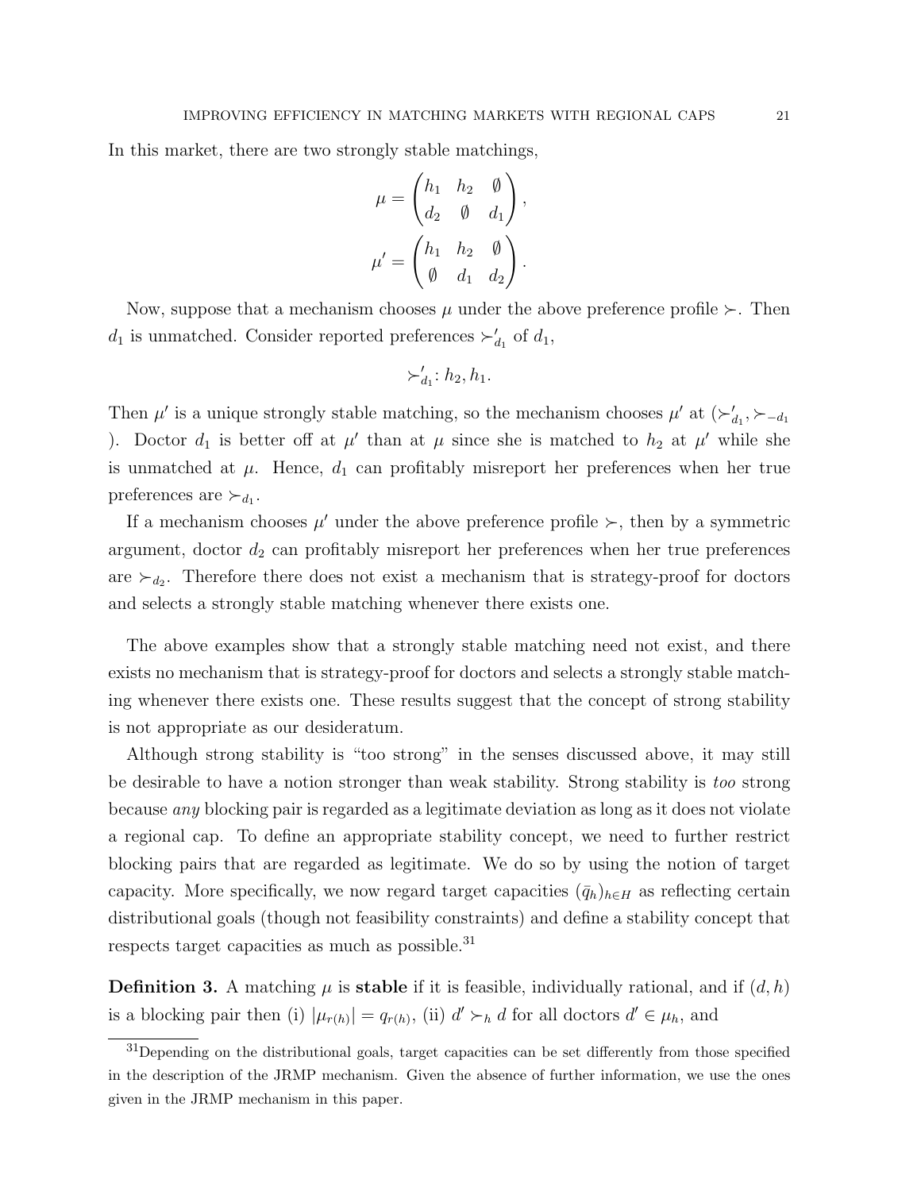In this market, there are two strongly stable matchings,

$$\mu = \begin{pmatrix} h_1 & h_2 & \emptyset \\ d_2 & \emptyset & d_1 \end{pmatrix},$$

$$\mu' = \begin{pmatrix} h_1 & h_2 & \emptyset \\ \emptyset & d_1 & d_2 \end{pmatrix}.$$

Now, suppose that a mechanism chooses $\mu$ under the above preference profile $\succ$. Then $d_1$ is unmatched. Consider reported preferences $\succ'_{d_1}$ of $d_1$,

$$\succ'_{d_1}: h_2, h_1.$$

Then $\mu'$ is a unique strongly stable matching, so the mechanism chooses $\mu'$ at $(\succ'_{d_1}, \succ_{-d_1})$. Doctor $d_1$ is better off at $\mu'$ than at $\mu$ since she is matched to $h_2$ at $\mu'$ while she is unmatched at $\mu$. Hence, $d_1$ can profitably misreport her preferences when her true preferences are $\succ_{d_1}$.

If a mechanism chooses $\mu'$ under the above preference profile $\succ$, then by a symmetric argument, doctor $d_2$ can profitably misreport her preferences when her true preferences are $\succ_{d_2}$. Therefore there does not exist a mechanism that is strategy-proof for doctors and selects a strongly stable matching whenever there exists one.

The above examples show that a strongly stable matching need not exist, and there exists no mechanism that is strategy-proof for doctors and selects a strongly stable matching whenever there exists one. These results suggest that the concept of strong stability is not appropriate as our desideratum.

Although strong stability is "too strong" in the senses discussed above, it may still be desirable to have a notion stronger than weak stability. Strong stability is *too* strong because *any* blocking pair is regarded as a legitimate deviation as long as it does not violate a regional cap. To define an appropriate stability concept, we need to further restrict blocking pairs that are regarded as legitimate. We do so by using the notion of target capacity. More specifically, we now regard target capacities $(\bar{q}_h)_{h \in H}$ as reflecting certain distributional goals (though not feasibility constraints) and define a stability concept that respects target capacities as much as possible.[31]

**Definition 3.** A matching $\mu$ is **stable** if it is feasible, individually rational, and if $(d, h)$ is a blocking pair then (i) $|\mu_{r(h)}| = q_{r(h)}$, (ii) $d' \succ_h d$ for all doctors $d' \in \mu_h$, and

[31]Depending on the distributional goals, target capacities can be set differently from those specified in the description of the JRMP mechanism. Given the absence of further information, we use the ones given in the JRMP mechanism in this paper.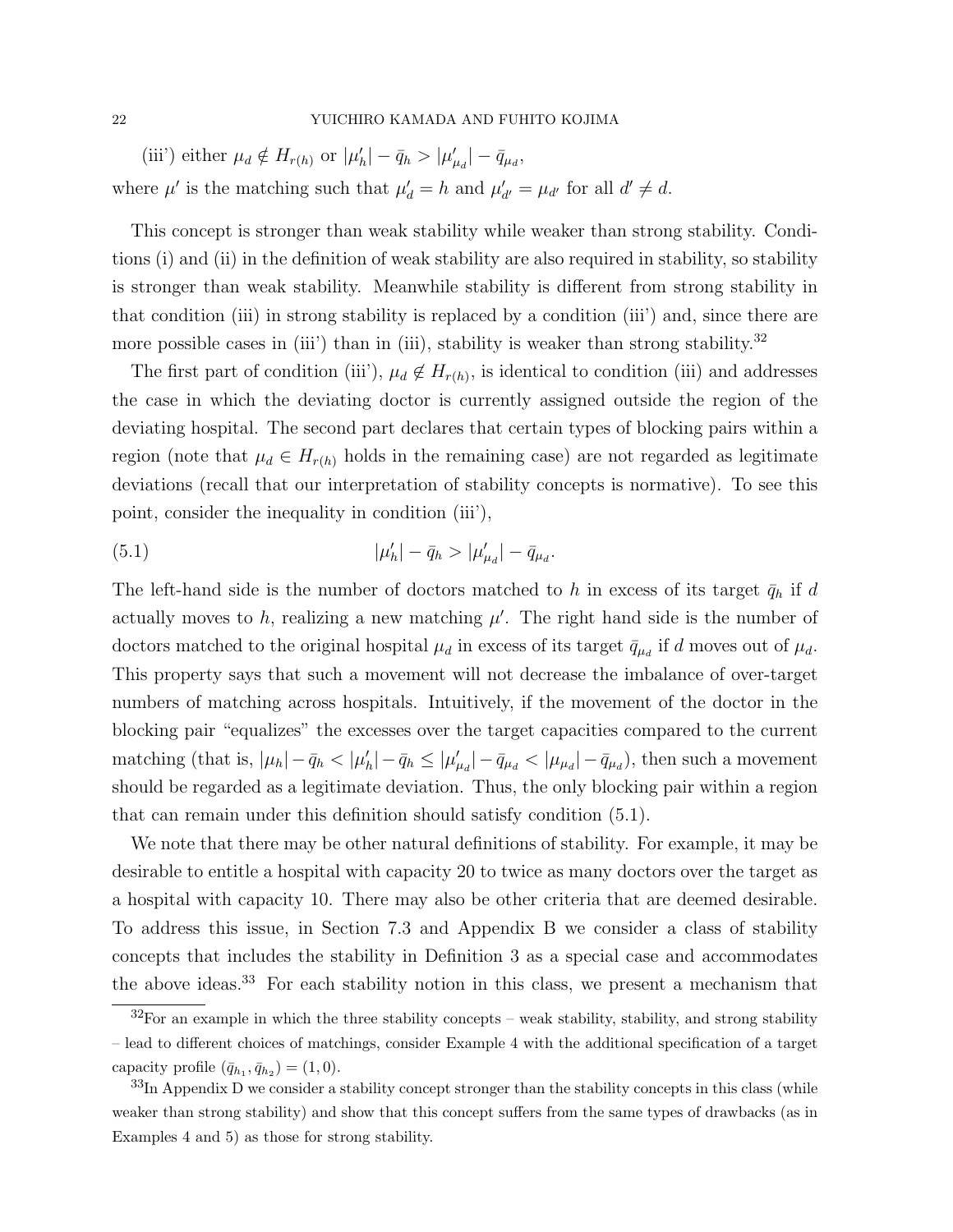(iii') either $\mu_d \notin H_{r(h)}$ or $|\mu'_h| - \bar{q}_h > |\mu'_{\mu_d}| - \bar{q}_{\mu_d}$,

where $\mu'$ is the matching such that $\mu'_d = h$ and $\mu'_{d'} = \mu_{d'}$ for all $d' \neq d$.

This concept is stronger than weak stability while weaker than strong stability. Conditions (i) and (ii) in the definition of weak stability are also required in stability, so stability is stronger than weak stability. Meanwhile stability is different from strong stability in that condition (iii) in strong stability is replaced by a condition (iii') and, since there are more possible cases in (iii') than in (iii), stability is weaker than strong stability.[32]

The first part of condition (iii'), $\mu_d \notin H_{r(h)}$, is identical to condition (iii) and addresses the case in which the deviating doctor is currently assigned outside the region of the deviating hospital. The second part declares that certain types of blocking pairs within a region (note that $\mu_d \in H_{r(h)}$ holds in the remaining case) are not regarded as legitimate deviations (recall that our interpretation of stability concepts is normative). To see this point, consider the inequality in condition (iii'),

$$|\mu'_h| - \bar{q}_h > |\mu'_{\mu_d}| - \bar{q}_{\mu_d}. \tag{5.1}$$

The left-hand side is the number of doctors matched to $h$ in excess of its target $\bar{q}_h$ if $d$ actually moves to $h$, realizing a new matching $\mu'$. The right hand side is the number of doctors matched to the original hospital $\mu_d$ in excess of its target $\bar{q}_{\mu_d}$ if $d$ moves out of $\mu_d$. This property says that such a movement will not decrease the imbalance of over-target numbers of matching across hospitals. Intuitively, if the movement of the doctor in the blocking pair "equalizes" the excesses over the target capacities compared to the current matching (that is, $|\mu_h| - \bar{q}_h < |\mu'_h| - \bar{q}_h \leq |\mu'_{\mu_d}| - \bar{q}_{\mu_d} < |\mu_{\mu_d}| - \bar{q}_{\mu_d}$), then such a movement should be regarded as a legitimate deviation. Thus, the only blocking pair within a region that can remain under this definition should satisfy condition (5.1).

We note that there may be other natural definitions of stability. For example, it may be desirable to entitle a hospital with capacity 20 to twice as many doctors over the target as a hospital with capacity 10. There may also be other criteria that are deemed desirable. To address this issue, in Section 7.3 and Appendix B we consider a class of stability concepts that includes the stability in Definition 3 as a special case and accommodates the above ideas.[33] For each stability notion in this class, we present a mechanism that

[32] For an example in which the three stability concepts – weak stability, stability, and strong stability – lead to different choices of matchings, consider Example 4 with the additional specification of a target capacity profile $(\bar{q}_{h_1}, \bar{q}_{h_2}) = (1, 0)$.

[33] In Appendix D we consider a stability concept stronger than the stability concepts in this class (while weaker than strong stability) and show that this concept suffers from the same types of drawbacks (as in Examples 4 and 5) as those for strong stability.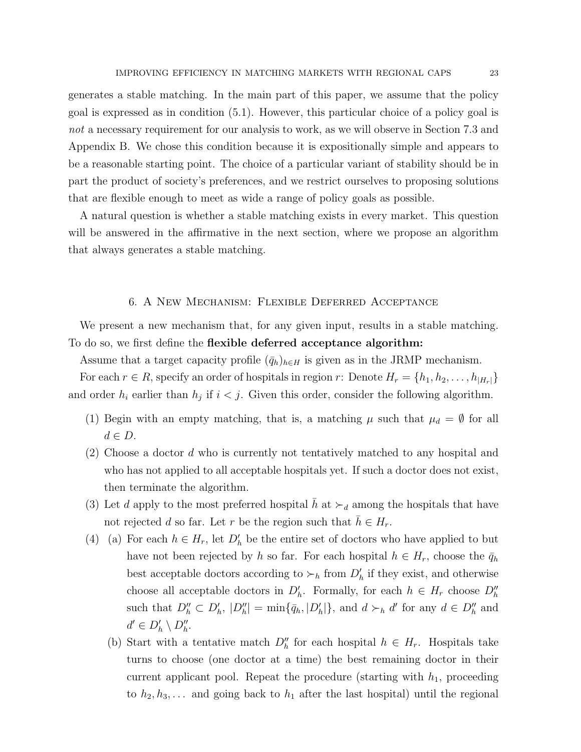generates a stable matching. In the main part of this paper, we assume that the policy goal is expressed as in condition (5.1). However, this particular choice of a policy goal is *not* a necessary requirement for our analysis to work, as we will observe in Section 7.3 and Appendix B. We chose this condition because it is expositionally simple and appears to be a reasonable starting point. The choice of a particular variant of stability should be in part the product of society's preferences, and we restrict ourselves to proposing solutions that are flexible enough to meet as wide a range of policy goals as possible.

A natural question is whether a stable matching exists in every market. This question will be answered in the affirmative in the next section, where we propose an algorithm that always generates a stable matching.

## 6. A New Mechanism: Flexible Deferred Acceptance

We present a new mechanism that, for any given input, results in a stable matching. To do so, we first define the **flexible deferred acceptance algorithm:**

Assume that a target capacity profile $(\bar{q}_h)_{h \in H}$ is given as in the JRMP mechanism.

For each $r \in R$, specify an order of hospitals in region $r$: Denote $H_r = \{h_1, h_2, \ldots, h_{|H_r|}\}$ and order $h_i$ earlier than $h_j$ if $i < j$. Given this order, consider the following algorithm.

1. Begin with an empty matching, that is, a matching $\mu$ such that $\mu_d = \emptyset$ for all $d \in D$.
2. Choose a doctor $d$ who is currently not tentatively matched to any hospital and who has not applied to all acceptable hospitals yet. If such a doctor does not exist, then terminate the algorithm.
3. Let $d$ apply to the most preferred hospital $\bar{h}$ at $\succ_d$ among the hospitals that have not rejected $d$ so far. Let $r$ be the region such that $\bar{h} \in H_r$.
4. (a) For each $h \in H_r$, let $D'_h$ be the entire set of doctors who have applied to but have not been rejected by $h$ so far. For each hospital $h \in H_r$, choose the $\bar{q}_h$ best acceptable doctors according to $\succ_h$ from $D'_h$ if they exist, and otherwise choose all acceptable doctors in $D'_h$. Formally, for each $h \in H_r$ choose $D''_h$ such that $D''_h \subset D'_h$, $|D''_h| = \min\{\bar{q}_h, |D'_h|\}$, and $d \succ_h d'$ for any $d \in D''_h$ and $d' \in D'_h \setminus D''_h$.

   (b) Start with a tentative match $D''_h$ for each hospital $h \in H_r$. Hospitals take turns to choose (one doctor at a time) the best remaining doctor in their current applicant pool. Repeat the procedure (starting with $h_1$, proceeding to $h_2, h_3, \ldots$ and going back to $h_1$ after the last hospital) until the regional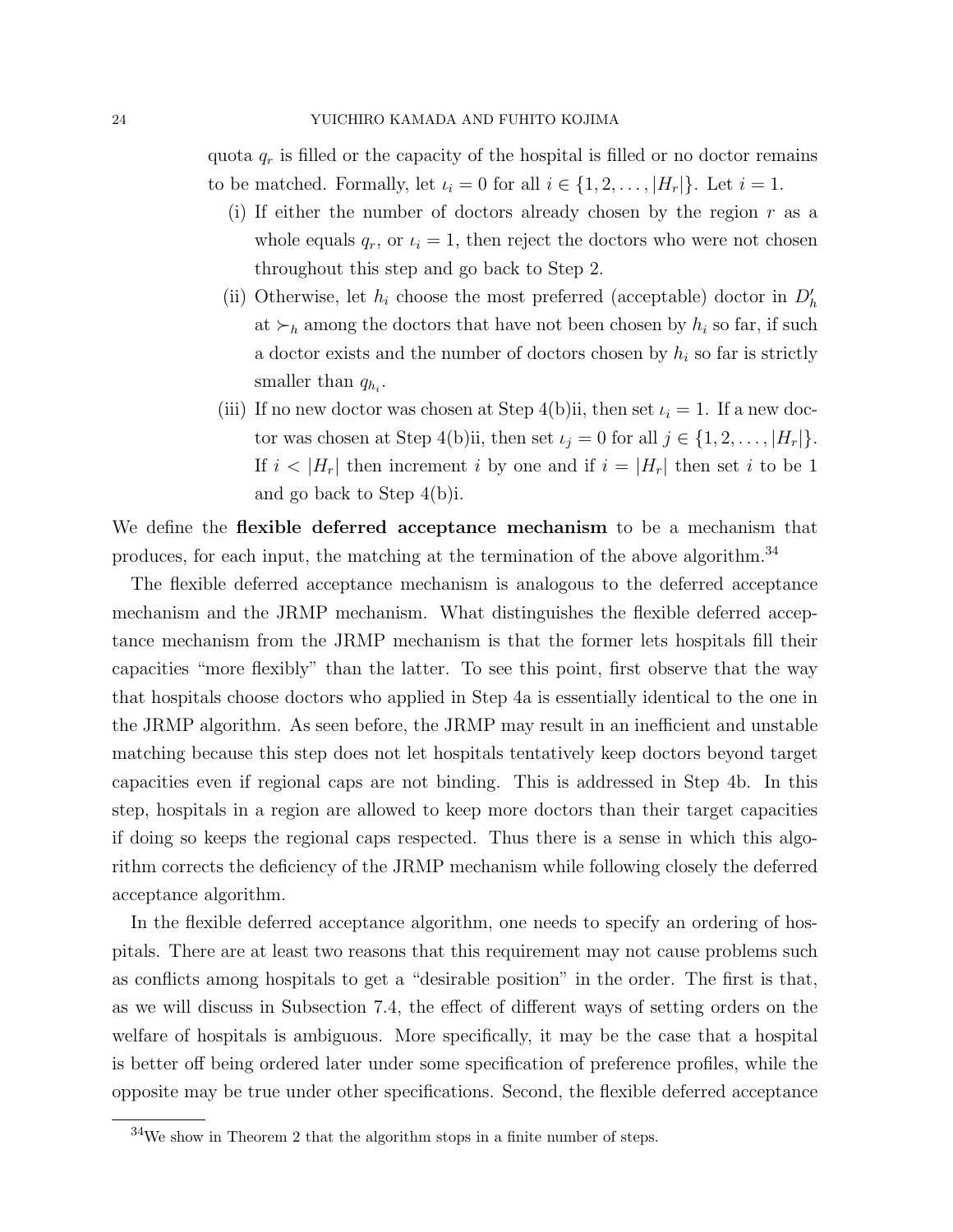quota $q_r$ is filled or the capacity of the hospital is filled or no doctor remains to be matched. Formally, let $\iota_i = 0$ for all $i \in \{1, 2, \dots, |H_r|\}$. Let $i = 1$.

(i) If either the number of doctors already chosen by the region $r$ as a whole equals $q_r$, or $\iota_i = 1$, then reject the doctors who were not chosen throughout this step and go back to Step 2.

(ii) Otherwise, let $h_i$ choose the most preferred (acceptable) doctor in $D'_h$ at $\succ_h$ among the doctors that have not been chosen by $h_i$ so far, if such a doctor exists and the number of doctors chosen by $h_i$ so far is strictly smaller than $q_{h_i}$.

(iii) If no new doctor was chosen at Step 4(b)ii, then set $\iota_i = 1$. If a new doctor was chosen at Step 4(b)ii, then set $\iota_j = 0$ for all $j \in \{1, 2, \dots, |H_r|\}$. If $i < |H_r|$ then increment $i$ by one and if $i = |H_r|$ then set $i$ to be 1 and go back to Step 4(b)i.

We define the **flexible deferred acceptance mechanism** to be a mechanism that produces, for each input, the matching at the termination of the above algorithm.[34]

The flexible deferred acceptance mechanism is analogous to the deferred acceptance mechanism and the JRMP mechanism. What distinguishes the flexible deferred acceptance mechanism from the JRMP mechanism is that the former lets hospitals fill their capacities "more flexibly" than the latter. To see this point, first observe that the way that hospitals choose doctors who applied in Step 4a is essentially identical to the one in the JRMP algorithm. As seen before, the JRMP may result in an inefficient and unstable matching because this step does not let hospitals tentatively keep doctors beyond target capacities even if regional caps are not binding. This is addressed in Step 4b. In this step, hospitals in a region are allowed to keep more doctors than their target capacities if doing so keeps the regional caps respected. Thus there is a sense in which this algorithm corrects the deficiency of the JRMP mechanism while following closely the deferred acceptance algorithm.

In the flexible deferred acceptance algorithm, one needs to specify an ordering of hospitals. There are at least two reasons that this requirement may not cause problems such as conflicts among hospitals to get a "desirable position" in the order. The first is that, as we will discuss in Subsection 7.4, the effect of different ways of setting orders on the welfare of hospitals is ambiguous. More specifically, it may be the case that a hospital is better off being ordered later under some specification of preference profiles, while the opposite may be true under other specifications. Second, the flexible deferred acceptance

[34]We show in Theorem 2 that the algorithm stops in a finite number of steps.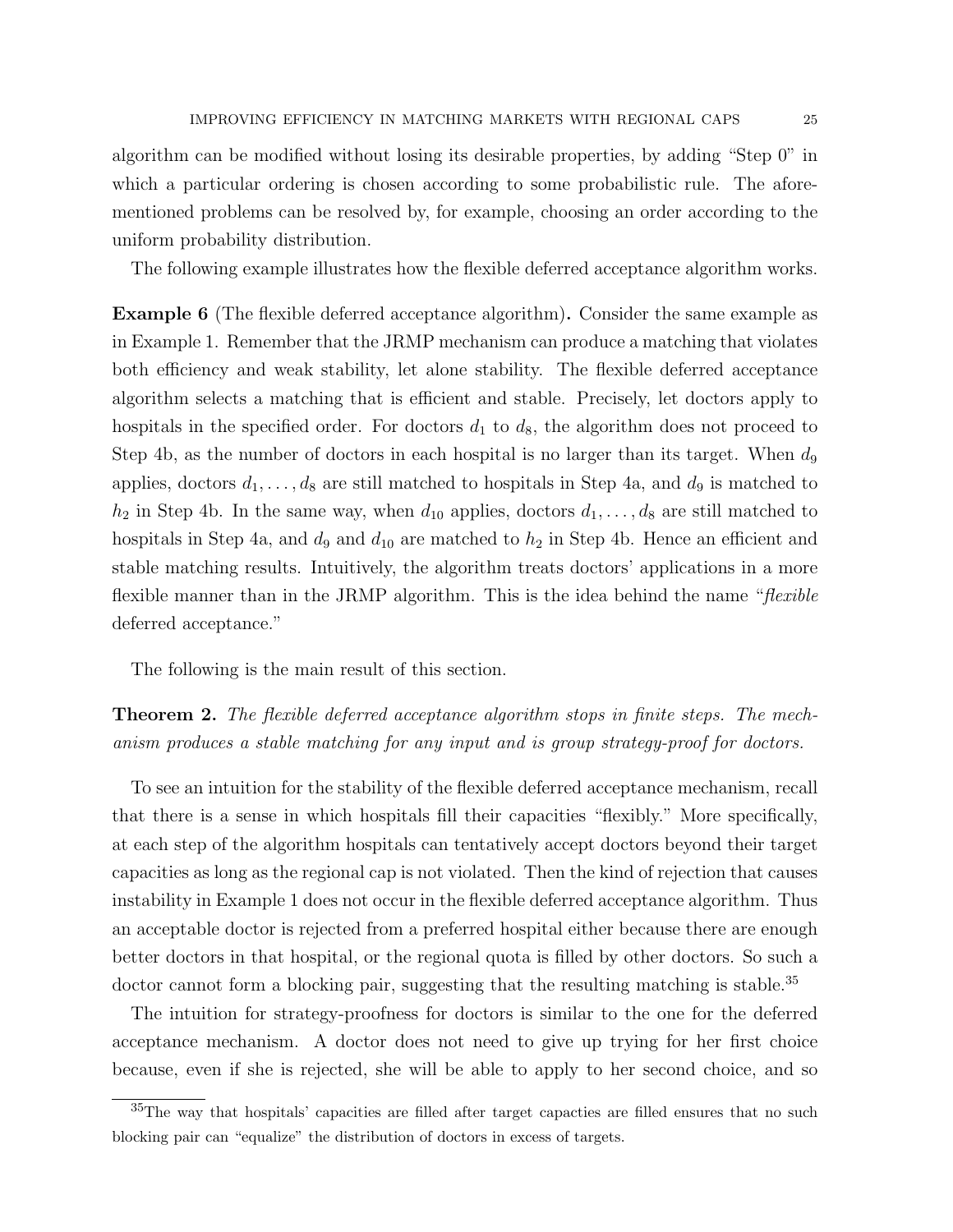algorithm can be modified without losing its desirable properties, by adding "Step 0" in which a particular ordering is chosen according to some probabilistic rule. The aforementioned problems can be resolved by, for example, choosing an order according to the uniform probability distribution.

The following example illustrates how the flexible deferred acceptance algorithm works.

**Example 6** (The flexible deferred acceptance algorithm)**.** Consider the same example as in Example 1. Remember that the JRMP mechanism can produce a matching that violates both efficiency and weak stability, let alone stability. The flexible deferred acceptance algorithm selects a matching that is efficient and stable. Precisely, let doctors apply to hospitals in the specified order. For doctors $d_1$ to $d_8$, the algorithm does not proceed to Step 4b, as the number of doctors in each hospital is no larger than its target. When $d_9$ applies, doctors $d_1, \ldots, d_8$ are still matched to hospitals in Step 4a, and $d_9$ is matched to $h_2$ in Step 4b. In the same way, when $d_{10}$ applies, doctors $d_1, \ldots, d_8$ are still matched to hospitals in Step 4a, and $d_9$ and $d_{10}$ are matched to $h_2$ in Step 4b. Hence an efficient and stable matching results. Intuitively, the algorithm treats doctors' applications in a more flexible manner than in the JRMP algorithm. This is the idea behind the name "*flexible* deferred acceptance."

The following is the main result of this section.

**Theorem 2.** *The flexible deferred acceptance algorithm stops in finite steps. The mechanism produces a stable matching for any input and is group strategy-proof for doctors.*

To see an intuition for the stability of the flexible deferred acceptance mechanism, recall that there is a sense in which hospitals fill their capacities "flexibly." More specifically, at each step of the algorithm hospitals can tentatively accept doctors beyond their target capacities as long as the regional cap is not violated. Then the kind of rejection that causes instability in Example 1 does not occur in the flexible deferred acceptance algorithm. Thus an acceptable doctor is rejected from a preferred hospital either because there are enough better doctors in that hospital, or the regional quota is filled by other doctors. So such a doctor cannot form a blocking pair, suggesting that the resulting matching is stable.[35]

The intuition for strategy-proofness for doctors is similar to the one for the deferred acceptance mechanism. A doctor does not need to give up trying for her first choice because, even if she is rejected, she will be able to apply to her second choice, and so

[35]The way that hospitals' capacities are filled after target capacties are filled ensures that no such blocking pair can "equalize" the distribution of doctors in excess of targets.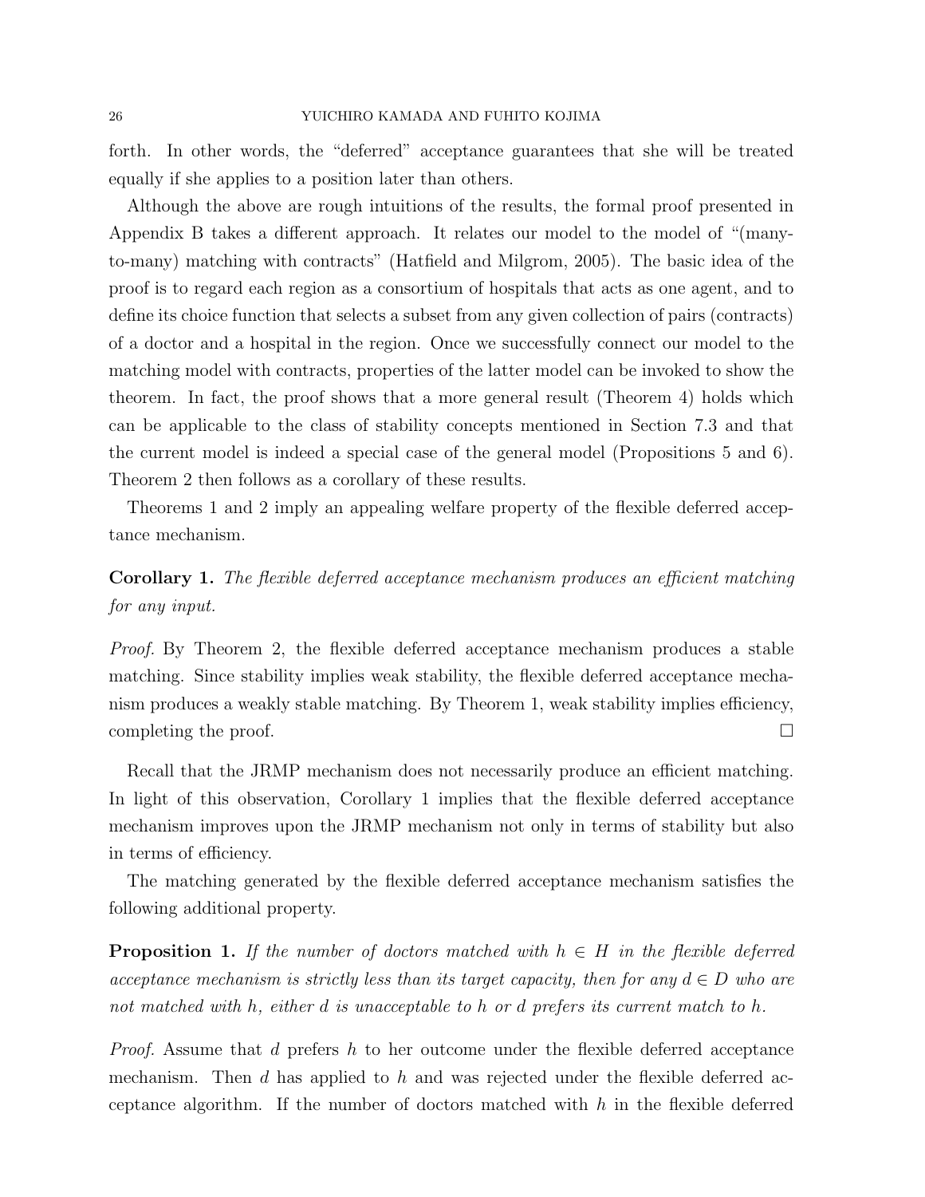forth. In other words, the "deferred" acceptance guarantees that she will be treated equally if she applies to a position later than others.

Although the above are rough intuitions of the results, the formal proof presented in Appendix B takes a different approach. It relates our model to the model of "(many-to-many) matching with contracts" (Hatfield and Milgrom, 2005). The basic idea of the proof is to regard each region as a consortium of hospitals that acts as one agent, and to define its choice function that selects a subset from any given collection of pairs (contracts) of a doctor and a hospital in the region. Once we successfully connect our model to the matching model with contracts, properties of the latter model can be invoked to show the theorem. In fact, the proof shows that a more general result (Theorem 4) holds which can be applicable to the class of stability concepts mentioned in Section 7.3 and that the current model is indeed a special case of the general model (Propositions 5 and 6). Theorem 2 then follows as a corollary of these results.

Theorems 1 and 2 imply an appealing welfare property of the flexible deferred acceptance mechanism.

**Corollary 1.** *The flexible deferred acceptance mechanism produces an efficient matching for any input.*

*Proof.* By Theorem 2, the flexible deferred acceptance mechanism produces a stable matching. Since stability implies weak stability, the flexible deferred acceptance mechanism produces a weakly stable matching. By Theorem 1, weak stability implies efficiency, completing the proof. □

Recall that the JRMP mechanism does not necessarily produce an efficient matching. In light of this observation, Corollary 1 implies that the flexible deferred acceptance mechanism improves upon the JRMP mechanism not only in terms of stability but also in terms of efficiency.

The matching generated by the flexible deferred acceptance mechanism satisfies the following additional property.

**Proposition 1.** *If the number of doctors matched with $h \in H$ in the flexible deferred acceptance mechanism is strictly less than its target capacity, then for any $d \in D$ who are not matched with $h$, either $d$ is unacceptable to $h$ or $d$ prefers its current match to $h$.*

*Proof.* Assume that $d$ prefers $h$ to her outcome under the flexible deferred acceptance mechanism. Then $d$ has applied to $h$ and was rejected under the flexible deferred acceptance algorithm. If the number of doctors matched with $h$ in the flexible deferred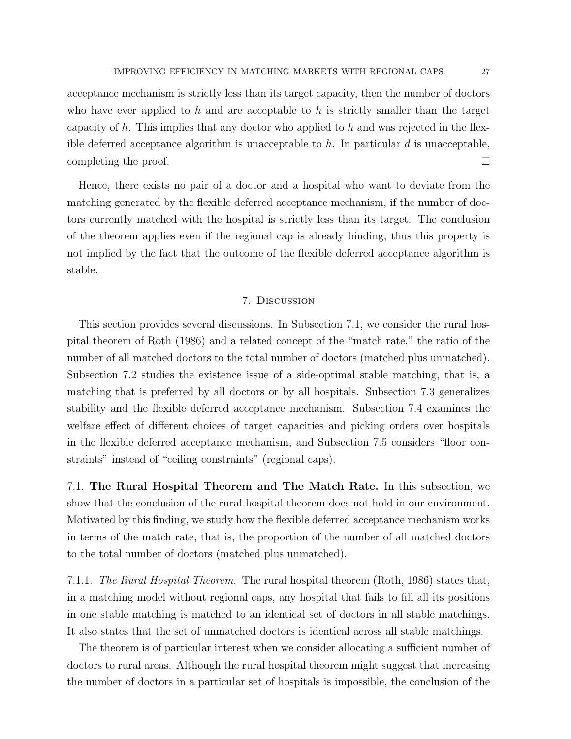acceptance mechanism is strictly less than its target capacity, then the number of doctors who have ever applied to $h$ and are acceptable to $h$ is strictly smaller than the target capacity of $h$. This implies that any doctor who applied to $h$ and was rejected in the flexible deferred acceptance algorithm is unacceptable to $h$. In particular $d$ is unacceptable, completing the proof. □

Hence, there exists no pair of a doctor and a hospital who want to deviate from the matching generated by the flexible deferred acceptance mechanism, if the number of doctors currently matched with the hospital is strictly less than its target. The conclusion of the theorem applies even if the regional cap is already binding, thus this property is not implied by the fact that the outcome of the flexible deferred acceptance algorithm is stable.

## 7. Discussion

This section provides several discussions. In Subsection 7.1, we consider the rural hospital theorem of Roth (1986) and a related concept of the "match rate," the ratio of the number of all matched doctors to the total number of doctors (matched plus unmatched). Subsection 7.2 studies the existence issue of a side-optimal stable matching, that is, a matching that is preferred by all doctors or by all hospitals. Subsection 7.3 generalizes stability and the flexible deferred acceptance mechanism. Subsection 7.4 examines the welfare effect of different choices of target capacities and picking orders over hospitals in the flexible deferred acceptance mechanism, and Subsection 7.5 considers "floor constraints" instead of "ceiling constraints" (regional caps).

### 7.1. The Rural Hospital Theorem and The Match Rate.

In this subsection, we show that the conclusion of the rural hospital theorem does not hold in our environment. Motivated by this finding, we study how the flexible deferred acceptance mechanism works in terms of the match rate, that is, the proportion of the number of all matched doctors to the total number of doctors (matched plus unmatched).

#### 7.1.1. *The Rural Hospital Theorem.*

The rural hospital theorem (Roth, 1986) states that, in a matching model without regional caps, any hospital that fails to fill all its positions in one stable matching is matched to an identical set of doctors in all stable matchings. It also states that the set of unmatched doctors is identical across all stable matchings.

The theorem is of particular interest when we consider allocating a sufficient number of doctors to rural areas. Although the rural hospital theorem might suggest that increasing the number of doctors in a particular set of hospitals is impossible, the conclusion of the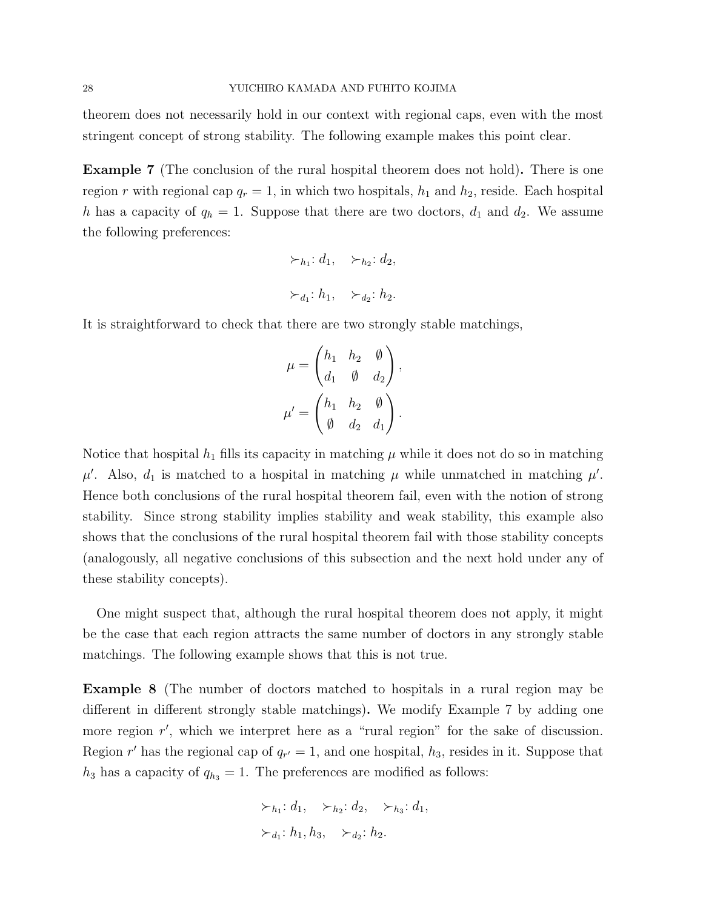theorem does not necessarily hold in our context with regional caps, even with the most stringent concept of strong stability. The following example makes this point clear.

**Example 7** (The conclusion of the rural hospital theorem does not hold)**.** There is one region $r$ with regional cap $q_r = 1$, in which two hospitals, $h_1$ and $h_2$, reside. Each hospital $h$ has a capacity of $q_h = 1$. Suppose that there are two doctors, $d_1$ and $d_2$. We assume the following preferences:

$$\succ_{h_1}: d_1, \quad \succ_{h_2}: d_2,$$

$$\succ_{d_1}: h_1, \quad \succ_{d_2}: h_2.$$

It is straightforward to check that there are two strongly stable matchings,

$$\mu = \begin{pmatrix} h_1 & h_2 & \emptyset \\ d_1 & \emptyset & d_2 \end{pmatrix},$$

$$\mu' = \begin{pmatrix} h_1 & h_2 & \emptyset \\ \emptyset & d_2 & d_1 \end{pmatrix}.$$

Notice that hospital $h_1$ fills its capacity in matching $\mu$ while it does not do so in matching $\mu'$. Also, $d_1$ is matched to a hospital in matching $\mu$ while unmatched in matching $\mu'$. Hence both conclusions of the rural hospital theorem fail, even with the notion of strong stability. Since strong stability implies stability and weak stability, this example also shows that the conclusions of the rural hospital theorem fail with those stability concepts (analogously, all negative conclusions of this subsection and the next hold under any of these stability concepts).

One might suspect that, although the rural hospital theorem does not apply, it might be the case that each region attracts the same number of doctors in any strongly stable matchings. The following example shows that this is not true.

**Example 8** (The number of doctors matched to hospitals in a rural region may be different in different strongly stable matchings)**.** We modify Example 7 by adding one more region $r'$, which we interpret here as a "rural region" for the sake of discussion. Region $r'$ has the regional cap of $q_{r'} = 1$, and one hospital, $h_3$, resides in it. Suppose that $h_3$ has a capacity of $q_{h_3} = 1$. The preferences are modified as follows:

$$\succ_{h_1}: d_1, \quad \succ_{h_2}: d_2, \quad \succ_{h_3}: d_1,$$

$$\succ_{d_1}: h_1, h_3, \quad \succ_{d_2}: h_2.$$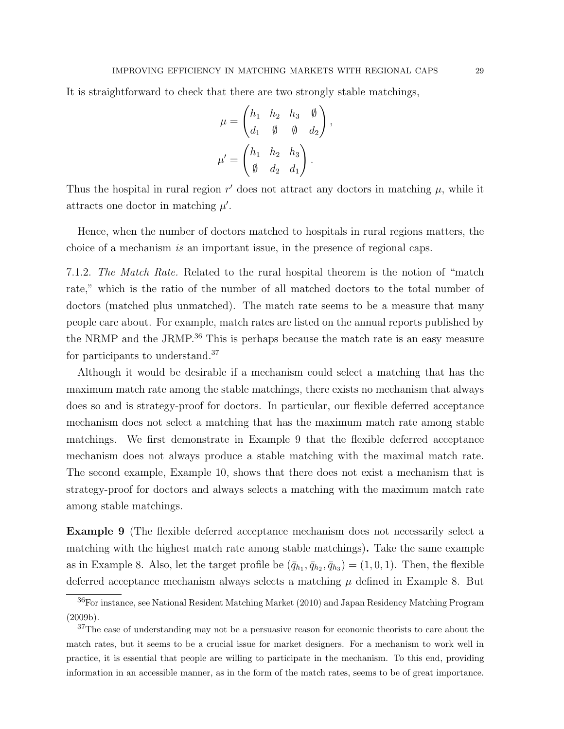It is straightforward to check that there are two strongly stable matchings,

$$\mu = \begin{pmatrix} h_1 & h_2 & h_3 & \emptyset \\ d_1 & \emptyset & \emptyset & d_2 \end{pmatrix},$$

$$\mu' = \begin{pmatrix} h_1 & h_2 & h_3 \\ \emptyset & d_2 & d_1 \end{pmatrix}.$$

Thus the hospital in rural region $r'$ does not attract any doctors in matching $\mu$, while it attracts one doctor in matching $\mu'$.

Hence, when the number of doctors matched to hospitals in rural regions matters, the choice of a mechanism *is* an important issue, in the presence of regional caps.

7.1.2. *The Match Rate.* Related to the rural hospital theorem is the notion of "match rate," which is the ratio of the number of all matched doctors to the total number of doctors (matched plus unmatched). The match rate seems to be a measure that many people care about. For example, match rates are listed on the annual reports published by the NRMP and the JRMP.[36] This is perhaps because the match rate is an easy measure for participants to understand.[37]

Although it would be desirable if a mechanism could select a matching that has the maximum match rate among the stable matchings, there exists no mechanism that always does so and is strategy-proof for doctors. In particular, our flexible deferred acceptance mechanism does not select a matching that has the maximum match rate among stable matchings. We first demonstrate in Example 9 that the flexible deferred acceptance mechanism does not always produce a stable matching with the maximal match rate. The second example, Example 10, shows that there does not exist a mechanism that is strategy-proof for doctors and always selects a matching with the maximum match rate among stable matchings.

**Example 9** (The flexible deferred acceptance mechanism does not necessarily select a matching with the highest match rate among stable matchings)**.** Take the same example as in Example 8. Also, let the target profile be $(\bar{q}_{h_1}, \bar{q}_{h_2}, \bar{q}_{h_3}) = (1, 0, 1)$. Then, the flexible deferred acceptance mechanism always selects a matching $\mu$ defined in Example 8. But

[36] For instance, see National Resident Matching Market (2010) and Japan Residency Matching Program (2009b).

[37] The ease of understanding may not be a persuasive reason for economic theorists to care about the match rates, but it seems to be a crucial issue for market designers. For a mechanism to work well in practice, it is essential that people are willing to participate in the mechanism. To this end, providing information in an accessible manner, as in the form of the match rates, seems to be of great importance.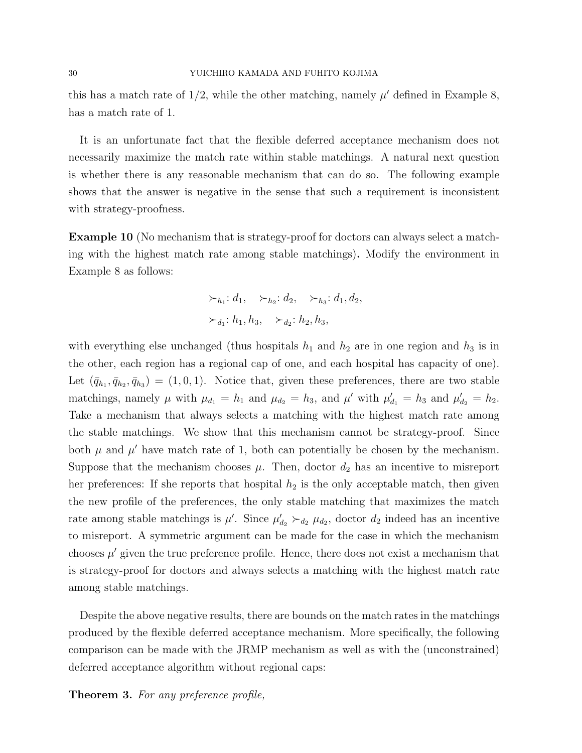this has a match rate of 1/2, while the other matching, namely $\mu'$ defined in Example 8, has a match rate of 1.

It is an unfortunate fact that the flexible deferred acceptance mechanism does not necessarily maximize the match rate within stable matchings. A natural next question is whether there is any reasonable mechanism that can do so. The following example shows that the answer is negative in the sense that such a requirement is inconsistent with strategy-proofness.

**Example 10** (No mechanism that is strategy-proof for doctors can always select a matching with the highest match rate among stable matchings)**.** Modify the environment in Example 8 as follows:

$$\succ_{h_1}: d_1, \quad \succ_{h_2}: d_2, \quad \succ_{h_3}: d_1, d_2,$$
$$\succ_{d_1}: h_1, h_3, \quad \succ_{d_2}: h_2, h_3,$$

with everything else unchanged (thus hospitals $h_1$ and $h_2$ are in one region and $h_3$ is in the other, each region has a regional cap of one, and each hospital has capacity of one). Let $(\bar{q}_{h_1}, \bar{q}_{h_2}, \bar{q}_{h_3}) = (1, 0, 1)$. Notice that, given these preferences, there are two stable matchings, namely $\mu$ with $\mu_{d_1} = h_1$ and $\mu_{d_2} = h_3$, and $\mu'$ with $\mu'_{d_1} = h_3$ and $\mu'_{d_2} = h_2$. Take a mechanism that always selects a matching with the highest match rate among the stable matchings. We show that this mechanism cannot be strategy-proof. Since both $\mu$ and $\mu'$ have match rate of 1, both can potentially be chosen by the mechanism. Suppose that the mechanism chooses $\mu$. Then, doctor $d_2$ has an incentive to misreport her preferences: If she reports that hospital $h_2$ is the only acceptable match, then given the new profile of the preferences, the only stable matching that maximizes the match rate among stable matchings is $\mu'$. Since $\mu'_{d_2} \succ_{d_2} \mu_{d_2}$, doctor $d_2$ indeed has an incentive to misreport. A symmetric argument can be made for the case in which the mechanism chooses $\mu'$ given the true preference profile. Hence, there does not exist a mechanism that is strategy-proof for doctors and always selects a matching with the highest match rate among stable matchings.

Despite the above negative results, there are bounds on the match rates in the matchings produced by the flexible deferred acceptance mechanism. More specifically, the following comparison can be made with the JRMP mechanism as well as with the (unconstrained) deferred acceptance algorithm without regional caps:

**Theorem 3.** *For any preference profile,*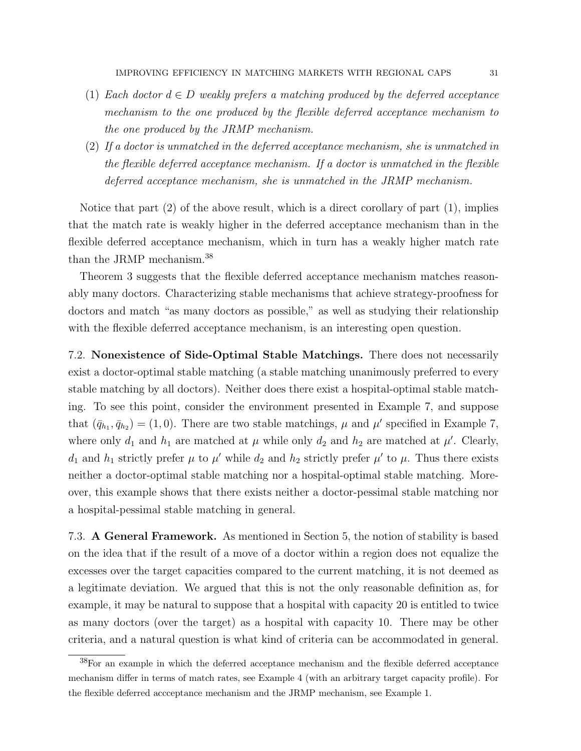(1) *Each doctor $d \in D$ weakly prefers a matching produced by the deferred acceptance mechanism to the one produced by the flexible deferred acceptance mechanism to the one produced by the JRMP mechanism.*

(2) *If a doctor is unmatched in the deferred acceptance mechanism, she is unmatched in the flexible deferred acceptance mechanism. If a doctor is unmatched in the flexible deferred acceptance mechanism, she is unmatched in the JRMP mechanism.*

Notice that part (2) of the above result, which is a direct corollary of part (1), implies that the match rate is weakly higher in the deferred acceptance mechanism than in the flexible deferred acceptance mechanism, which in turn has a weakly higher match rate than the JRMP mechanism.[38]

Theorem 3 suggests that the flexible deferred acceptance mechanism matches reasonably many doctors. Characterizing stable mechanisms that achieve strategy-proofness for doctors and match "as many doctors as possible," as well as studying their relationship with the flexible deferred acceptance mechanism, is an interesting open question.

7.2. **Nonexistence of Side-Optimal Stable Matchings.** There does not necessarily exist a doctor-optimal stable matching (a stable matching unanimously preferred to every stable matching by all doctors). Neither does there exist a hospital-optimal stable matching. To see this point, consider the environment presented in Example 7, and suppose that $(\bar{q}_{h_1}, \bar{q}_{h_2}) = (1, 0)$. There are two stable matchings, $\mu$ and $\mu'$ specified in Example 7, where only $d_1$ and $h_1$ are matched at $\mu$ while only $d_2$ and $h_2$ are matched at $\mu'$. Clearly, $d_1$ and $h_1$ strictly prefer $\mu$ to $\mu'$ while $d_2$ and $h_2$ strictly prefer $\mu'$ to $\mu$. Thus there exists neither a doctor-optimal stable matching nor a hospital-optimal stable matching. Moreover, this example shows that there exists neither a doctor-pessimal stable matching nor a hospital-pessimal stable matching in general.

7.3. **A General Framework.** As mentioned in Section 5, the notion of stability is based on the idea that if the result of a move of a doctor within a region does not equalize the excesses over the target capacities compared to the current matching, it is not deemed as a legitimate deviation. We argued that this is not the only reasonable definition as, for example, it may be natural to suppose that a hospital with capacity 20 is entitled to twice as many doctors (over the target) as a hospital with capacity 10. There may be other criteria, and a natural question is what kind of criteria can be accommodated in general.

[38]For an example in which the deferred acceptance mechanism and the flexible deferred acceptance mechanism differ in terms of match rates, see Example 4 (with an arbitrary target capacity profile). For the flexible deferred accceptance mechanism and the JRMP mechanism, see Example 1.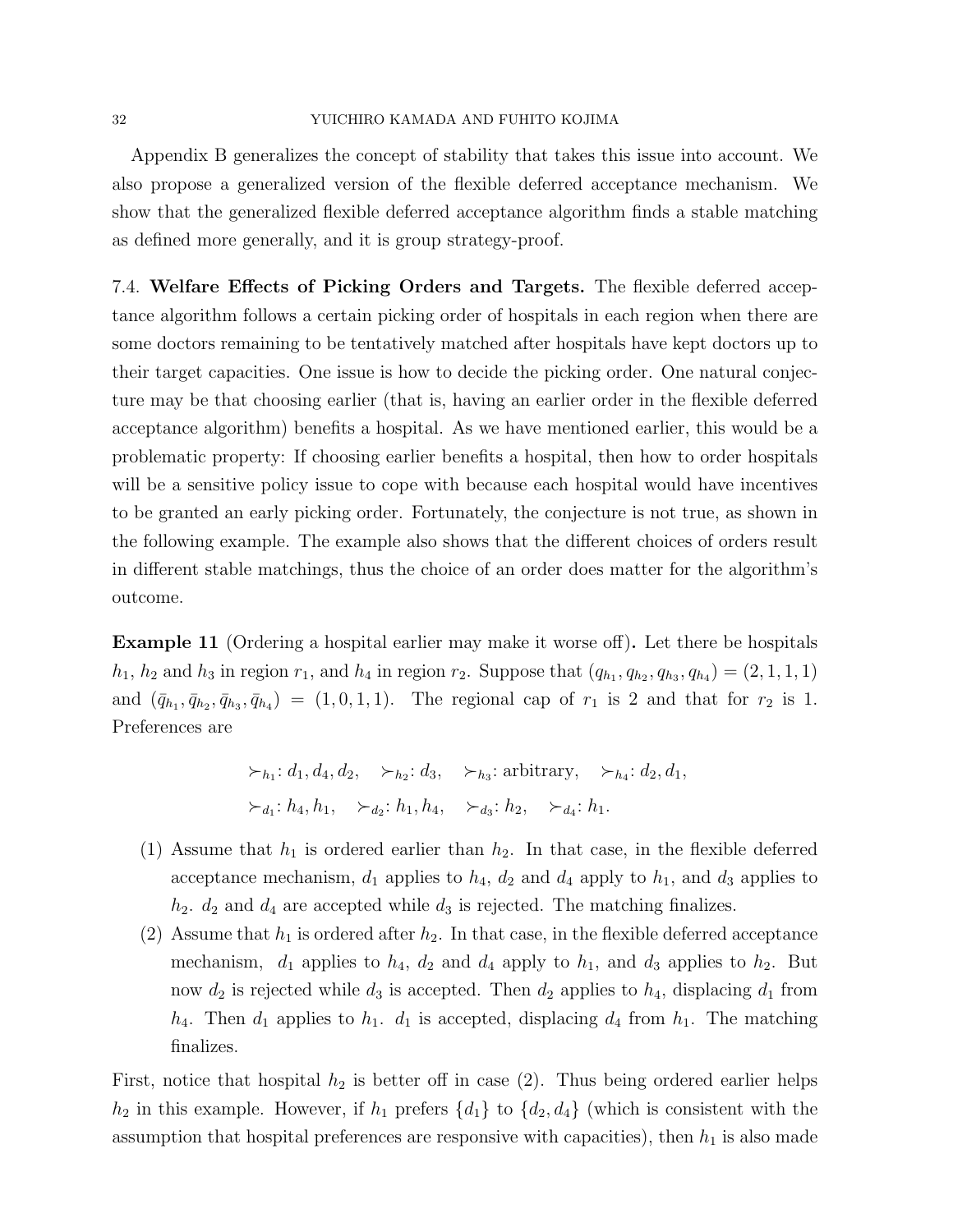Appendix B generalizes the concept of stability that takes this issue into account. We also propose a generalized version of the flexible deferred acceptance mechanism. We show that the generalized flexible deferred acceptance algorithm finds a stable matching as defined more generally, and it is group strategy-proof.

7.4. **Welfare Effects of Picking Orders and Targets.** The flexible deferred acceptance algorithm follows a certain picking order of hospitals in each region when there are some doctors remaining to be tentatively matched after hospitals have kept doctors up to their target capacities. One issue is how to decide the picking order. One natural conjecture may be that choosing earlier (that is, having an earlier order in the flexible deferred acceptance algorithm) benefits a hospital. As we have mentioned earlier, this would be a problematic property: If choosing earlier benefits a hospital, then how to order hospitals will be a sensitive policy issue to cope with because each hospital would have incentives to be granted an early picking order. Fortunately, the conjecture is not true, as shown in the following example. The example also shows that the different choices of orders result in different stable matchings, thus the choice of an order does matter for the algorithm's outcome.

**Example 11** (Ordering a hospital earlier may make it worse off)**.** Let there be hospitals $h_1$, $h_2$ and $h_3$ in region $r_1$, and $h_4$ in region $r_2$. Suppose that $(q_{h_1}, q_{h_2}, q_{h_3}, q_{h_4}) = (2, 1, 1, 1)$ and $(\bar{q}_{h_1}, \bar{q}_{h_2}, \bar{q}_{h_3}, \bar{q}_{h_4}) = (1, 0, 1, 1)$. The regional cap of $r_1$ is 2 and that for $r_2$ is 1. Preferences are

$$\succ_{h_1}: d_1, d_4, d_2, \quad \succ_{h_2}: d_3, \quad \succ_{h_3}: \text{arbitrary}, \quad \succ_{h_4}: d_2, d_1,$$
$$\succ_{d_1}: h_4, h_1, \quad \succ_{d_2}: h_1, h_4, \quad \succ_{d_3}: h_2, \quad \succ_{d_4}: h_1.$$

(1) Assume that $h_1$ is ordered earlier than $h_2$. In that case, in the flexible deferred acceptance mechanism, $d_1$ applies to $h_4$, $d_2$ and $d_4$ apply to $h_1$, and $d_3$ applies to $h_2$. $d_2$ and $d_4$ are accepted while $d_3$ is rejected. The matching finalizes.
(2) Assume that $h_1$ is ordered after $h_2$. In that case, in the flexible deferred acceptance mechanism, $d_1$ applies to $h_4$, $d_2$ and $d_4$ apply to $h_1$, and $d_3$ applies to $h_2$. But now $d_2$ is rejected while $d_3$ is accepted. Then $d_2$ applies to $h_4$, displacing $d_1$ from $h_4$. Then $d_1$ applies to $h_1$. $d_1$ is accepted, displacing $d_4$ from $h_1$. The matching finalizes.

First, notice that hospital $h_2$ is better off in case (2). Thus being ordered earlier helps $h_2$ in this example. However, if $h_1$ prefers $\{d_1\}$ to $\{d_2, d_4\}$ (which is consistent with the assumption that hospital preferences are responsive with capacities), then $h_1$ is also made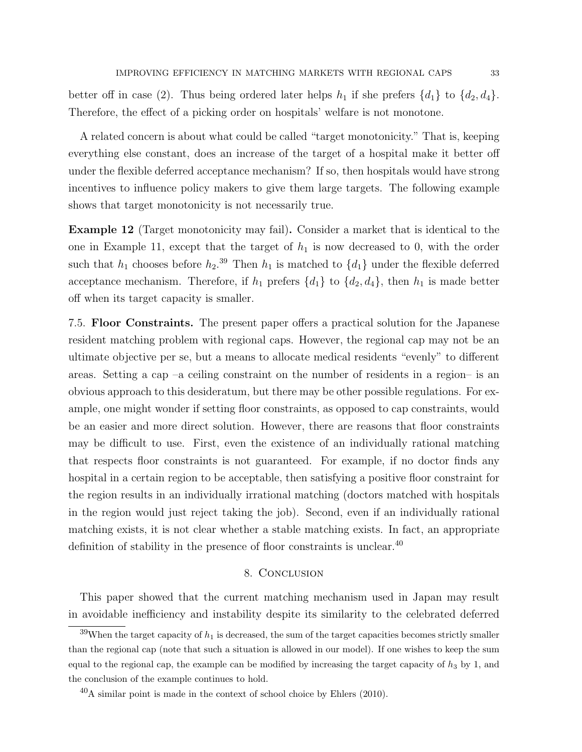better off in case (2). Thus being ordered later helps $h_1$ if she prefers $\{d_1\}$ to $\{d_2, d_4\}$. Therefore, the effect of a picking order on hospitals' welfare is not monotone.

A related concern is about what could be called "target monotonicity." That is, keeping everything else constant, does an increase of the target of a hospital make it better off under the flexible deferred acceptance mechanism? If so, then hospitals would have strong incentives to influence policy makers to give them large targets. The following example shows that target monotonicity is not necessarily true.

**Example 12** (Target monotonicity may fail)**.** Consider a market that is identical to the one in Example 11, except that the target of $h_1$ is now decreased to 0, with the order such that $h_1$ chooses before $h_2$.[39] Then $h_1$ is matched to $\{d_1\}$ under the flexible deferred acceptance mechanism. Therefore, if $h_1$ prefers $\{d_1\}$ to $\{d_2, d_4\}$, then $h_1$ is made better off when its target capacity is smaller.

7.5. **Floor Constraints.** The present paper offers a practical solution for the Japanese resident matching problem with regional caps. However, the regional cap may not be an ultimate objective per se, but a means to allocate medical residents "evenly" to different areas. Setting a cap –a ceiling constraint on the number of residents in a region– is an obvious approach to this desideratum, but there may be other possible regulations. For example, one might wonder if setting floor constraints, as opposed to cap constraints, would be an easier and more direct solution. However, there are reasons that floor constraints may be difficult to use. First, even the existence of an individually rational matching that respects floor constraints is not guaranteed. For example, if no doctor finds any hospital in a certain region to be acceptable, then satisfying a positive floor constraint for the region results in an individually irrational matching (doctors matched with hospitals in the region would just reject taking the job). Second, even if an individually rational matching exists, it is not clear whether a stable matching exists. In fact, an appropriate definition of stability in the presence of floor constraints is unclear.[40]

## 8. Conclusion

This paper showed that the current matching mechanism used in Japan may result in avoidable inefficiency and instability despite its similarity to the celebrated deferred

[39] When the target capacity of $h_1$ is decreased, the sum of the target capacities becomes strictly smaller than the regional cap (note that such a situation is allowed in our model). If one wishes to keep the sum equal to the regional cap, the example can be modified by increasing the target capacity of $h_3$ by 1, and the conclusion of the example continues to hold.

[40] A similar point is made in the context of school choice by Ehlers (2010).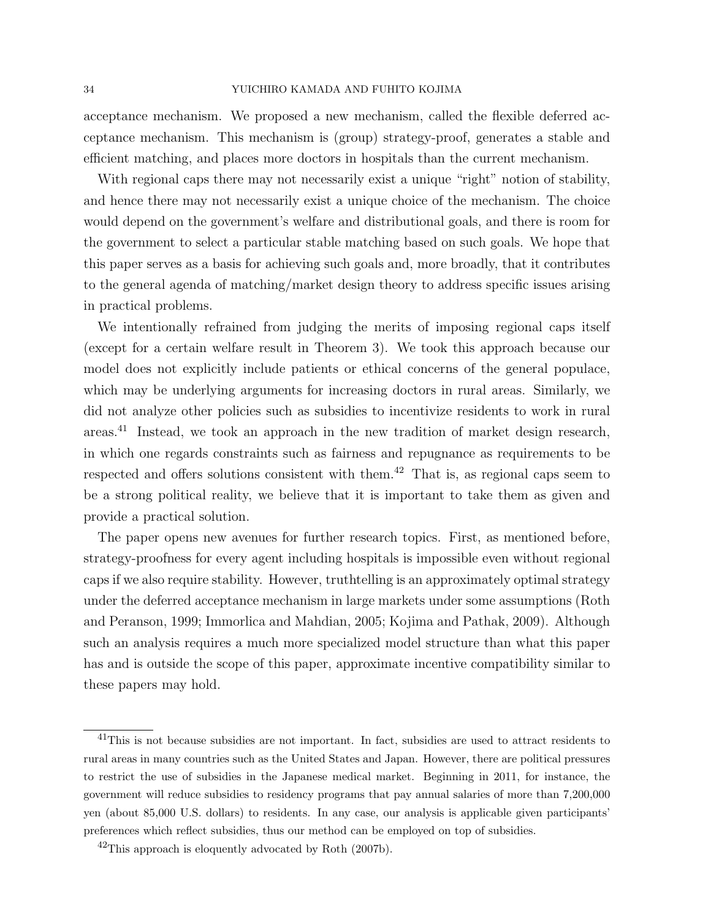acceptance mechanism. We proposed a new mechanism, called the flexible deferred acceptance mechanism. This mechanism is (group) strategy-proof, generates a stable and efficient matching, and places more doctors in hospitals than the current mechanism.

With regional caps there may not necessarily exist a unique "right" notion of stability, and hence there may not necessarily exist a unique choice of the mechanism. The choice would depend on the government's welfare and distributional goals, and there is room for the government to select a particular stable matching based on such goals. We hope that this paper serves as a basis for achieving such goals and, more broadly, that it contributes to the general agenda of matching/market design theory to address specific issues arising in practical problems.

We intentionally refrained from judging the merits of imposing regional caps itself (except for a certain welfare result in Theorem 3). We took this approach because our model does not explicitly include patients or ethical concerns of the general populace, which may be underlying arguments for increasing doctors in rural areas. Similarly, we did not analyze other policies such as subsidies to incentivize residents to work in rural areas.[41] Instead, we took an approach in the new tradition of market design research, in which one regards constraints such as fairness and repugnance as requirements to be respected and offers solutions consistent with them.[42] That is, as regional caps seem to be a strong political reality, we believe that it is important to take them as given and provide a practical solution.

The paper opens new avenues for further research topics. First, as mentioned before, strategy-proofness for every agent including hospitals is impossible even without regional caps if we also require stability. However, truthtelling is an approximately optimal strategy under the deferred acceptance mechanism in large markets under some assumptions (Roth and Peranson, 1999; Immorlica and Mahdian, 2005; Kojima and Pathak, 2009). Although such an analysis requires a much more specialized model structure than what this paper has and is outside the scope of this paper, approximate incentive compatibility similar to these papers may hold.

---

[41] This is not because subsidies are not important. In fact, subsidies are used to attract residents to rural areas in many countries such as the United States and Japan. However, there are political pressures to restrict the use of subsidies in the Japanese medical market. Beginning in 2011, for instance, the government will reduce subsidies to residency programs that pay annual salaries of more than 7,200,000 yen (about 85,000 U.S. dollars) to residents. In any case, our analysis is applicable given participants' preferences which reflect subsidies, thus our method can be employed on top of subsidies.

[42] This approach is eloquently advocated by Roth (2007b).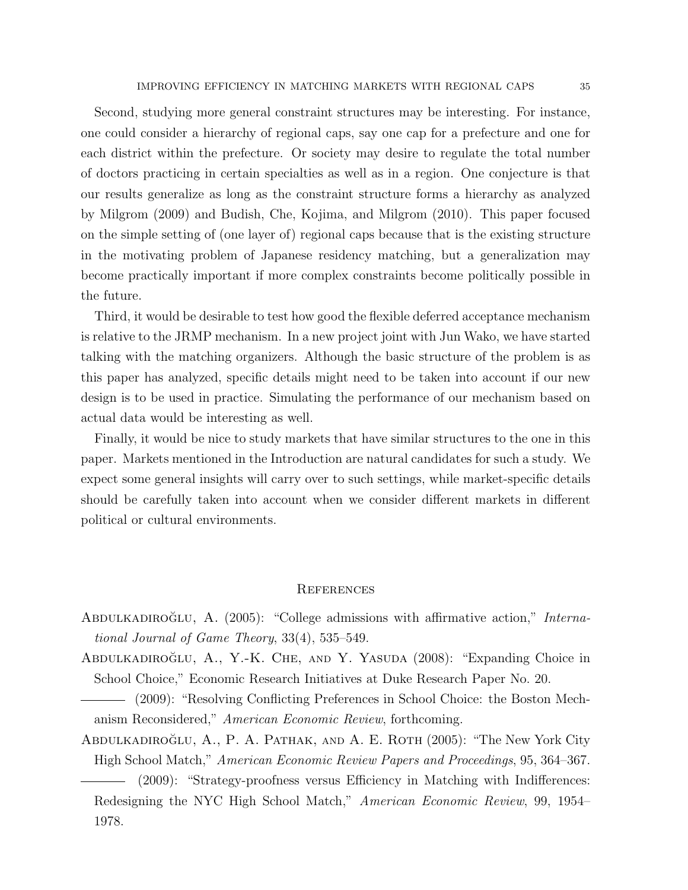Second, studying more general constraint structures may be interesting. For instance, one could consider a hierarchy of regional caps, say one cap for a prefecture and one for each district within the prefecture. Or society may desire to regulate the total number of doctors practicing in certain specialties as well as in a region. One conjecture is that our results generalize as long as the constraint structure forms a hierarchy as analyzed by Milgrom (2009) and Budish, Che, Kojima, and Milgrom (2010). This paper focused on the simple setting of (one layer of) regional caps because that is the existing structure in the motivating problem of Japanese residency matching, but a generalization may become practically important if more complex constraints become politically possible in the future.

Third, it would be desirable to test how good the flexible deferred acceptance mechanism is relative to the JRMP mechanism. In a new project joint with Jun Wako, we have started talking with the matching organizers. Although the basic structure of the problem is as this paper has analyzed, specific details might need to be taken into account if our new design is to be used in practice. Simulating the performance of our mechanism based on actual data would be interesting as well.

Finally, it would be nice to study markets that have similar structures to the one in this paper. Markets mentioned in the Introduction are natural candidates for such a study. We expect some general insights will carry over to such settings, while market-specific details should be carefully taken into account when we consider different markets in different political or cultural environments.

## References

Abdulkadiroğlu, A. (2005): "College admissions with affirmative action," *International Journal of Game Theory*, 33(4), 535–549.

Abdulkadiroğlu, A., Y.-K. Che, and Y. Yasuda (2008): "Expanding Choice in School Choice," Economic Research Initiatives at Duke Research Paper No. 20.

——— (2009): "Resolving Conflicting Preferences in School Choice: the Boston Mechanism Reconsidered," *American Economic Review*, forthcoming.

Abdulkadiroğlu, A., P. A. Pathak, and A. E. Roth (2005): "The New York City High School Match," *American Economic Review Papers and Proceedings*, 95, 364–367.

——— (2009): "Strategy-proofness versus Efficiency in Matching with Indifferences: Redesigning the NYC High School Match," *American Economic Review*, 99, 1954–1978.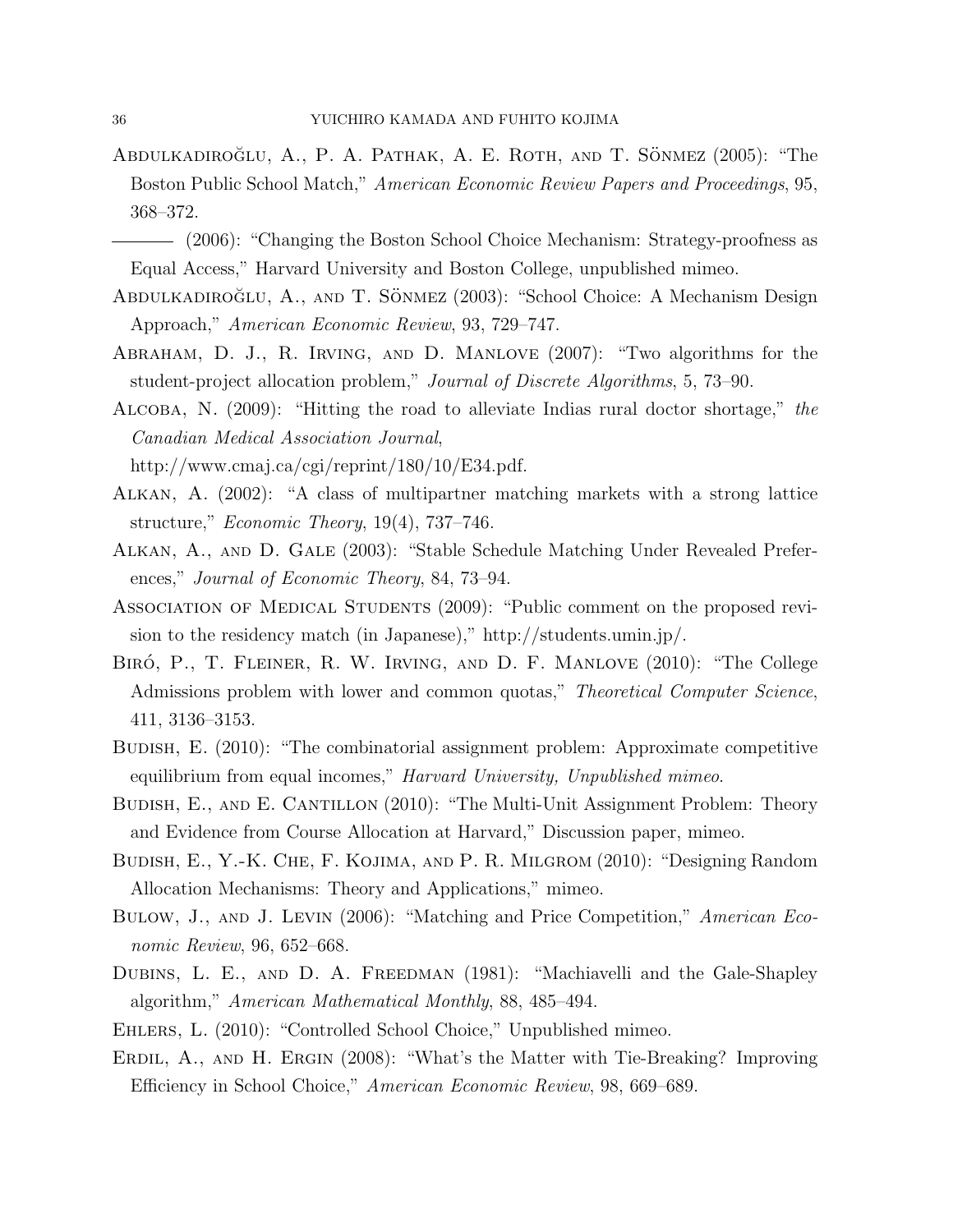Abdulkadiroğlu, A., P. A. Pathak, A. E. Roth, and T. Sönmez (2005): "The Boston Public School Match," *American Economic Review Papers and Proceedings*, 95, 368–372.

——— (2006): "Changing the Boston School Choice Mechanism: Strategy-proofness as Equal Access," Harvard University and Boston College, unpublished mimeo.

Abdulkadiroğlu, A., and T. Sönmez (2003): "School Choice: A Mechanism Design Approach," *American Economic Review*, 93, 729–747.

Abraham, D. J., R. Irving, and D. Manlove (2007): "Two algorithms for the student-project allocation problem," *Journal of Discrete Algorithms*, 5, 73–90.

Alcoba, N. (2009): "Hitting the road to alleviate Indias rural doctor shortage," *the Canadian Medical Association Journal*, http://www.cmaj.ca/cgi/reprint/180/10/E34.pdf.

Alkan, A. (2002): "A class of multipartner matching markets with a strong lattice structure," *Economic Theory*, 19(4), 737–746.

Alkan, A., and D. Gale (2003): "Stable Schedule Matching Under Revealed Preferences," *Journal of Economic Theory*, 84, 73–94.

Association of Medical Students (2009): "Public comment on the proposed revision to the residency match (in Japanese)," http://students.umin.jp/.

Biró, P., T. Fleiner, R. W. Irving, and D. F. Manlove (2010): "The College Admissions problem with lower and common quotas," *Theoretical Computer Science*, 411, 3136–3153.

Budish, E. (2010): "The combinatorial assignment problem: Approximate competitive equilibrium from equal incomes," *Harvard University, Unpublished mimeo.*

Budish, E., and E. Cantillon (2010): "The Multi-Unit Assignment Problem: Theory and Evidence from Course Allocation at Harvard," Discussion paper, mimeo.

Budish, E., Y.-K. Che, F. Kojima, and P. R. Milgrom (2010): "Designing Random Allocation Mechanisms: Theory and Applications," mimeo.

Bulow, J., and J. Levin (2006): "Matching and Price Competition," *American Economic Review*, 96, 652–668.

Dubins, L. E., and D. A. Freedman (1981): "Machiavelli and the Gale-Shapley algorithm," *American Mathematical Monthly*, 88, 485–494.

Ehlers, L. (2010): "Controlled School Choice," Unpublished mimeo.

Erdil, A., and H. Ergin (2008): "What's the Matter with Tie-Breaking? Improving Efficiency in School Choice," *American Economic Review*, 98, 669–689.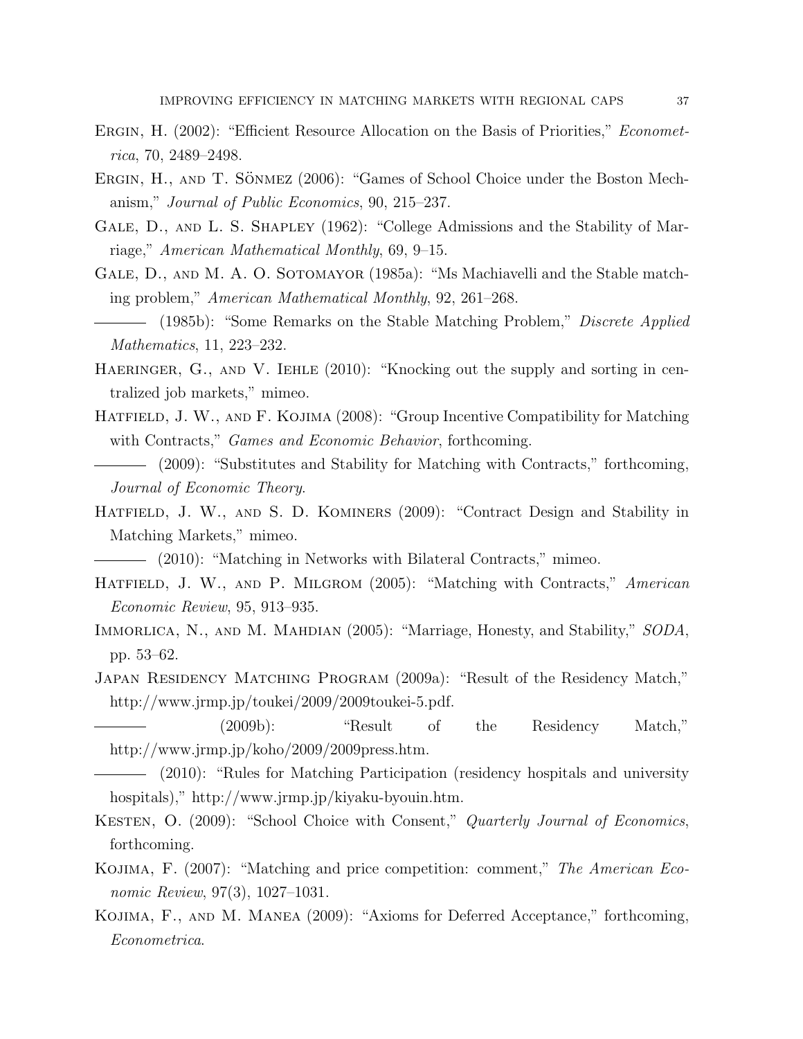Ergin, H. (2002): "Efficient Resource Allocation on the Basis of Priorities," *Econometrica*, 70, 2489–2498.

Ergin, H., and T. Sönmez (2006): "Games of School Choice under the Boston Mechanism," *Journal of Public Economics*, 90, 215–237.

Gale, D., and L. S. Shapley (1962): "College Admissions and the Stability of Marriage," *American Mathematical Monthly*, 69, 9–15.

Gale, D., and M. A. O. Sotomayor (1985a): "Ms Machiavelli and the Stable matching problem," *American Mathematical Monthly*, 92, 261–268.

——— (1985b): "Some Remarks on the Stable Matching Problem," *Discrete Applied Mathematics*, 11, 223–232.

Haeringer, G., and V. Iehle (2010): "Knocking out the supply and sorting in centralized job markets," mimeo.

Hatfield, J. W., and F. Kojima (2008): "Group Incentive Compatibility for Matching with Contracts," *Games and Economic Behavior*, forthcoming.

——— (2009): "Substitutes and Stability for Matching with Contracts," forthcoming, *Journal of Economic Theory*.

Hatfield, J. W., and S. D. Kominers (2009): "Contract Design and Stability in Matching Markets," mimeo.

——— (2010): "Matching in Networks with Bilateral Contracts," mimeo.

Hatfield, J. W., and P. Milgrom (2005): "Matching with Contracts," *American Economic Review*, 95, 913–935.

Immorlica, N., and M. Mahdian (2005): "Marriage, Honesty, and Stability," *SODA*, pp. 53–62.

Japan Residency Matching Program (2009a): "Result of the Residency Match," http://www.jrmp.jp/toukei/2009/2009toukei-5.pdf.

——— (2009b): "Result of the Residency Match," http://www.jrmp.jp/koho/2009/2009press.htm.

——— (2010): "Rules for Matching Participation (residency hospitals and university hospitals)," http://www.jrmp.jp/kiyaku-byouin.htm.

Kesten, O. (2009): "School Choice with Consent," *Quarterly Journal of Economics*, forthcoming.

Kojima, F. (2007): "Matching and price competition: comment," *The American Economic Review*, 97(3), 1027–1031.

Kojima, F., and M. Manea (2009): "Axioms for Deferred Acceptance," forthcoming, *Econometrica*.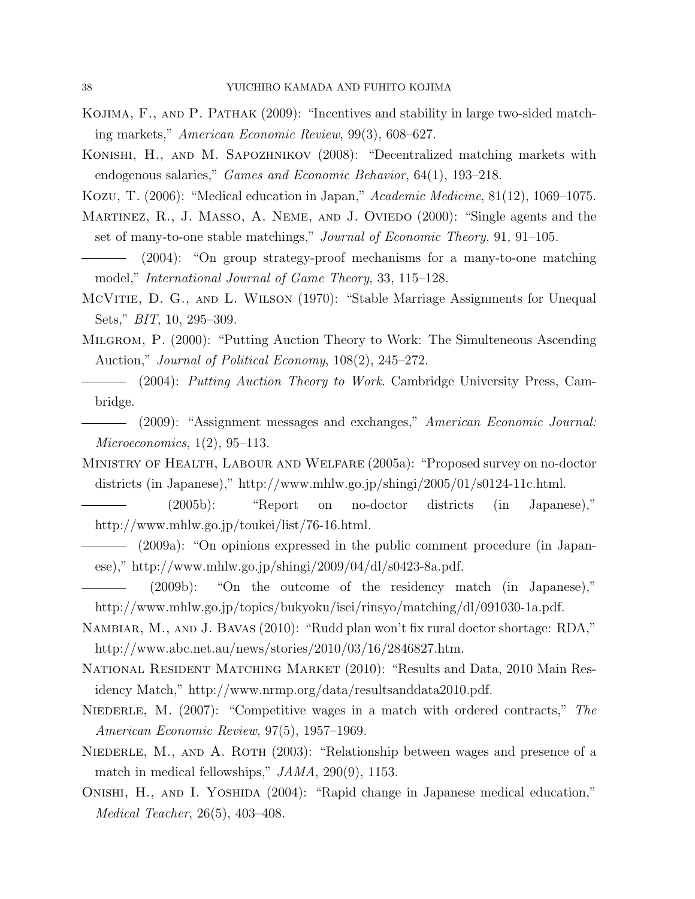Kojima, F., and P. Pathak (2009): "Incentives and stability in large two-sided matching markets," *American Economic Review*, 99(3), 608–627.

Konishi, H., and M. Sapozhnikov (2008): "Decentralized matching markets with endogenous salaries," *Games and Economic Behavior*, 64(1), 193–218.

Kozu, T. (2006): "Medical education in Japan," *Academic Medicine*, 81(12), 1069–1075.

Martinez, R., J. Masso, A. Neme, and J. Oviedo (2000): "Single agents and the set of many-to-one stable matchings," *Journal of Economic Theory*, 91, 91–105.

——— (2004): "On group strategy-proof mechanisms for a many-to-one matching model," *International Journal of Game Theory*, 33, 115–128.

McVitie, D. G., and L. Wilson (1970): "Stable Marriage Assignments for Unequal Sets," *BIT*, 10, 295–309.

Milgrom, P. (2000): "Putting Auction Theory to Work: The Simulteneous Ascending Auction," *Journal of Political Economy*, 108(2), 245–272.

——— (2004): *Putting Auction Theory to Work*. Cambridge University Press, Cambridge.

——— (2009): "Assignment messages and exchanges," *American Economic Journal: Microeconomics*, 1(2), 95–113.

Ministry of Health, Labour and Welfare (2005a): "Proposed survey on no-doctor districts (in Japanese)," http://www.mhlw.go.jp/shingi/2005/01/s0124-11c.html.

——— (2005b): "Report on no-doctor districts (in Japanese)," http://www.mhlw.go.jp/toukei/list/76-16.html.

——— (2009a): "On opinions expressed in the public comment procedure (in Japanese)," http://www.mhlw.go.jp/shingi/2009/04/dl/s0423-8a.pdf.

——— (2009b): "On the outcome of the residency match (in Japanese)," http://www.mhlw.go.jp/topics/bukyoku/isei/rinsyo/matching/dl/091030-1a.pdf.

Nambiar, M., and J. Bavas (2010): "Rudd plan won't fix rural doctor shortage: RDA," http://www.abc.net.au/news/stories/2010/03/16/2846827.htm.

National Resident Matching Market (2010): "Results and Data, 2010 Main Residency Match," http://www.nrmp.org/data/resultsanddata2010.pdf.

Niederle, M. (2007): "Competitive wages in a match with ordered contracts," *The American Economic Review*, 97(5), 1957–1969.

Niederle, M., and A. Roth (2003): "Relationship between wages and presence of a match in medical fellowships," *JAMA*, 290(9), 1153.

Onishi, H., and I. Yoshida (2004): "Rapid change in Japanese medical education," *Medical Teacher*, 26(5), 403–408.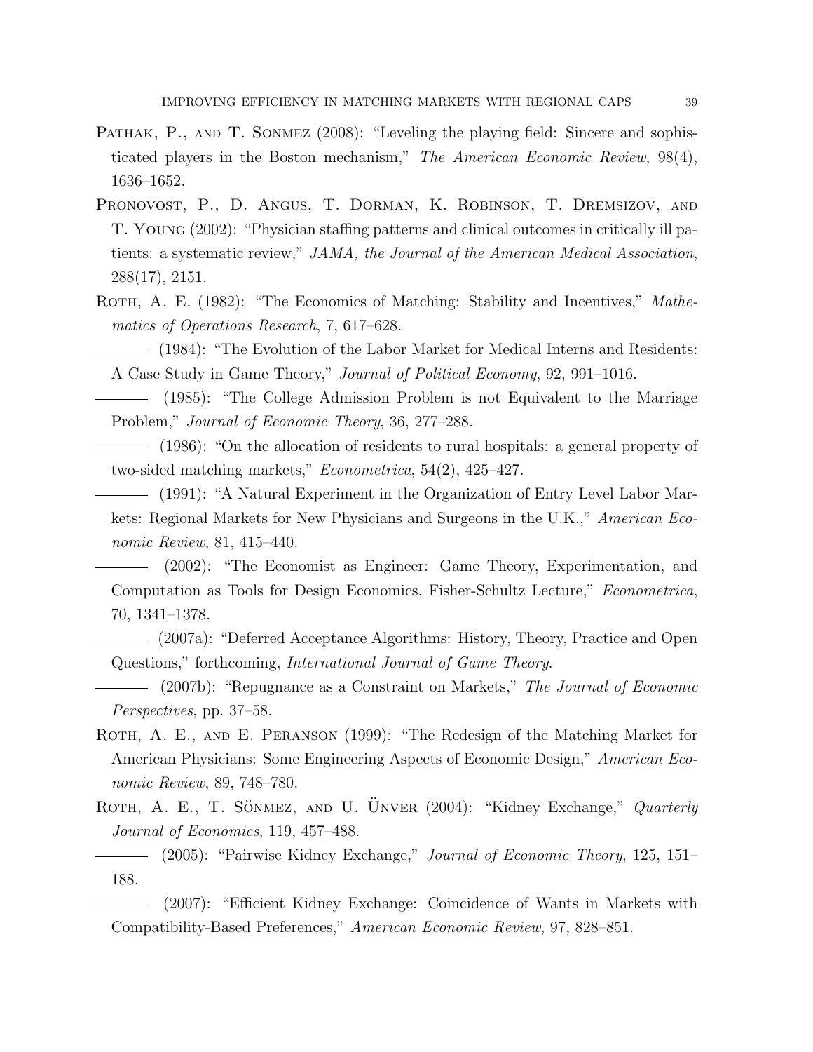Pathak, P., and T. Sonmez (2008): "Leveling the playing field: Sincere and sophisticated players in the Boston mechanism," *The American Economic Review*, 98(4), 1636–1652.

Pronovost, P., D. Angus, T. Dorman, K. Robinson, T. Dremsizov, and T. Young (2002): "Physician staffing patterns and clinical outcomes in critically ill patients: a systematic review," *JAMA, the Journal of the American Medical Association*, 288(17), 2151.

Roth, A. E. (1982): "The Economics of Matching: Stability and Incentives," *Mathematics of Operations Research*, 7, 617–628.

——— (1984): "The Evolution of the Labor Market for Medical Interns and Residents: A Case Study in Game Theory," *Journal of Political Economy*, 92, 991–1016.

——— (1985): "The College Admission Problem is not Equivalent to the Marriage Problem," *Journal of Economic Theory*, 36, 277–288.

——— (1986): "On the allocation of residents to rural hospitals: a general property of two-sided matching markets," *Econometrica*, 54(2), 425–427.

——— (1991): "A Natural Experiment in the Organization of Entry Level Labor Markets: Regional Markets for New Physicians and Surgeons in the U.K.," *American Economic Review*, 81, 415–440.

——— (2002): "The Economist as Engineer: Game Theory, Experimentation, and Computation as Tools for Design Economics, Fisher-Schultz Lecture," *Econometrica*, 70, 1341–1378.

——— (2007a): "Deferred Acceptance Algorithms: History, Theory, Practice and Open Questions," forthcoming, *International Journal of Game Theory*.

——— (2007b): "Repugnance as a Constraint on Markets," *The Journal of Economic Perspectives*, pp. 37–58.

Roth, A. E., and E. Peranson (1999): "The Redesign of the Matching Market for American Physicians: Some Engineering Aspects of Economic Design," *American Economic Review*, 89, 748–780.

Roth, A. E., T. Sönmez, and U. Ünver (2004): "Kidney Exchange," *Quarterly Journal of Economics*, 119, 457–488.

——— (2005): "Pairwise Kidney Exchange," *Journal of Economic Theory*, 125, 151–188.

——— (2007): "Efficient Kidney Exchange: Coincidence of Wants in Markets with Compatibility-Based Preferences," *American Economic Review*, 97, 828–851.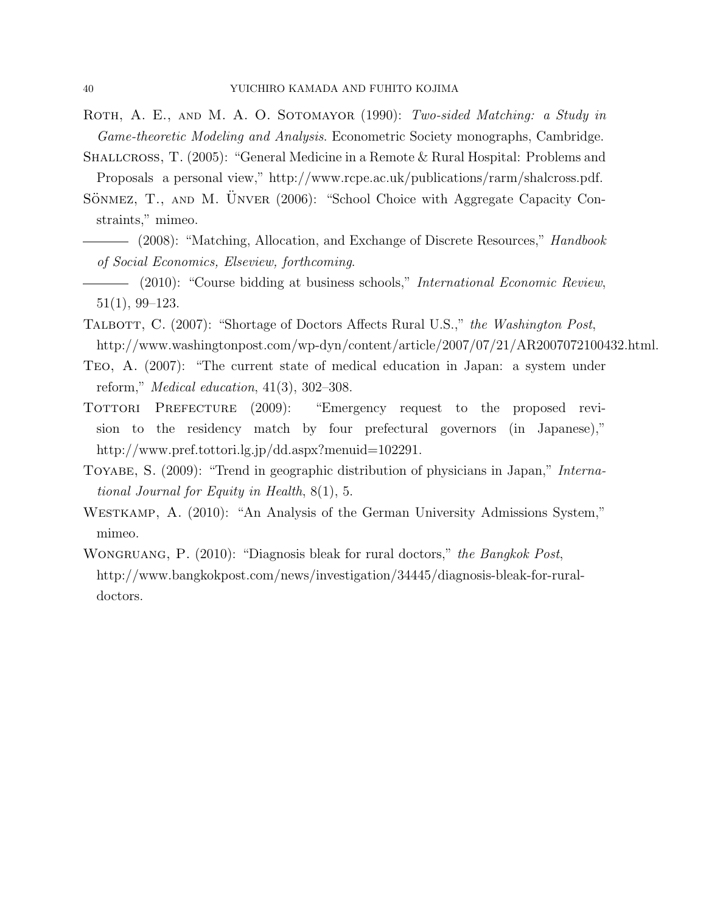Roth, A. E., and M. A. O. Sotomayor (1990): *Two-sided Matching: a Study in Game-theoretic Modeling and Analysis*. Econometric Society monographs, Cambridge.

Shallcross, T. (2005): "General Medicine in a Remote & Rural Hospital: Problems and Proposals a personal view," http://www.rcpe.ac.uk/publications/rarm/shalcross.pdf.

Sönmez, T., and M. Ünver (2006): "School Choice with Aggregate Capacity Constraints," mimeo.

——— (2008): "Matching, Allocation, and Exchange of Discrete Resources," *Handbook of Social Economics, Elseview, forthcoming*.

——— (2010): "Course bidding at business schools," *International Economic Review*, 51(1), 99–123.

Talbott, C. (2007): "Shortage of Doctors Affects Rural U.S.," *the Washington Post*, http://www.washingtonpost.com/wp-dyn/content/article/2007/07/21/AR2007072100432.html.

Teo, A. (2007): "The current state of medical education in Japan: a system under reform," *Medical education*, 41(3), 302–308.

Tottori Prefecture (2009): "Emergency request to the proposed revision to the residency match by four prefectural governors (in Japanese)," http://www.pref.tottori.lg.jp/dd.aspx?menuid=102291.

Toyabe, S. (2009): "Trend in geographic distribution of physicians in Japan," *International Journal for Equity in Health*, 8(1), 5.

Westkamp, A. (2010): "An Analysis of the German University Admissions System," mimeo.

Wongruang, P. (2010): "Diagnosis bleak for rural doctors," *the Bangkok Post*, http://www.bangkokpost.com/news/investigation/34445/diagnosis-bleak-for-rural-doctors.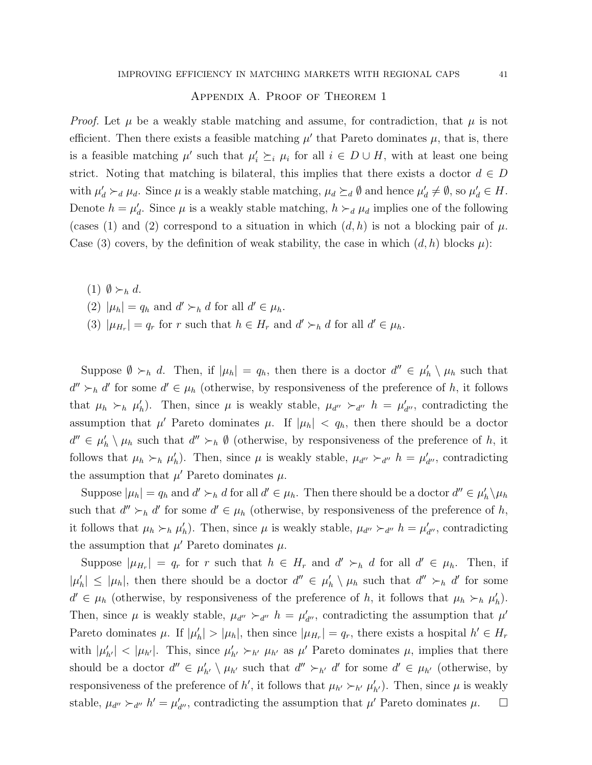## Appendix A. Proof of Theorem 1

*Proof.* Let $\mu$ be a weakly stable matching and assume, for contradiction, that $\mu$ is not efficient. Then there exists a feasible matching $\mu'$ that Pareto dominates $\mu$, that is, there is a feasible matching $\mu'$ such that $\mu'_i \succeq_i \mu_i$ for all $i \in D \cup H$, with at least one being strict. Noting that matching is bilateral, this implies that there exists a doctor $d \in D$ with $\mu'_d \succ_d \mu_d$. Since $\mu$ is a weakly stable matching, $\mu_d \succeq_d \emptyset$ and hence $\mu'_d \neq \emptyset$, so $\mu'_d \in H$. Denote $h = \mu'_d$. Since $\mu$ is a weakly stable matching, $h \succ_d \mu_d$ implies one of the following (cases (1) and (2) correspond to a situation in which $(d, h)$ is not a blocking pair of $\mu$. Case (3) covers, by the definition of weak stability, the case in which $(d, h)$ blocks $\mu$):

(1) $\emptyset \succ_h d$.
(2) $|\mu_h| = q_h$ and $d' \succ_h d$ for all $d' \in \mu_h$.
(3) $|\mu_{H_r}| = q_r$ for $r$ such that $h \in H_r$ and $d' \succ_h d$ for all $d' \in \mu_h$.

Suppose $\emptyset \succ_h d$. Then, if $|\mu_h| = q_h$, then there is a doctor $d'' \in \mu'_h \setminus \mu_h$ such that $d'' \succ_h d'$ for some $d' \in \mu_h$ (otherwise, by responsiveness of the preference of $h$, it follows that $\mu_h \succ_h \mu'_h$). Then, since $\mu$ is weakly stable, $\mu_{d''} \succ_{d''} h = \mu'_{d''}$, contradicting the assumption that $\mu'$ Pareto dominates $\mu$. If $|\mu_h| < q_h$, then there should be a doctor $d'' \in \mu'_h \setminus \mu_h$ such that $d'' \succ_h \emptyset$ (otherwise, by responsiveness of the preference of $h$, it follows that $\mu_h \succ_h \mu'_h$). Then, since $\mu$ is weakly stable, $\mu_{d''} \succ_{d''} h = \mu'_{d''}$, contradicting the assumption that $\mu'$ Pareto dominates $\mu$.

Suppose $|\mu_h| = q_h$ and $d' \succ_h d$ for all $d' \in \mu_h$. Then there should be a doctor $d'' \in \mu'_h \setminus \mu_h$ such that $d'' \succ_h d'$ for some $d' \in \mu_h$ (otherwise, by responsiveness of the preference of $h$, it follows that $\mu_h \succ_h \mu'_h$). Then, since $\mu$ is weakly stable, $\mu_{d''} \succ_{d''} h = \mu'_{d''}$, contradicting the assumption that $\mu'$ Pareto dominates $\mu$.

Suppose $|\mu_{H_r}| = q_r$ for $r$ such that $h \in H_r$ and $d' \succ_h d$ for all $d' \in \mu_h$. Then, if $|\mu'_h| \leq |\mu_h|$, then there should be a doctor $d'' \in \mu'_h \setminus \mu_h$ such that $d'' \succ_h d'$ for some $d' \in \mu_h$ (otherwise, by responsiveness of the preference of $h$, it follows that $\mu_h \succ_h \mu'_h$). Then, since $\mu$ is weakly stable, $\mu_{d''} \succ_{d''} h = \mu'_{d''}$, contradicting the assumption that $\mu'$ Pareto dominates $\mu$. If $|\mu'_h| > |\mu_h|$, then since $|\mu_{H_r}| = q_r$, there exists a hospital $h' \in H_r$ with $|\mu'_{h'}| < |\mu_{h'}|$. This, since $\mu'_{h'} \succ_{h'} \mu_{h'}$ as $\mu'$ Pareto dominates $\mu$, implies that there should be a doctor $d'' \in \mu'_{h'} \setminus \mu_{h'}$ such that $d'' \succ_{h'} d'$ for some $d' \in \mu_{h'}$ (otherwise, by responsiveness of the preference of $h'$, it follows that $\mu_{h'} \succ_{h'} \mu'_{h'}$). Then, since $\mu$ is weakly stable, $\mu_{d''} \succ_{d''} h' = \mu'_{d''}$, contradicting the assumption that $\mu'$ Pareto dominates $\mu$. $\square$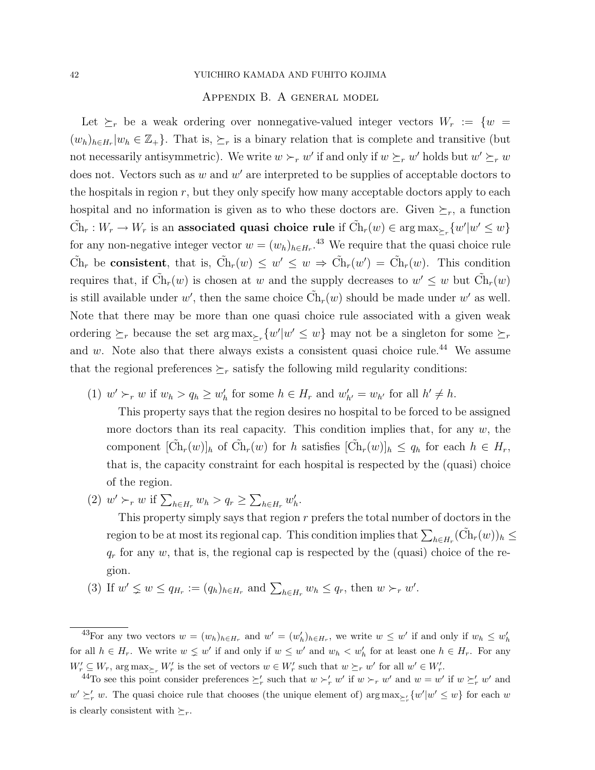## Appendix B. A general model

Let $\succeq_r$ be a weak ordering over nonnegative-valued integer vectors $W_r := \{w = (w_h)_{h \in H_r} | w_h \in \mathbb{Z}_+\}$. That is, $\succeq_r$ is a binary relation that is complete and transitive (but not necessarily antisymmetric). We write $w \succ_r w'$ if and only if $w \succeq_r w'$ holds but $w' \succeq_r w$ does not. Vectors such as $w$ and $w'$ are interpreted to be supplies of acceptable doctors to the hospitals in region $r$, but they only specify how many acceptable doctors apply to each hospital and no information is given as to who these doctors are. Given $\succeq_r$, a function $\tilde{\text{Ch}}_r : W_r \to W_r$ is an **associated quasi choice rule** if $\tilde{\text{Ch}}_r(w) \in \arg\max_{\succeq_r}\{w' | w' \leq w\}$ for any non-negative integer vector $w = (w_h)_{h \in H_r}$.[43] We require that the quasi choice rule $\tilde{\text{Ch}}_r$ be **consistent**, that is, $\tilde{\text{Ch}}_r(w) \leq w' \leq w \Rightarrow \tilde{\text{Ch}}_r(w') = \tilde{\text{Ch}}_r(w)$. This condition requires that, if $\tilde{\text{Ch}}_r(w)$ is chosen at $w$ and the supply decreases to $w' \leq w$ but $\tilde{\text{Ch}}_r(w)$ is still available under $w'$, then the same choice $\tilde{\text{Ch}}_r(w)$ should be made under $w'$ as well. Note that there may be more than one quasi choice rule associated with a given weak ordering $\succeq_r$ because the set $\arg\max_{\succeq_r}\{w' | w' \leq w\}$ may not be a singleton for some $\succeq_r$ and $w$. Note also that there always exists a consistent quasi choice rule.[44] We assume that the regional preferences $\succeq_r$ satisfy the following mild regularity conditions:

(1) $w' \succ_r w$ if $w_h > q_h \geq w'_h$ for some $h \in H_r$ and $w'_{h'} = w_{h'}$ for all $h' \neq h$.

This property says that the region desires no hospital to be forced to be assigned more doctors than its real capacity. This condition implies that, for any $w$, the component $[\tilde{\text{Ch}}_r(w)]_h$ of $\tilde{\text{Ch}}_r(w)$ for $h$ satisfies $[\tilde{\text{Ch}}_r(w)]_h \leq q_h$ for each $h \in H_r$, that is, the capacity constraint for each hospital is respected by the (quasi) choice of the region.

(2) $w' \succ_r w$ if $\sum_{h \in H_r} w_h > q_r \geq \sum_{h \in H_r} w'_h$.

This property simply says that region $r$ prefers the total number of doctors in the region to be at most its regional cap. This condition implies that $\sum_{h \in H_r}(\tilde{\text{Ch}}_r(w))_h \leq q_r$ for any $w$, that is, the regional cap is respected by the (quasi) choice of the region.

(3) If $w' \lneq w \leq q_{H_r} := (q_h)_{h \in H_r}$ and $\sum_{h \in H_r} w_h \leq q_r$, then $w \succ_r w'$.

---

[43] For any two vectors $w = (w_h)_{h \in H_r}$ and $w' = (w'_h)_{h \in H_r}$, we write $w \leq w'$ if and only if $w_h \leq w'_h$ for all $h \in H_r$. We write $w \lneq w'$ if and only if $w \leq w'$ and $w_h < w'_h$ for at least one $h \in H_r$. For any $W'_r \subseteq W_r$, $\arg\max_{\succeq_r} W'_r$ is the set of vectors $w \in W'_r$ such that $w \succeq_r w'$ for all $w' \in W'_r$.

[44] To see this point consider preferences $\succeq'_r$ such that $w \succ'_r w'$ if $w \succ_r w'$ and $w = w'$ if $w \succeq'_r w'$ and $w' \succeq'_r w$. The quasi choice rule that chooses (the unique element of) $\arg\max_{\succeq'_r}\{w' | w' \leq w\}$ for each $w$ is clearly consistent with $\succeq_r$.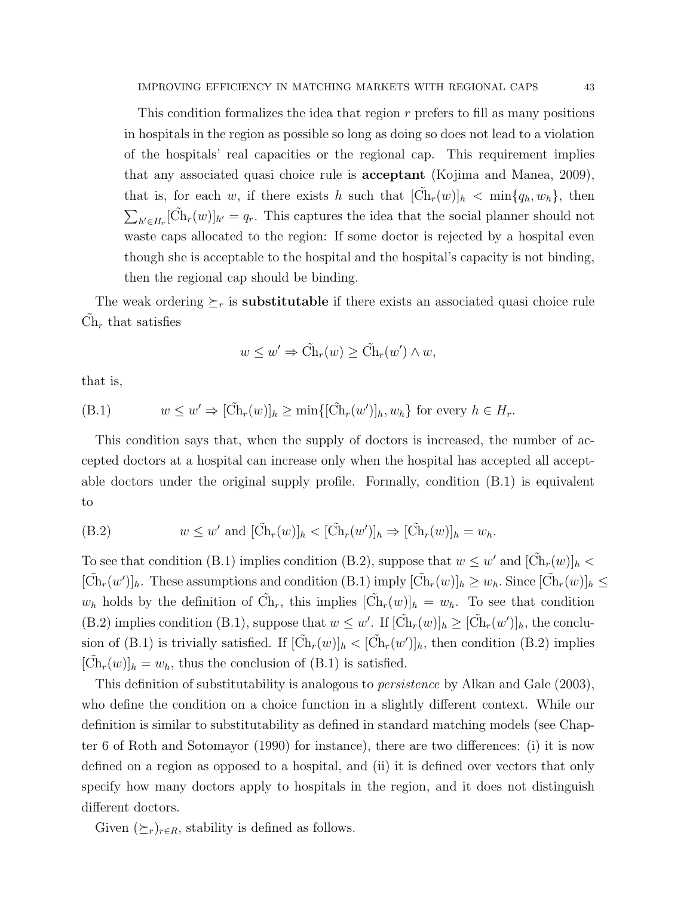This condition formalizes the idea that region $r$ prefers to fill as many positions in hospitals in the region as possible so long as doing so does not lead to a violation of the hospitals' real capacities or the regional cap. This requirement implies that any associated quasi choice rule is **acceptant** (Kojima and Manea, 2009), that is, for each $w$, if there exists $h$ such that $[\tilde{\text{Ch}}_r(w)]_h < \min\{q_h, w_h\}$, then $\sum_{h' \in H_r} [\tilde{\text{Ch}}_r(w)]_{h'} = q_r$. This captures the idea that the social planner should not waste caps allocated to the region: If some doctor is rejected by a hospital even though she is acceptable to the hospital and the hospital's capacity is not binding, then the regional cap should be binding.

The weak ordering $\succeq_r$ is **substitutable** if there exists an associated quasi choice rule $\tilde{\text{Ch}}_r$ that satisfies

$$w \leq w' \Rightarrow \tilde{\text{Ch}}_r(w) \geq \tilde{\text{Ch}}_r(w') \wedge w,$$

that is,

$$w \leq w' \Rightarrow [\tilde{\text{Ch}}_r(w)]_h \geq \min\{[\tilde{\text{Ch}}_r(w')]_h, w_h\} \text{ for every } h \in H_r. \tag{B.1}$$

This condition says that, when the supply of doctors is increased, the number of accepted doctors at a hospital can increase only when the hospital has accepted all acceptable doctors under the original supply profile. Formally, condition (B.1) is equivalent to

$$w \leq w' \text{ and } [\tilde{\text{Ch}}_r(w)]_h < [\tilde{\text{Ch}}_r(w')]_h \Rightarrow [\tilde{\text{Ch}}_r(w)]_h = w_h. \tag{B.2}$$

To see that condition (B.1) implies condition (B.2), suppose that $w \leq w'$ and $[\tilde{\text{Ch}}_r(w)]_h < [\tilde{\text{Ch}}_r(w')]_h$. These assumptions and condition (B.1) imply $[\tilde{\text{Ch}}_r(w)]_h \geq w_h$. Since $[\tilde{\text{Ch}}_r(w)]_h \leq w_h$ holds by the definition of $\tilde{\text{Ch}}_r$, this implies $[\tilde{\text{Ch}}_r(w)]_h = w_h$. To see that condition (B.2) implies condition (B.1), suppose that $w \leq w'$. If $[\tilde{\text{Ch}}_r(w)]_h \geq [\tilde{\text{Ch}}_r(w')]_h$, the conclusion of (B.1) is trivially satisfied. If $[\tilde{\text{Ch}}_r(w)]_h < [\tilde{\text{Ch}}_r(w')]_h$, then condition (B.2) implies $[\tilde{\text{Ch}}_r(w)]_h = w_h$, thus the conclusion of (B.1) is satisfied.

This definition of substitutability is analogous to *persistence* by Alkan and Gale (2003), who define the condition on a choice function in a slightly different context. While our definition is similar to substitutability as defined in standard matching models (see Chapter 6 of Roth and Sotomayor (1990) for instance), there are two differences: (i) it is now defined on a region as opposed to a hospital, and (ii) it is defined over vectors that only specify how many doctors apply to hospitals in the region, and it does not distinguish different doctors.

Given $(\succeq_r)_{r \in R}$, stability is defined as follows.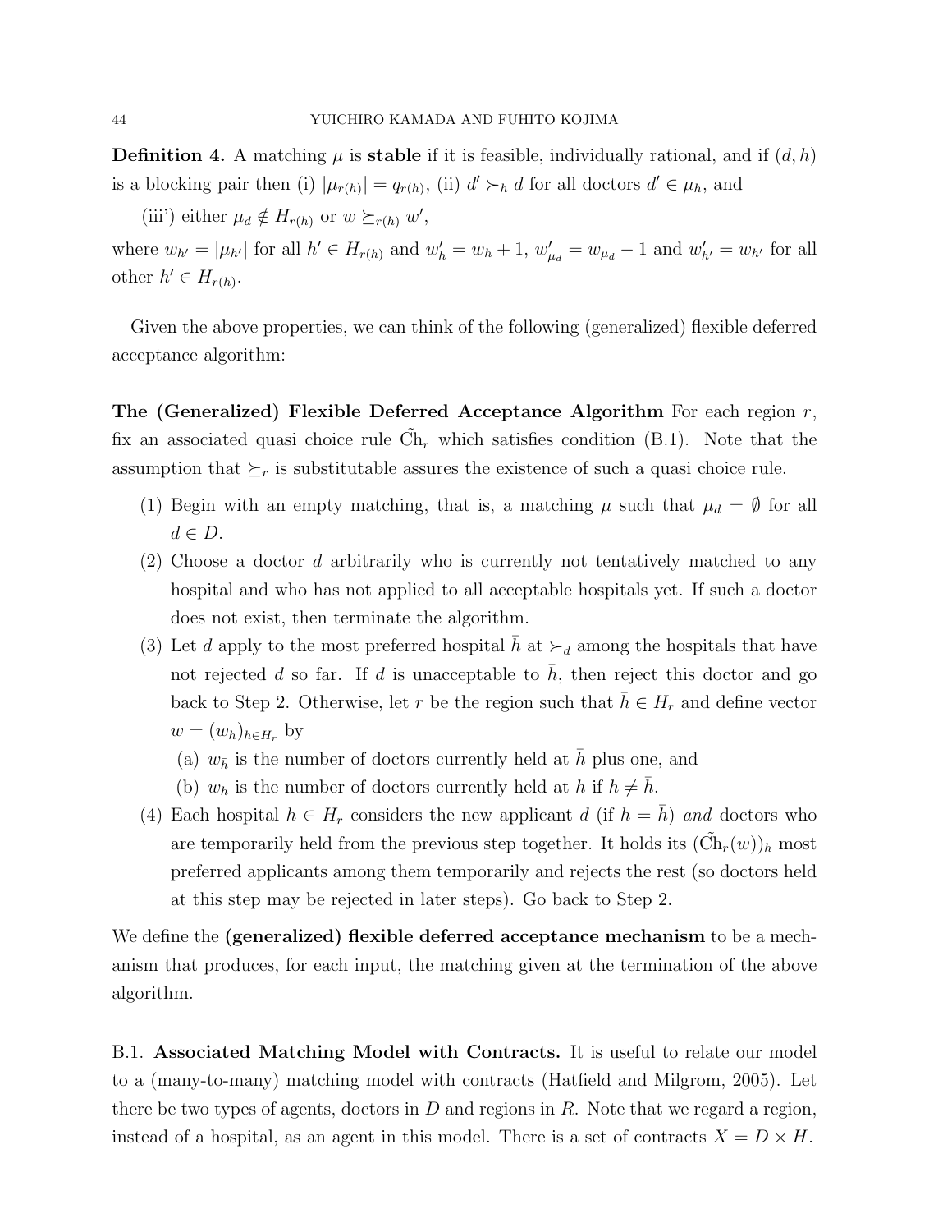**Definition 4.** A matching $\mu$ is **stable** if it is feasible, individually rational, and if $(d, h)$ is a blocking pair then (i) $|\mu_{r(h)}| = q_{r(h)}$, (ii) $d' \succ_h d$ for all doctors $d' \in \mu_h$, and

(iii') either $\mu_d \notin H_{r(h)}$ or $w \succeq_{r(h)} w'$,

where $w_{h'} = |\mu_{h'}|$ for all $h' \in H_{r(h)}$ and $w'_h = w_h + 1$, $w'_{\mu_d} = w_{\mu_d} - 1$ and $w'_{h'} = w_{h'}$ for all other $h' \in H_{r(h)}$.

Given the above properties, we can think of the following (generalized) flexible deferred acceptance algorithm:

**The (Generalized) Flexible Deferred Acceptance Algorithm** For each region $r$, fix an associated quasi choice rule $\tilde{\text{Ch}}_r$ which satisfies condition (B.1). Note that the assumption that $\succeq_r$ is substitutable assures the existence of such a quasi choice rule.

1. Begin with an empty matching, that is, a matching $\mu$ such that $\mu_d = \emptyset$ for all $d \in D$.
2. Choose a doctor $d$ arbitrarily who is currently not tentatively matched to any hospital and who has not applied to all acceptable hospitals yet. If such a doctor does not exist, then terminate the algorithm.
3. Let $d$ apply to the most preferred hospital $\bar{h}$ at $\succ_d$ among the hospitals that have not rejected $d$ so far. If $d$ is unacceptable to $\bar{h}$, then reject this doctor and go back to Step 2. Otherwise, let $r$ be the region such that $\bar{h} \in H_r$ and define vector $w = (w_h)_{h \in H_r}$ by
   (a) $w_{\bar{h}}$ is the number of doctors currently held at $\bar{h}$ plus one, and
   (b) $w_h$ is the number of doctors currently held at $h$ if $h \neq \bar{h}$.
4. Each hospital $h \in H_r$ considers the new applicant $d$ (if $h = \bar{h}$) *and* doctors who are temporarily held from the previous step together. It holds its $(\tilde{\text{Ch}}_r(w))_h$ most preferred applicants among them temporarily and rejects the rest (so doctors held at this step may be rejected in later steps). Go back to Step 2.

We define the **(generalized) flexible deferred acceptance mechanism** to be a mechanism that produces, for each input, the matching given at the termination of the above algorithm.

B.1. **Associated Matching Model with Contracts.** It is useful to relate our model to a (many-to-many) matching model with contracts (Hatfield and Milgrom, 2005). Let there be two types of agents, doctors in $D$ and regions in $R$. Note that we regard a region, instead of a hospital, as an agent in this model. There is a set of contracts $X = D \times H$.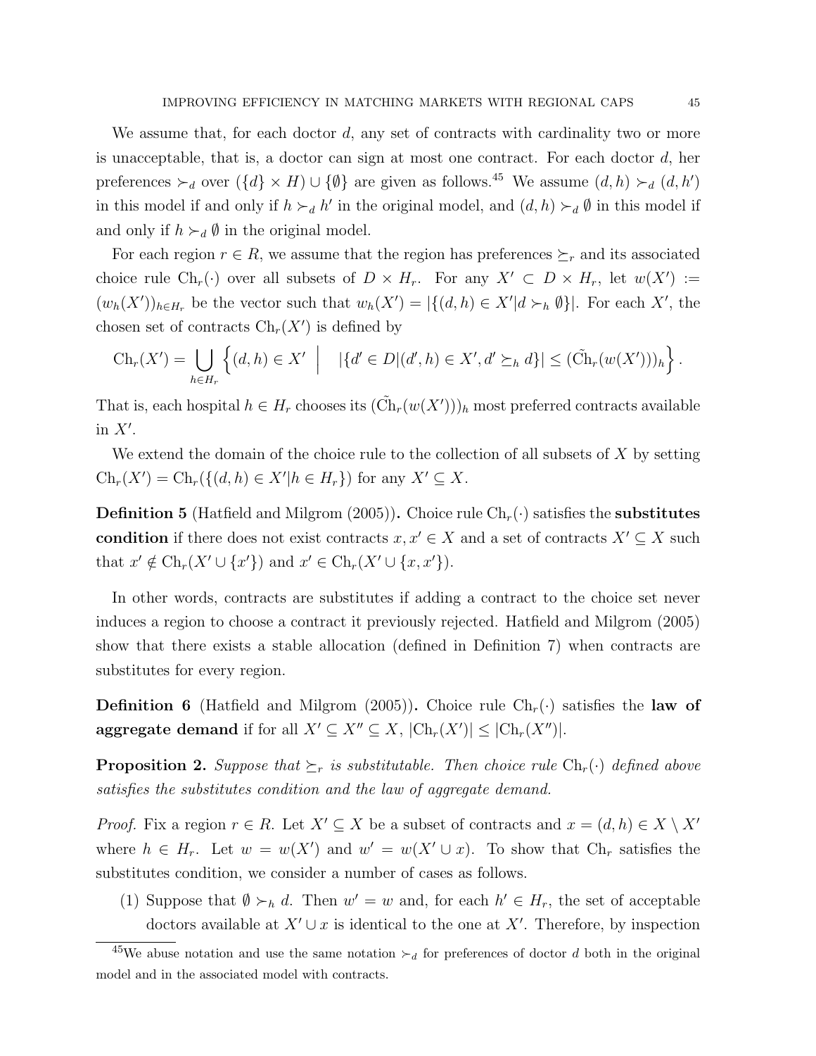We assume that, for each doctor $d$, any set of contracts with cardinality two or more is unacceptable, that is, a doctor can sign at most one contract. For each doctor $d$, her preferences $\succ_d$ over $(\{d\} \times H) \cup \{\emptyset\}$ are given as follows.[45] We assume $(d,h) \succ_d (d,h')$ in this model if and only if $h \succ_d h'$ in the original model, and $(d,h) \succ_d \emptyset$ in this model if and only if $h \succ_d \emptyset$ in the original model.

For each region $r \in R$, we assume that the region has preferences $\succeq_r$ and its associated choice rule $\text{Ch}_r(\cdot)$ over all subsets of $D \times H_r$. For any $X' \subset D \times H_r$, let $w(X') := (w_h(X'))_{h \in H_r}$ be the vector such that $w_h(X') = |\{(d,h) \in X' | d \succ_h \emptyset\}|$. For each $X'$, the chosen set of contracts $\text{Ch}_r(X')$ is defined by

$$\text{Ch}_r(X') = \bigcup_{h \in H_r} \left\{ (d,h) \in X' \;\middle|\; |\{d' \in D | (d',h) \in X', d' \succeq_h d\}| \leq (\tilde{\text{Ch}}_r(w(X')))_h \right\}.$$

That is, each hospital $h \in H_r$ chooses its $(\tilde{\text{Ch}}_r(w(X')))_h$ most preferred contracts available in $X'$.

We extend the domain of the choice rule to the collection of all subsets of $X$ by setting $\text{Ch}_r(X') = \text{Ch}_r(\{(d,h) \in X' | h \in H_r\})$ for any $X' \subseteq X$.

**Definition 5** (Hatfield and Milgrom (2005))**.** Choice rule $\text{Ch}_r(\cdot)$ satisfies the **substitutes condition** if there does not exist contracts $x, x' \in X$ and a set of contracts $X' \subseteq X$ such that $x' \notin \text{Ch}_r(X' \cup \{x'\})$ and $x' \in \text{Ch}_r(X' \cup \{x, x'\})$.

In other words, contracts are substitutes if adding a contract to the choice set never induces a region to choose a contract it previously rejected. Hatfield and Milgrom (2005) show that there exists a stable allocation (defined in Definition 7) when contracts are substitutes for every region.

**Definition 6** (Hatfield and Milgrom (2005))**.** Choice rule $\text{Ch}_r(\cdot)$ satisfies the **law of aggregate demand** if for all $X' \subseteq X'' \subseteq X$, $|\text{Ch}_r(X')| \leq |\text{Ch}_r(X'')|$.

**Proposition 2.** *Suppose that $\succeq_r$ is substitutable. Then choice rule $\text{Ch}_r(\cdot)$ defined above satisfies the substitutes condition and the law of aggregate demand.*

*Proof.* Fix a region $r \in R$. Let $X' \subseteq X$ be a subset of contracts and $x = (d,h) \in X \setminus X'$ where $h \in H_r$. Let $w = w(X')$ and $w' = w(X' \cup x)$. To show that $\text{Ch}_r$ satisfies the substitutes condition, we consider a number of cases as follows.

(1) Suppose that $\emptyset \succ_h d$. Then $w' = w$ and, for each $h' \in H_r$, the set of acceptable doctors available at $X' \cup x$ is identical to the one at $X'$. Therefore, by inspection

[45] We abuse notation and use the same notation $\succ_d$ for preferences of doctor $d$ both in the original model and in the associated model with contracts.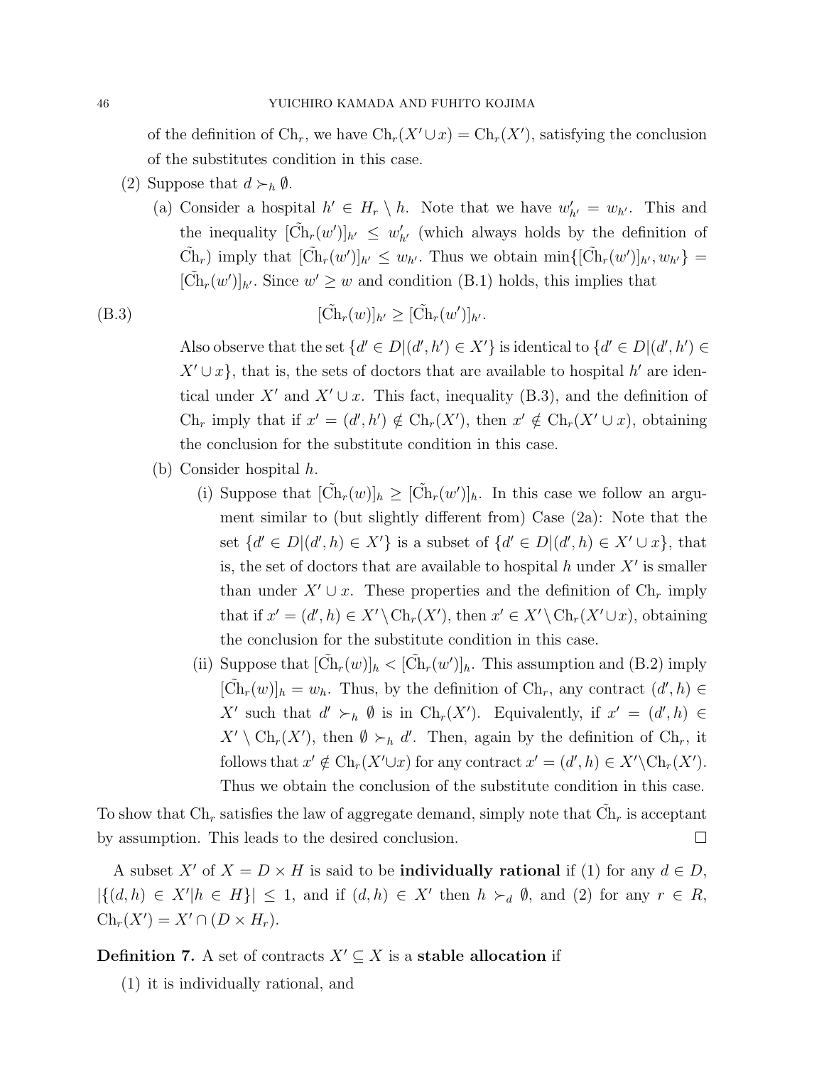of the definition of $\text{Ch}_r$, we have $\text{Ch}_r(X' \cup x) = \text{Ch}_r(X')$, satisfying the conclusion of the substitutes condition in this case.

(2) Suppose that $d \succ_h \emptyset$.

(a) Consider a hospital $h' \in H_r \setminus h$. Note that we have $w'_{h'} = w_{h'}$. This and the inequality $[\tilde{\text{Ch}}_r(w')]_{h'} \leq w'_{h'}$ (which always holds by the definition of $\tilde{\text{Ch}}_r$) imply that $[\tilde{\text{Ch}}_r(w')]_{h'} \leq w_{h'}$. Thus we obtain $\min\{[\tilde{\text{Ch}}_r(w')]_{h'}, w_{h'}\} = [\tilde{\text{Ch}}_r(w')]_{h'}$. Since $w' \geq w$ and condition (B.1) holds, this implies that

$$[\tilde{\text{Ch}}_r(w)]_{h'} \geq [\tilde{\text{Ch}}_r(w')]_{h'}. \tag{B.3}$$

Also observe that the set $\{d' \in D | (d', h') \in X'\}$ is identical to $\{d' \in D | (d', h') \in X' \cup x\}$, that is, the sets of doctors that are available to hospital $h'$ are identical under $X'$ and $X' \cup x$. This fact, inequality (B.3), and the definition of $\text{Ch}_r$ imply that if $x' = (d', h') \notin \text{Ch}_r(X')$, then $x' \notin \text{Ch}_r(X' \cup x)$, obtaining the conclusion for the substitute condition in this case.

(b) Consider hospital $h$.

(i) Suppose that $[\tilde{\text{Ch}}_r(w)]_h \geq [\tilde{\text{Ch}}_r(w')]_h$. In this case we follow an argument similar to (but slightly different from) Case (2a): Note that the set $\{d' \in D | (d', h) \in X'\}$ is a subset of $\{d' \in D | (d', h) \in X' \cup x\}$, that is, the set of doctors that are available to hospital $h$ under $X'$ is smaller than under $X' \cup x$. These properties and the definition of $\text{Ch}_r$ imply that if $x' = (d', h) \in X' \setminus \text{Ch}_r(X')$, then $x' \in X' \setminus \text{Ch}_r(X' \cup x)$, obtaining the conclusion for the substitute condition in this case.

(ii) Suppose that $[\tilde{\text{Ch}}_r(w)]_h < [\tilde{\text{Ch}}_r(w')]_h$. This assumption and (B.2) imply $[\tilde{\text{Ch}}_r(w)]_h = w_h$. Thus, by the definition of $\text{Ch}_r$, any contract $(d', h) \in X'$ such that $d' \succ_h \emptyset$ is in $\text{Ch}_r(X')$. Equivalently, if $x' = (d', h) \in X' \setminus \text{Ch}_r(X')$, then $\emptyset \succ_h d'$. Then, again by the definition of $\text{Ch}_r$, it follows that $x' \notin \text{Ch}_r(X' \cup x)$ for any contract $x' = (d', h) \in X' \setminus \text{Ch}_r(X')$. Thus we obtain the conclusion of the substitute condition in this case.

To show that $\text{Ch}_r$ satisfies the law of aggregate demand, simply note that $\tilde{\text{Ch}}_r$ is acceptant by assumption. This leads to the desired conclusion. □

A subset $X'$ of $X = D \times H$ is said to be **individually rational** if (1) for any $d \in D$, $|\{(d, h) \in X' | h \in H\}| \leq 1$, and if $(d, h) \in X'$ then $h \succ_d \emptyset$, and (2) for any $r \in R$, $\text{Ch}_r(X') = X' \cap (D \times H_r)$.

**Definition 7.** A set of contracts $X' \subseteq X$ is a **stable allocation** if

(1) it is individually rational, and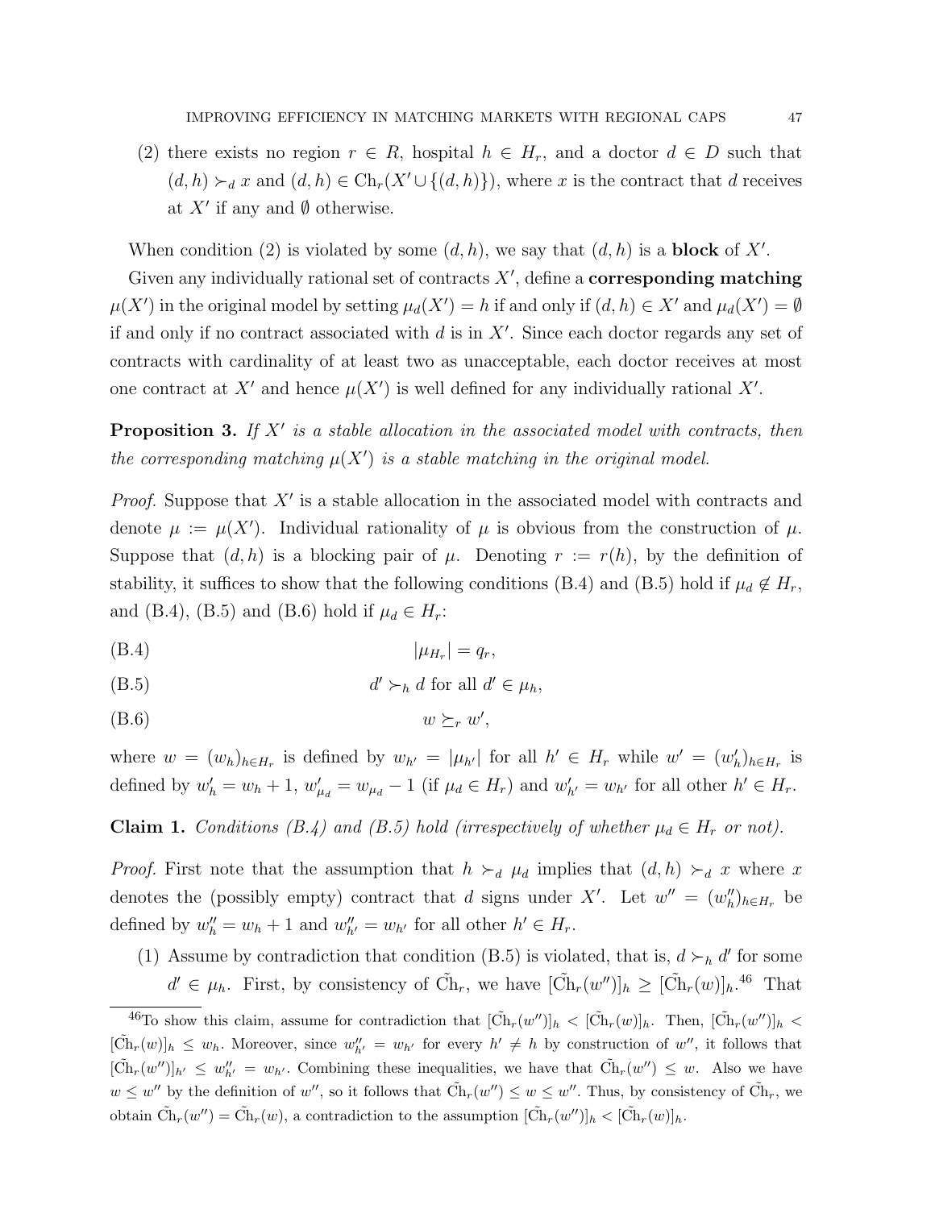(2) there exists no region $r \in R$, hospital $h \in H_r$, and a doctor $d \in D$ such that $(d, h) \succ_d x$ and $(d, h) \in \text{Ch}_r(X' \cup \{(d, h)\})$, where $x$ is the contract that $d$ receives at $X'$ if any and $\emptyset$ otherwise.

When condition (2) is violated by some $(d, h)$, we say that $(d, h)$ is a **block** of $X'$.

Given any individually rational set of contracts $X'$, define a **corresponding matching** $\mu(X')$ in the original model by setting $\mu_d(X') = h$ if and only if $(d, h) \in X'$ and $\mu_d(X') = \emptyset$ if and only if no contract associated with $d$ is in $X'$. Since each doctor regards any set of contracts with cardinality of at least two as unacceptable, each doctor receives at most one contract at $X'$ and hence $\mu(X')$ is well defined for any individually rational $X'$.

**Proposition 3.** *If $X'$ is a stable allocation in the associated model with contracts, then the corresponding matching $\mu(X')$ is a stable matching in the original model.*

*Proof.* Suppose that $X'$ is a stable allocation in the associated model with contracts and denote $\mu := \mu(X')$. Individual rationality of $\mu$ is obvious from the construction of $\mu$. Suppose that $(d, h)$ is a blocking pair of $\mu$. Denoting $r := r(h)$, by the definition of stability, it suffices to show that the following conditions (B.4) and (B.5) hold if $\mu_d \notin H_r$, and (B.4), (B.5) and (B.6) hold if $\mu_d \in H_r$:

$$|\mu_{H_r}| = q_r, \tag{B.4}$$

$$d' \succ_h d \text{ for all } d' \in \mu_h, \tag{B.5}$$

$$w \succeq_r w', \tag{B.6}$$

where $w = (w_h)_{h \in H_r}$ is defined by $w_{h'} = |\mu_{h'}|$ for all $h' \in H_r$ while $w' = (w'_h)_{h \in H_r}$ is defined by $w'_h = w_h + 1$, $w'_{\mu_d} = w_{\mu_d} - 1$ (if $\mu_d \in H_r$) and $w'_{h'} = w_{h'}$ for all other $h' \in H_r$.

**Claim 1.** *Conditions (B.4) and (B.5) hold (irrespectively of whether $\mu_d \in H_r$ or not).*

*Proof.* First note that the assumption that $h \succ_d \mu_d$ implies that $(d, h) \succ_d x$ where $x$ denotes the (possibly empty) contract that $d$ signs under $X'$. Let $w'' = (w''_h)_{h \in H_r}$ be defined by $w''_h = w_h + 1$ and $w''_{h'} = w_{h'}$ for all other $h' \in H_r$.

(1) Assume by contradiction that condition (B.5) is violated, that is, $d \succ_h d'$ for some $d' \in \mu_h$. First, by consistency of $\tilde{\text{Ch}}_r$, we have $[\tilde{\text{Ch}}_r(w'')]_h \geq [\tilde{\text{Ch}}_r(w)]_h$.[46] That

[46] To show this claim, assume for contradiction that $[\tilde{\text{Ch}}_r(w'')]_h < [\tilde{\text{Ch}}_r(w)]_h$. Then, $[\tilde{\text{Ch}}_r(w'')]_h < [\tilde{\text{Ch}}_r(w)]_h \leq w_h$. Moreover, since $w''_{h'} = w_{h'}$ for every $h' \neq h$ by construction of $w''$, it follows that $[\tilde{\text{Ch}}_r(w'')]_{h'} \leq w''_{h'} = w_{h'}$. Combining these inequalities, we have that $\tilde{\text{Ch}}_r(w'') \leq w$. Also we have $w \leq w''$ by the definition of $w''$, so it follows that $\tilde{\text{Ch}}_r(w'') \leq w \leq w''$. Thus, by consistency of $\tilde{\text{Ch}}_r$, we obtain $\tilde{\text{Ch}}_r(w'') = \tilde{\text{Ch}}_r(w)$, a contradiction to the assumption $[\tilde{\text{Ch}}_r(w'')]_h < [\tilde{\text{Ch}}_r(w)]_h$.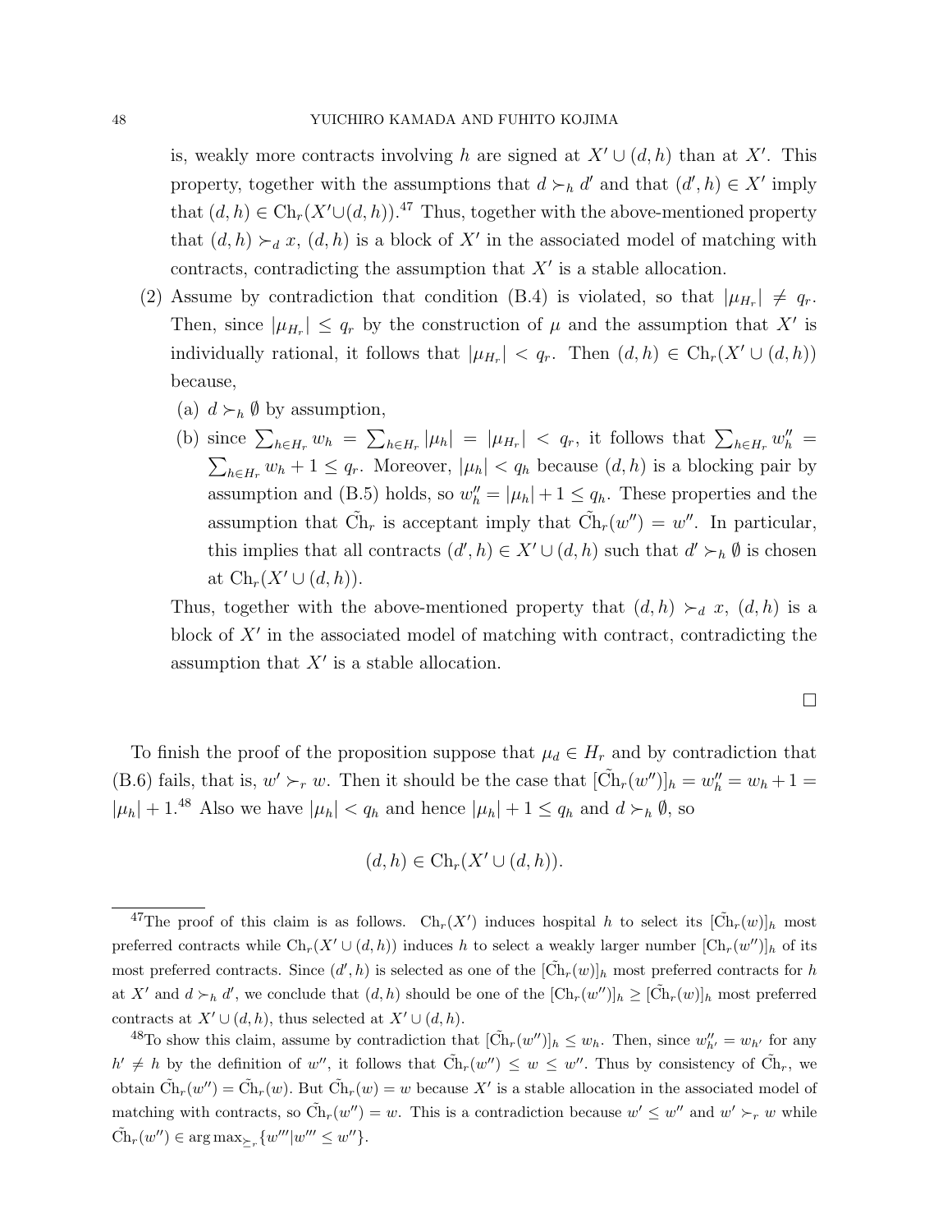is, weakly more contracts involving $h$ are signed at $X' \cup (d,h)$ than at $X'$. This property, together with the assumptions that $d \succ_h d'$ and that $(d',h) \in X'$ imply that $(d,h) \in \text{Ch}_r(X' \cup (d,h))$.[47] Thus, together with the above-mentioned property that $(d,h) \succ_d x$, $(d,h)$ is a block of $X'$ in the associated model of matching with contracts, contradicting the assumption that $X'$ is a stable allocation.

(2) Assume by contradiction that condition (B.4) is violated, so that $|\mu_{H_r}| \neq q_r$. Then, since $|\mu_{H_r}| \leq q_r$ by the construction of $\mu$ and the assumption that $X'$ is individually rational, it follows that $|\mu_{H_r}| < q_r$. Then $(d,h) \in \text{Ch}_r(X' \cup (d,h))$ because,
   (a) $d \succ_h \emptyset$ by assumption,
   (b) since $\sum_{h \in H_r} w_h = \sum_{h \in H_r} |\mu_h| = |\mu_{H_r}| < q_r$, it follows that $\sum_{h \in H_r} w''_h = \sum_{h \in H_r} w_h + 1 \leq q_r$. Moreover, $|\mu_h| < q_h$ because $(d,h)$ is a blocking pair by assumption and (B.5) holds, so $w''_h = |\mu_h| + 1 \leq q_h$. These properties and the assumption that $\tilde{\text{Ch}}_r$ is acceptant imply that $\tilde{\text{Ch}}_r(w'') = w''$. In particular, this implies that all contracts $(d',h) \in X' \cup (d,h)$ such that $d' \succ_h \emptyset$ is chosen at $\text{Ch}_r(X' \cup (d,h))$.

   Thus, together with the above-mentioned property that $(d,h) \succ_d x$, $(d,h)$ is a block of $X'$ in the associated model of matching with contract, contradicting the assumption that $X'$ is a stable allocation.

□

To finish the proof of the proposition suppose that $\mu_d \in H_r$ and by contradiction that (B.6) fails, that is, $w' \succ_r w$. Then it should be the case that $[\tilde{\text{Ch}}_r(w'')]_h = w''_h = w_h + 1 = |\mu_h| + 1$.[48] Also we have $|\mu_h| < q_h$ and hence $|\mu_h| + 1 \leq q_h$ and $d \succ_h \emptyset$, so

$$(d,h) \in \text{Ch}_r(X' \cup (d,h)).$$

---

[47] The proof of this claim is as follows. $\text{Ch}_r(X')$ induces hospital $h$ to select its $[\tilde{\text{Ch}}_r(w)]_h$ most preferred contracts while $\text{Ch}_r(X' \cup (d,h))$ induces $h$ to select a weakly larger number $[\text{Ch}_r(w'')]_h$ of its most preferred contracts. Since $(d',h)$ is selected as one of the $[\tilde{\text{Ch}}_r(w)]_h$ most preferred contracts for $h$ at $X'$ and $d \succ_h d'$, we conclude that $(d,h)$ should be one of the $[\text{Ch}_r(w'')]_h \geq [\tilde{\text{Ch}}_r(w)]_h$ most preferred contracts at $X' \cup (d,h)$, thus selected at $X' \cup (d,h)$.

[48] To show this claim, assume by contradiction that $[\tilde{\text{Ch}}_r(w'')]_h \leq w_h$. Then, since $w''_{h'} = w_{h'}$ for any $h' \neq h$ by the definition of $w''$, it follows that $\tilde{\text{Ch}}_r(w'') \leq w \leq w''$. Thus by consistency of $\tilde{\text{Ch}}_r$, we obtain $\tilde{\text{Ch}}_r(w'') = \tilde{\text{Ch}}_r(w)$. But $\tilde{\text{Ch}}_r(w) = w$ because $X'$ is a stable allocation in the associated model of matching with contracts, so $\tilde{\text{Ch}}_r(w'') = w$. This is a contradiction because $w' \leq w''$ and $w' \succ_r w$ while $\tilde{\text{Ch}}_r(w'') \in \arg\max_{\succeq_r}\{w''' | w''' \leq w''\}$.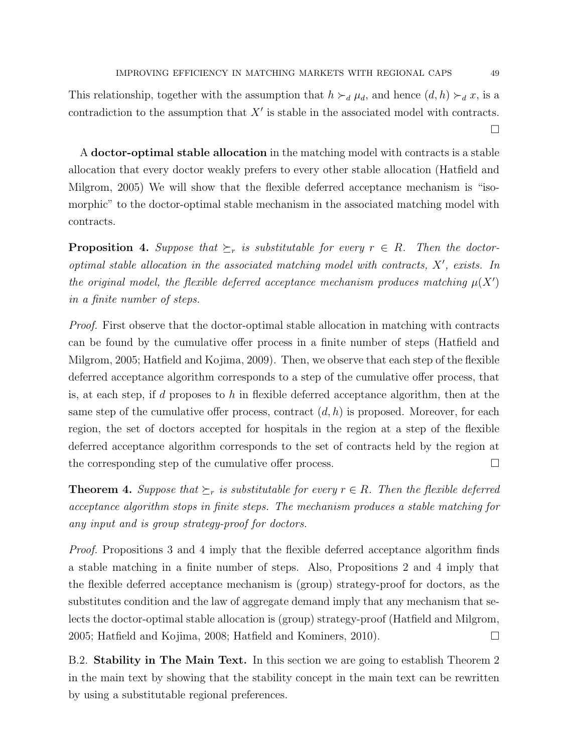This relationship, together with the assumption that $h \succ_d \mu_d$, and hence $(d, h) \succ_d x$, is a contradiction to the assumption that $X'$ is stable in the associated model with contracts. □

A **doctor-optimal stable allocation** in the matching model with contracts is a stable allocation that every doctor weakly prefers to every other stable allocation (Hatfield and Milgrom, 2005) We will show that the flexible deferred acceptance mechanism is "isomorphic" to the doctor-optimal stable mechanism in the associated matching model with contracts.

**Proposition 4.** *Suppose that $\succeq_r$ is substitutable for every $r \in R$. Then the doctor-optimal stable allocation in the associated matching model with contracts, $X'$, exists. In the original model, the flexible deferred acceptance mechanism produces matching $\mu(X')$ in a finite number of steps.*

*Proof.* First observe that the doctor-optimal stable allocation in matching with contracts can be found by the cumulative offer process in a finite number of steps (Hatfield and Milgrom, 2005; Hatfield and Kojima, 2009). Then, we observe that each step of the flexible deferred acceptance algorithm corresponds to a step of the cumulative offer process, that is, at each step, if $d$ proposes to $h$ in flexible deferred acceptance algorithm, then at the same step of the cumulative offer process, contract $(d, h)$ is proposed. Moreover, for each region, the set of doctors accepted for hospitals in the region at a step of the flexible deferred acceptance algorithm corresponds to the set of contracts held by the region at the corresponding step of the cumulative offer process. □

**Theorem 4.** *Suppose that $\succeq_r$ is substitutable for every $r \in R$. Then the flexible deferred acceptance algorithm stops in finite steps. The mechanism produces a stable matching for any input and is group strategy-proof for doctors.*

*Proof.* Propositions 3 and 4 imply that the flexible deferred acceptance algorithm finds a stable matching in a finite number of steps. Also, Propositions 2 and 4 imply that the flexible deferred acceptance mechanism is (group) strategy-proof for doctors, as the substitutes condition and the law of aggregate demand imply that any mechanism that selects the doctor-optimal stable allocation is (group) strategy-proof (Hatfield and Milgrom, 2005; Hatfield and Kojima, 2008; Hatfield and Kominers, 2010). □

B.2. **Stability in The Main Text.** In this section we are going to establish Theorem 2 in the main text by showing that the stability concept in the main text can be rewritten by using a substitutable regional preferences.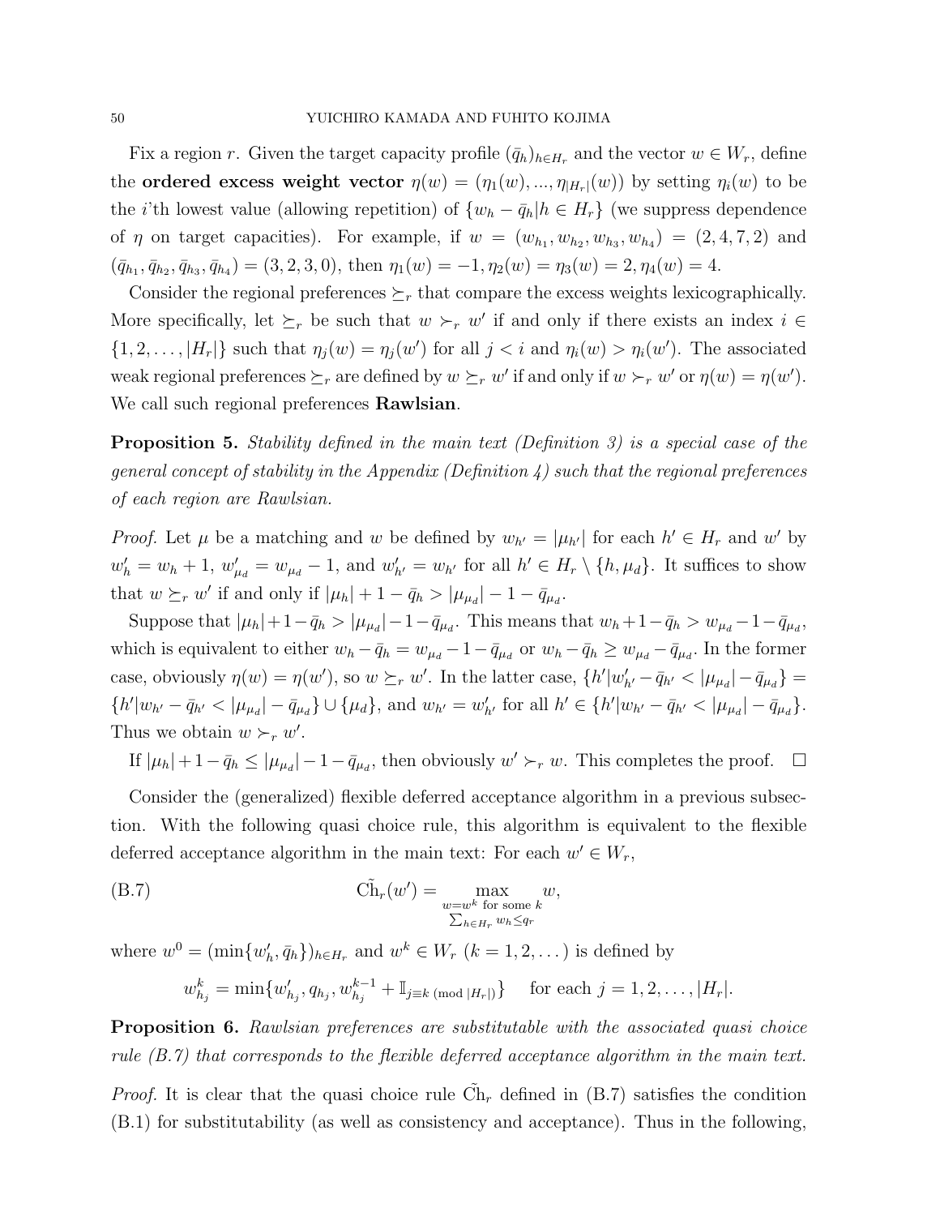Fix a region $r$. Given the target capacity profile $(\bar{q}_h)_{h\in H_r}$ and the vector $w \in W_r$, define the **ordered excess weight vector** $\eta(w) = (\eta_1(w), ..., \eta_{|H_r|}(w))$ by setting $\eta_i(w)$ to be the $i$'th lowest value (allowing repetition) of $\{w_h - \bar{q}_h | h \in H_r\}$ (we suppress dependence of $\eta$ on target capacities). For example, if $w = (w_{h_1}, w_{h_2}, w_{h_3}, w_{h_4}) = (2, 4, 7, 2)$ and $(\bar{q}_{h_1}, \bar{q}_{h_2}, \bar{q}_{h_3}, \bar{q}_{h_4}) = (3, 2, 3, 0)$, then $\eta_1(w) = -1, \eta_2(w) = \eta_3(w) = 2, \eta_4(w) = 4$.

Consider the regional preferences $\succeq_r$ that compare the excess weights lexicographically. More specifically, let $\succeq_r$ be such that $w \succ_r w'$ if and only if there exists an index $i \in \{1, 2, \ldots, |H_r|\}$ such that $\eta_j(w) = \eta_j(w')$ for all $j < i$ and $\eta_i(w) > \eta_i(w')$. The associated weak regional preferences $\succeq_r$ are defined by $w \succeq_r w'$ if and only if $w \succ_r w'$ or $\eta(w) = \eta(w')$. We call such regional preferences **Rawlsian**.

**Proposition 5.** *Stability defined in the main text (Definition 3) is a special case of the general concept of stability in the Appendix (Definition 4) such that the regional preferences of each region are Rawlsian.*

*Proof.* Let $\mu$ be a matching and $w$ be defined by $w_{h'} = |\mu_{h'}|$ for each $h' \in H_r$ and $w'$ by $w'_h = w_h + 1$, $w'_{\mu_d} = w_{\mu_d} - 1$, and $w'_{h'} = w_{h'}$ for all $h' \in H_r \setminus \{h, \mu_d\}$. It suffices to show that $w \succeq_r w'$ if and only if $|\mu_h| + 1 - \bar{q}_h > |\mu_{\mu_d}| - 1 - \bar{q}_{\mu_d}$.

Suppose that $|\mu_h| + 1 - \bar{q}_h > |\mu_{\mu_d}| - 1 - \bar{q}_{\mu_d}$. This means that $w_h + 1 - \bar{q}_h > w_{\mu_d} - 1 - \bar{q}_{\mu_d}$, which is equivalent to either $w_h - \bar{q}_h = w_{\mu_d} - 1 - \bar{q}_{\mu_d}$ or $w_h - \bar{q}_h \geq w_{\mu_d} - \bar{q}_{\mu_d}$. In the former case, obviously $\eta(w) = \eta(w')$, so $w \succeq_r w'$. In the latter case, $\{h' | w'_{h'} - \bar{q}_{h'} < |\mu_{\mu_d}| - \bar{q}_{\mu_d}\} = \{h' | w_{h'} - \bar{q}_{h'} < |\mu_{\mu_d}| - \bar{q}_{\mu_d}\} \cup \{\mu_d\}$, and $w_{h'} = w'_{h'}$ for all $h' \in \{h' | w_{h'} - \bar{q}_{h'} < |\mu_{\mu_d}| - \bar{q}_{\mu_d}\}$. Thus we obtain $w \succ_r w'$.

If $|\mu_h| + 1 - \bar{q}_h \leq |\mu_{\mu_d}| - 1 - \bar{q}_{\mu_d}$, then obviously $w' \succ_r w$. This completes the proof. $\square$

Consider the (generalized) flexible deferred acceptance algorithm in a previous subsection. With the following quasi choice rule, this algorithm is equivalent to the flexible deferred acceptance algorithm in the main text: For each $w' \in W_r$,

$$\tilde{\text{Ch}}_r(w') = \max_{\substack{w = w^k \text{ for some } k \\ \sum_{h \in H_r} w_h \leq q_r}} w, \tag{B.7}$$

where $w^0 = (\min\{w'_h, \bar{q}_h\})_{h \in H_r}$ and $w^k \in W_r$ $(k = 1, 2, \ldots)$ is defined by

$$w^k_{h_j} = \min\{w'_{h_j}, q_{h_j}, w^{k-1}_{h_j} + \mathbb{I}_{j \equiv k \ (\text{mod } |H_r|)}\} \quad \text{for each } j = 1, 2, \ldots, |H_r|.$$

**Proposition 6.** *Rawlsian preferences are substitutable with the associated quasi choice rule (B.7) that corresponds to the flexible deferred acceptance algorithm in the main text.*

*Proof.* It is clear that the quasi choice rule $\tilde{\text{Ch}}_r$ defined in (B.7) satisfies the condition (B.1) for substitutability (as well as consistency and acceptance). Thus in the following,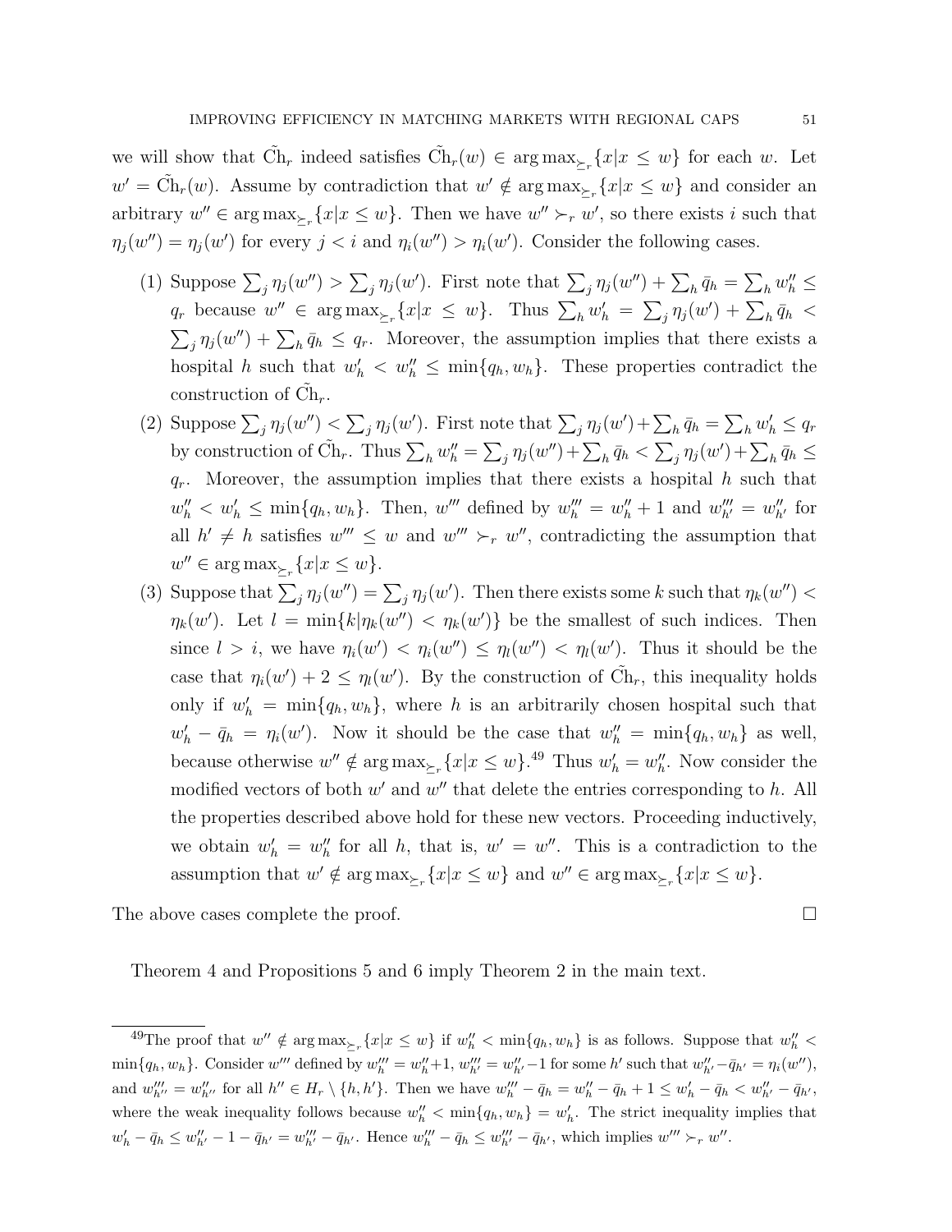we will show that $\tilde{\text{Ch}}_r$ indeed satisfies $\tilde{\text{Ch}}_r(w) \in \arg\max_{\succeq_r}\{x | x \leq w\}$ for each $w$. Let $w' = \tilde{\text{Ch}}_r(w)$. Assume by contradiction that $w' \notin \arg\max_{\succeq_r}\{x | x \leq w\}$ and consider an arbitrary $w'' \in \arg\max_{\succeq_r}\{x | x \leq w\}$. Then we have $w'' \succ_r w'$, so there exists $i$ such that $\eta_j(w'') = \eta_j(w')$ for every $j < i$ and $\eta_i(w'') > \eta_i(w')$. Consider the following cases.

1. Suppose $\sum_j \eta_j(w'') > \sum_j \eta_j(w')$. First note that $\sum_j \eta_j(w'') + \sum_h \bar{q}_h = \sum_h w''_h \leq q_r$ because $w'' \in \arg\max_{\succeq_r}\{x | x \leq w\}$. Thus $\sum_h w'_h = \sum_j \eta_j(w') + \sum_h \bar{q}_h < \sum_j \eta_j(w'') + \sum_h \bar{q}_h \leq q_r$. Moreover, the assumption implies that there exists a hospital $h$ such that $w'_h < w''_h \leq \min\{q_h, w_h\}$. These properties contradict the construction of $\tilde{\text{Ch}}_r$.
2. Suppose $\sum_j \eta_j(w'') < \sum_j \eta_j(w')$. First note that $\sum_j \eta_j(w') + \sum_h \bar{q}_h = \sum_h w'_h \leq q_r$ by construction of $\tilde{\text{Ch}}_r$. Thus $\sum_h w''_h = \sum_j \eta_j(w'') + \sum_h \bar{q}_h < \sum_j \eta_j(w') + \sum_h \bar{q}_h \leq q_r$. Moreover, the assumption implies that there exists a hospital $h$ such that $w''_h < w'_h \leq \min\{q_h, w_h\}$. Then, $w'''$ defined by $w'''_h = w''_h + 1$ and $w'''_{h'} = w''_{h'}$ for all $h' \neq h$ satisfies $w''' \leq w$ and $w''' \succ_r w''$, contradicting the assumption that $w'' \in \arg\max_{\succeq_r}\{x | x \leq w\}$.
3. Suppose that $\sum_j \eta_j(w'') = \sum_j \eta_j(w')$. Then there exists some $k$ such that $\eta_k(w'') < \eta_k(w')$. Let $l = \min\{k | \eta_k(w'') < \eta_k(w')\}$ be the smallest of such indices. Then since $l > i$, we have $\eta_i(w') < \eta_i(w'') \leq \eta_l(w'') < \eta_l(w')$. Thus it should be the case that $\eta_i(w') + 2 \leq \eta_l(w')$. By the construction of $\tilde{\text{Ch}}_r$, this inequality holds only if $w'_h = \min\{q_h, w_h\}$, where $h$ is an arbitrarily chosen hospital such that $w'_h - \bar{q}_h = \eta_i(w')$. Now it should be the case that $w''_h = \min\{q_h, w_h\}$ as well, because otherwise $w'' \notin \arg\max_{\succeq_r}\{x | x \leq w\}$.[49] Thus $w'_h = w''_h$. Now consider the modified vectors of both $w'$ and $w''$ that delete the entries corresponding to $h$. All the properties described above hold for these new vectors. Proceeding inductively, we obtain $w'_h = w''_h$ for all $h$, that is, $w' = w''$. This is a contradiction to the assumption that $w' \notin \arg\max_{\succeq_r}\{x | x \leq w\}$ and $w'' \in \arg\max_{\succeq_r}\{x | x \leq w\}$.

The above cases complete the proof. □

Theorem 4 and Propositions 5 and 6 imply Theorem 2 in the main text.

[49] The proof that $w'' \notin \arg\max_{\succeq_r}\{x | x \leq w\}$ if $w''_h < \min\{q_h, w_h\}$ is as follows. Suppose that $w''_h < \min\{q_h, w_h\}$. Consider $w'''$ defined by $w'''_h = w''_h + 1$, $w'''_{h'} = w''_{h'} - 1$ for some $h'$ such that $w''_{h'} - \bar{q}_{h'} = \eta_i(w'')$, and $w'''_{h''} = w''_{h''}$ for all $h'' \in H_r \setminus \{h, h'\}$. Then we have $w'''_h - \bar{q}_h = w''_h - \bar{q}_h + 1 \leq w'_h - \bar{q}_h < w''_{h'} - \bar{q}_{h'}$, where the weak inequality follows because $w''_h < \min\{q_h, w_h\} = w'_h$. The strict inequality implies that $w'_h - \bar{q}_h \leq w''_{h'} - 1 - \bar{q}_{h'} = w'''_{h'} - \bar{q}_{h'}$. Hence $w'''_h - \bar{q}_h \leq w'''_{h'} - \bar{q}_{h'}$, which implies $w''' \succ_r w''$.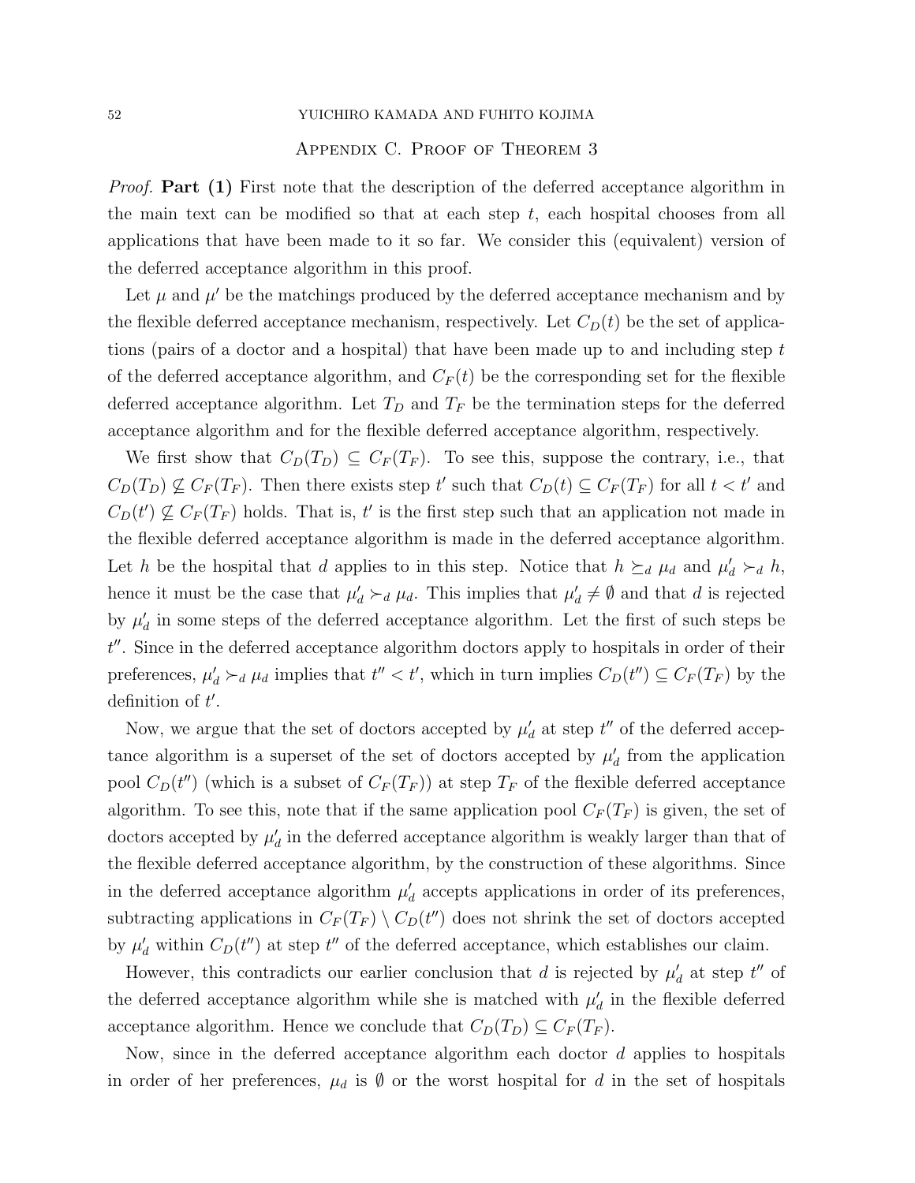## Appendix C. Proof of Theorem 3

*Proof.* **Part (1)** First note that the description of the deferred acceptance algorithm in the main text can be modified so that at each step $t$, each hospital chooses from all applications that have been made to it so far. We consider this (equivalent) version of the deferred acceptance algorithm in this proof.

Let $\mu$ and $\mu'$ be the matchings produced by the deferred acceptance mechanism and by the flexible deferred acceptance mechanism, respectively. Let $C_D(t)$ be the set of applications (pairs of a doctor and a hospital) that have been made up to and including step $t$ of the deferred acceptance algorithm, and $C_F(t)$ be the corresponding set for the flexible deferred acceptance algorithm. Let $T_D$ and $T_F$ be the termination steps for the deferred acceptance algorithm and for the flexible deferred acceptance algorithm, respectively.

We first show that $C_D(T_D) \subseteq C_F(T_F)$. To see this, suppose the contrary, i.e., that $C_D(T_D) \not\subseteq C_F(T_F)$. Then there exists step $t'$ such that $C_D(t) \subseteq C_F(T_F)$ for all $t < t'$ and $C_D(t') \not\subseteq C_F(T_F)$ holds. That is, $t'$ is the first step such that an application not made in the flexible deferred acceptance algorithm is made in the deferred acceptance algorithm. Let $h$ be the hospital that $d$ applies to in this step. Notice that $h \succeq_d \mu_d$ and $\mu'_d \succ_d h$, hence it must be the case that $\mu'_d \succ_d \mu_d$. This implies that $\mu'_d \neq \emptyset$ and that $d$ is rejected by $\mu'_d$ in some steps of the deferred acceptance algorithm. Let the first of such steps be $t''$. Since in the deferred acceptance algorithm doctors apply to hospitals in order of their preferences, $\mu'_d \succ_d \mu_d$ implies that $t'' < t'$, which in turn implies $C_D(t'') \subseteq C_F(T_F)$ by the definition of $t'$.

Now, we argue that the set of doctors accepted by $\mu'_d$ at step $t''$ of the deferred acceptance algorithm is a superset of the set of doctors accepted by $\mu'_d$ from the application pool $C_D(t'')$ (which is a subset of $C_F(T_F)$) at step $T_F$ of the flexible deferred acceptance algorithm. To see this, note that if the same application pool $C_F(T_F)$ is given, the set of doctors accepted by $\mu'_d$ in the deferred acceptance algorithm is weakly larger than that of the flexible deferred acceptance algorithm, by the construction of these algorithms. Since in the deferred acceptance algorithm $\mu'_d$ accepts applications in order of its preferences, subtracting applications in $C_F(T_F) \setminus C_D(t'')$ does not shrink the set of doctors accepted by $\mu'_d$ within $C_D(t'')$ at step $t''$ of the deferred acceptance, which establishes our claim.

However, this contradicts our earlier conclusion that $d$ is rejected by $\mu'_d$ at step $t''$ of the deferred acceptance algorithm while she is matched with $\mu'_d$ in the flexible deferred acceptance algorithm. Hence we conclude that $C_D(T_D) \subseteq C_F(T_F)$.

Now, since in the deferred acceptance algorithm each doctor $d$ applies to hospitals in order of her preferences, $\mu_d$ is $\emptyset$ or the worst hospital for $d$ in the set of hospitals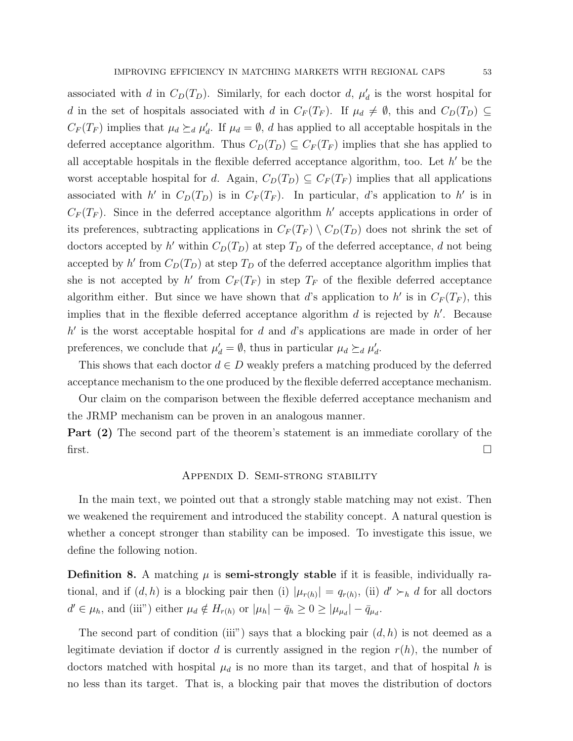associated with $d$ in $C_D(T_D)$. Similarly, for each doctor $d$, $\mu'_d$ is the worst hospital for $d$ in the set of hospitals associated with $d$ in $C_F(T_F)$. If $\mu_d \neq \emptyset$, this and $C_D(T_D) \subseteq C_F(T_F)$ implies that $\mu_d \succeq_d \mu'_d$. If $\mu_d = \emptyset$, $d$ has applied to all acceptable hospitals in the deferred acceptance algorithm. Thus $C_D(T_D) \subseteq C_F(T_F)$ implies that she has applied to all acceptable hospitals in the flexible deferred acceptance algorithm, too. Let $h'$ be the worst acceptable hospital for $d$. Again, $C_D(T_D) \subseteq C_F(T_F)$ implies that all applications associated with $h'$ in $C_D(T_D)$ is in $C_F(T_F)$. In particular, $d$'s application to $h'$ is in $C_F(T_F)$. Since in the deferred acceptance algorithm $h'$ accepts applications in order of its preferences, subtracting applications in $C_F(T_F) \setminus C_D(T_D)$ does not shrink the set of doctors accepted by $h'$ within $C_D(T_D)$ at step $T_D$ of the deferred acceptance, $d$ not being accepted by $h'$ from $C_D(T_D)$ at step $T_D$ of the deferred acceptance algorithm implies that she is not accepted by $h'$ from $C_F(T_F)$ in step $T_F$ of the flexible deferred acceptance algorithm either. But since we have shown that $d$'s application to $h'$ is in $C_F(T_F)$, this implies that in the flexible deferred acceptance algorithm $d$ is rejected by $h'$. Because $h'$ is the worst acceptable hospital for $d$ and $d$'s applications are made in order of her preferences, we conclude that $\mu'_d = \emptyset$, thus in particular $\mu_d \succeq_d \mu'_d$.

This shows that each doctor $d \in D$ weakly prefers a matching produced by the deferred acceptance mechanism to the one produced by the flexible deferred acceptance mechanism.

Our claim on the comparison between the flexible deferred acceptance mechanism and the JRMP mechanism can be proven in an analogous manner.

**Part (2)** The second part of the theorem's statement is an immediate corollary of the first. □

## Appendix D. Semi-strong stability

In the main text, we pointed out that a strongly stable matching may not exist. Then we weakened the requirement and introduced the stability concept. A natural question is whether a concept stronger than stability can be imposed. To investigate this issue, we define the following notion.

**Definition 8.** A matching $\mu$ is **semi-strongly stable** if it is feasible, individually rational, and if $(d, h)$ is a blocking pair then (i) $|\mu_{r(h)}| = q_{r(h)}$, (ii) $d' \succ_h d$ for all doctors $d' \in \mu_h$, and (iii") either $\mu_d \notin H_{r(h)}$ or $|\mu_h| - \bar{q}_h \geq 0 \geq |\mu_{\mu_d}| - \bar{q}_{\mu_d}$.

The second part of condition (iii") says that a blocking pair $(d, h)$ is not deemed as a legitimate deviation if doctor $d$ is currently assigned in the region $r(h)$, the number of doctors matched with hospital $\mu_d$ is no more than its target, and that of hospital $h$ is no less than its target. That is, a blocking pair that moves the distribution of doctors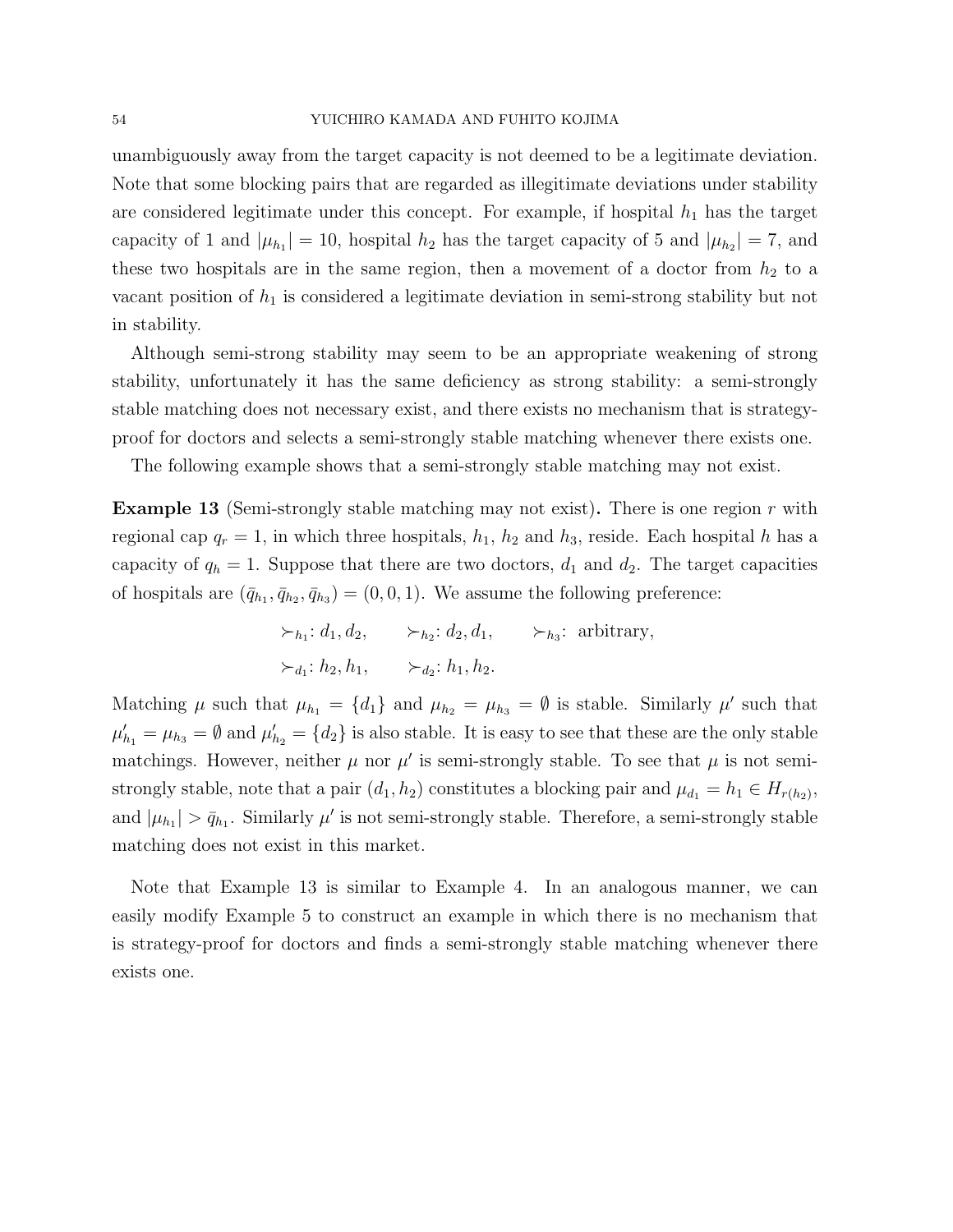unambiguously away from the target capacity is not deemed to be a legitimate deviation. Note that some blocking pairs that are regarded as illegitimate deviations under stability are considered legitimate under this concept. For example, if hospital $h_1$ has the target capacity of 1 and $|\mu_{h_1}| = 10$, hospital $h_2$ has the target capacity of 5 and $|\mu_{h_2}| = 7$, and these two hospitals are in the same region, then a movement of a doctor from $h_2$ to a vacant position of $h_1$ is considered a legitimate deviation in semi-strong stability but not in stability.

Although semi-strong stability may seem to be an appropriate weakening of strong stability, unfortunately it has the same deficiency as strong stability: a semi-strongly stable matching does not necessary exist, and there exists no mechanism that is strategy-proof for doctors and selects a semi-strongly stable matching whenever there exists one.

The following example shows that a semi-strongly stable matching may not exist.

**Example 13** (Semi-strongly stable matching may not exist)**.** There is one region $r$ with regional cap $q_r = 1$, in which three hospitals, $h_1$, $h_2$ and $h_3$, reside. Each hospital $h$ has a capacity of $q_h = 1$. Suppose that there are two doctors, $d_1$ and $d_2$. The target capacities of hospitals are $(\bar{q}_{h_1}, \bar{q}_{h_2}, \bar{q}_{h_3}) = (0, 0, 1)$. We assume the following preference:

$$\succ_{h_1}: d_1, d_2, \qquad \succ_{h_2}: d_2, d_1, \qquad \succ_{h_3}: \text{ arbitrary,}$$
$$\succ_{d_1}: h_2, h_1, \qquad \succ_{d_2}: h_1, h_2.$$

Matching $\mu$ such that $\mu_{h_1} = \{d_1\}$ and $\mu_{h_2} = \mu_{h_3} = \emptyset$ is stable. Similarly $\mu'$ such that $\mu'_{h_1} = \mu_{h_3} = \emptyset$ and $\mu'_{h_2} = \{d_2\}$ is also stable. It is easy to see that these are the only stable matchings. However, neither $\mu$ nor $\mu'$ is semi-strongly stable. To see that $\mu$ is not semi-strongly stable, note that a pair $(d_1, h_2)$ constitutes a blocking pair and $\mu_{d_1} = h_1 \in H_{r(h_2)}$, and $|\mu_{h_1}| > \bar{q}_{h_1}$. Similarly $\mu'$ is not semi-strongly stable. Therefore, a semi-strongly stable matching does not exist in this market.

Note that Example 13 is similar to Example 4. In an analogous manner, we can easily modify Example 5 to construct an example in which there is no mechanism that is strategy-proof for doctors and finds a semi-strongly stable matching whenever there exists one.